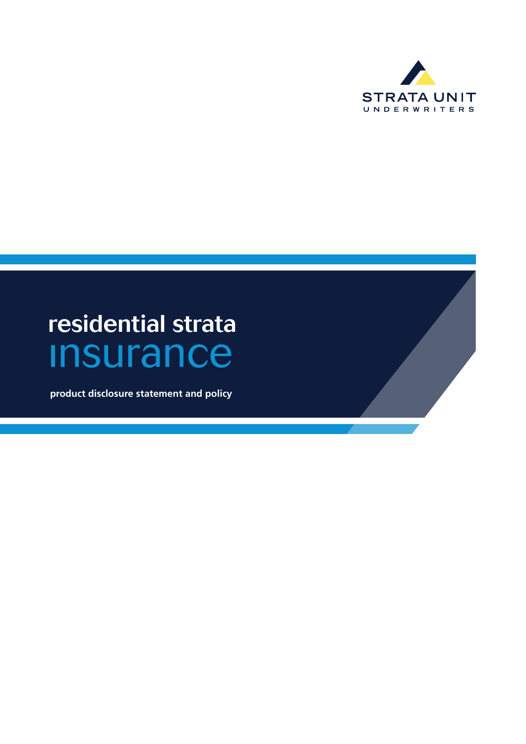STRATA UNIT
UNDERWRITERS

# residential strata insurance

**product disclosure statement and policy**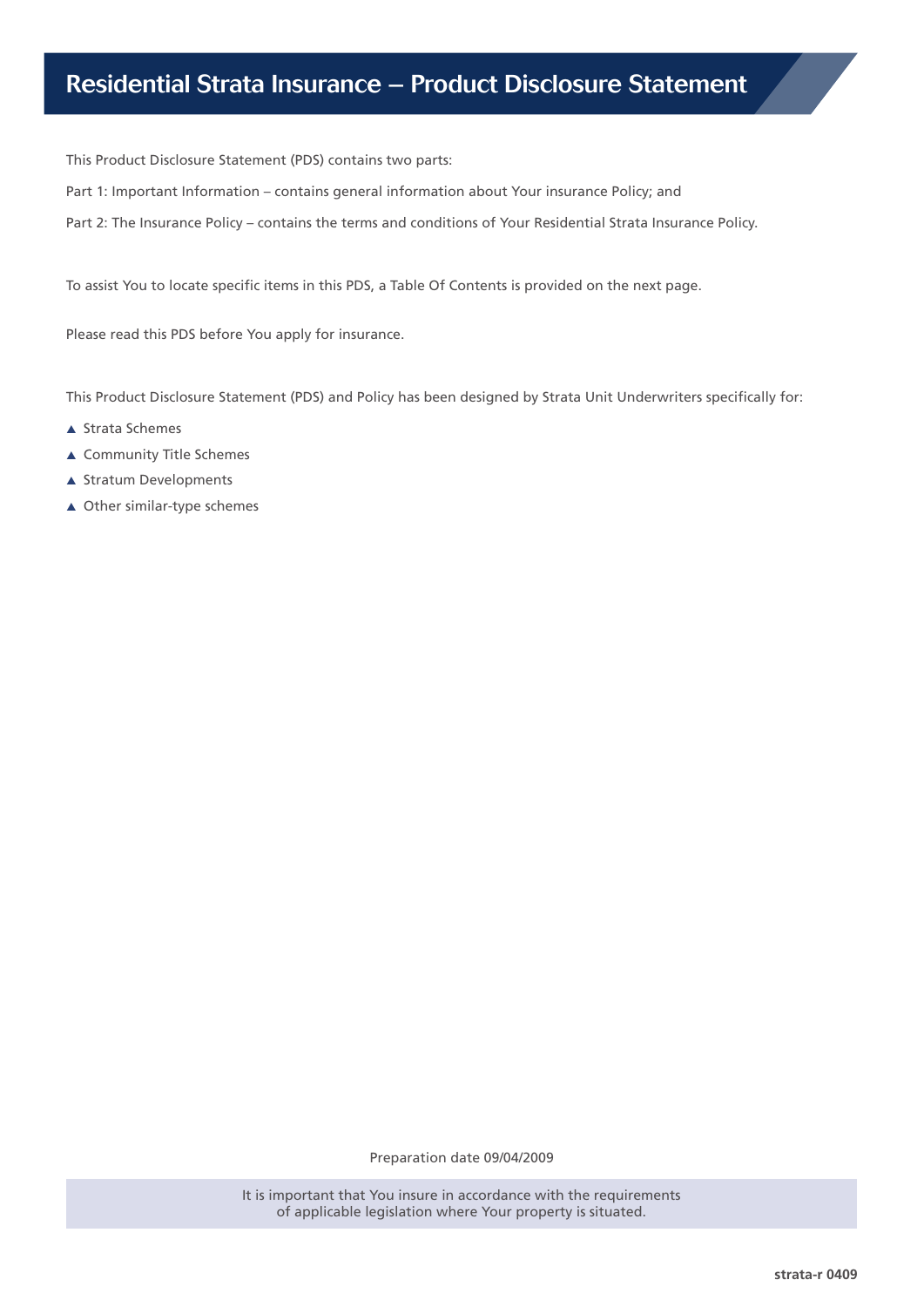# Residential Strata Insurance – Product Disclosure Statement

This Product Disclosure Statement (PDS) contains two parts:

Part 1: Important Information – contains general information about Your insurance Policy; and

Part 2: The Insurance Policy – contains the terms and conditions of Your Residential Strata Insurance Policy.

To assist You to locate specific items in this PDS, a Table Of Contents is provided on the next page.

Please read this PDS before You apply for insurance.

This Product Disclosure Statement (PDS) and Policy has been designed by Strata Unit Underwriters specifically for:

- Strata Schemes
- Community Title Schemes
- Stratum Developments
- Other similar-type schemes

Preparation date 09/04/2009

It is important that You insure in accordance with the requirements of applicable legislation where Your property is situated.

strata-r 0409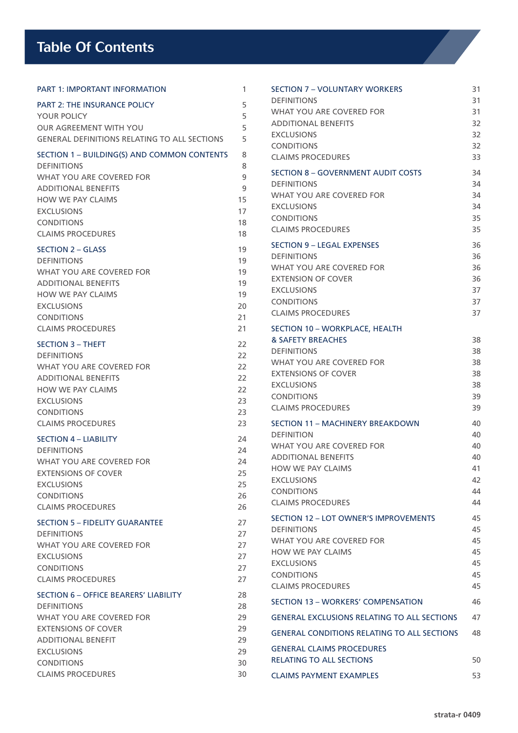# Table Of Contents

| | |
|---|---|
| PART 1: IMPORTANT INFORMATION | 1 |
| PART 2: THE INSURANCE POLICY | 5 |
| YOUR POLICY | 5 |
| OUR AGREEMENT WITH YOU | 5 |
| GENERAL DEFINITIONS RELATING TO ALL SECTIONS | 5 |
| SECTION 1 – BUILDING(S) AND COMMON CONTENTS | 8 |
| DEFINITIONS | 8 |
| WHAT YOU ARE COVERED FOR | 9 |
| ADDITIONAL BENEFITS | 9 |
| HOW WE PAY CLAIMS | 15 |
| EXCLUSIONS | 17 |
| CONDITIONS | 18 |
| CLAIMS PROCEDURES | 18 |
| SECTION 2 – GLASS | 19 |
| DEFINITIONS | 19 |
| WHAT YOU ARE COVERED FOR | 19 |
| ADDITIONAL BENEFITS | 19 |
| HOW WE PAY CLAIMS | 19 |
| EXCLUSIONS | 20 |
| CONDITIONS | 21 |
| CLAIMS PROCEDURES | 21 |
| SECTION 3 – THEFT | 22 |
| DEFINITIONS | 22 |
| WHAT YOU ARE COVERED FOR | 22 |
| ADDITIONAL BENEFITS | 22 |
| HOW WE PAY CLAIMS | 22 |
| EXCLUSIONS | 23 |
| CONDITIONS | 23 |
| CLAIMS PROCEDURES | 23 |
| SECTION 4 – LIABILITY | 24 |
| DEFINITIONS | 24 |
| WHAT YOU ARE COVERED FOR | 24 |
| EXTENSIONS OF COVER | 25 |
| EXCLUSIONS | 25 |
| CONDITIONS | 26 |
| CLAIMS PROCEDURES | 26 |
| SECTION 5 – FIDELITY GUARANTEE | 27 |
| DEFINITIONS | 27 |
| WHAT YOU ARE COVERED FOR | 27 |
| EXCLUSIONS | 27 |
| CONDITIONS | 27 |
| CLAIMS PROCEDURES | 27 |
| SECTION 6 – OFFICE BEARERS' LIABILITY | 28 |
| DEFINITIONS | 28 |
| WHAT YOU ARE COVERED FOR | 29 |
| EXTENSIONS OF COVER | 29 |
| ADDITIONAL BENEFIT | 29 |
| EXCLUSIONS | 29 |
| CONDITIONS | 30 |
| CLAIMS PROCEDURES | 30 |
| SECTION 7 – VOLUNTARY WORKERS | 31 |
| DEFINITIONS | 31 |
| WHAT YOU ARE COVERED FOR | 31 |
| ADDITIONAL BENEFITS | 32 |
| EXCLUSIONS | 32 |
| CONDITIONS | 32 |
| CLAIMS PROCEDURES | 33 |
| SECTION 8 – GOVERNMENT AUDIT COSTS | 34 |
| DEFINITIONS | 34 |
| WHAT YOU ARE COVERED FOR | 34 |
| EXCLUSIONS | 34 |
| CONDITIONS | 35 |
| CLAIMS PROCEDURES | 35 |
| SECTION 9 – LEGAL EXPENSES | 36 |
| DEFINITIONS | 36 |
| WHAT YOU ARE COVERED FOR | 36 |
| EXTENSION OF COVER | 36 |
| EXCLUSIONS | 37 |
| CONDITIONS | 37 |
| CLAIMS PROCEDURES | 37 |
| SECTION 10 – WORKPLACE, HEALTH & SAFETY BREACHES | 38 |
| DEFINITIONS | 38 |
| WHAT YOU ARE COVERED FOR | 38 |
| EXTENSIONS OF COVER | 38 |
| EXCLUSIONS | 38 |
| CONDITIONS | 39 |
| CLAIMS PROCEDURES | 39 |
| SECTION 11 – MACHINERY BREAKDOWN | 40 |
| DEFINITION | 40 |
| WHAT YOU ARE COVERED FOR | 40 |
| ADDITIONAL BENEFITS | 40 |
| HOW WE PAY CLAIMS | 41 |
| EXCLUSIONS | 42 |
| CONDITIONS | 44 |
| CLAIMS PROCEDURES | 44 |
| SECTION 12 – LOT OWNER'S IMPROVEMENTS | 45 |
| DEFINITIONS | 45 |
| WHAT YOU ARE COVERED FOR | 45 |
| HOW WE PAY CLAIMS | 45 |
| EXCLUSIONS | 45 |
| CONDITIONS | 45 |
| CLAIMS PROCEDURES | 45 |
| SECTION 13 – WORKERS' COMPENSATION | 46 |
| GENERAL EXCLUSIONS RELATING TO ALL SECTIONS | 47 |
| GENERAL CONDITIONS RELATING TO ALL SECTIONS | 48 |
| GENERAL CLAIMS PROCEDURES RELATING TO ALL SECTIONS | 50 |
| CLAIMS PAYMENT EXAMPLES | 53 |

strata-r 0409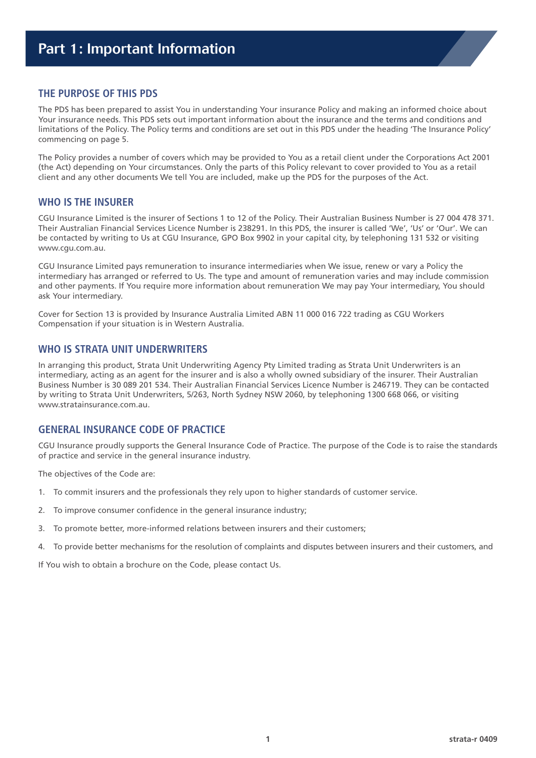# Part 1: Important Information

## THE PURPOSE OF THIS PDS

The PDS has been prepared to assist You in understanding Your insurance Policy and making an informed choice about Your insurance needs. This PDS sets out important information about the insurance and the terms and conditions and limitations of the Policy. The Policy terms and conditions are set out in this PDS under the heading 'The Insurance Policy' commencing on page 5.

The Policy provides a number of covers which may be provided to You as a retail client under the Corporations Act 2001 (the Act) depending on Your circumstances. Only the parts of this Policy relevant to cover provided to You as a retail client and any other documents We tell You are included, make up the PDS for the purposes of the Act.

## WHO IS THE INSURER

CGU Insurance Limited is the insurer of Sections 1 to 12 of the Policy. Their Australian Business Number is 27 004 478 371. Their Australian Financial Services Licence Number is 238291. In this PDS, the insurer is called 'We', 'Us' or 'Our'. We can be contacted by writing to Us at CGU Insurance, GPO Box 9902 in your capital city, by telephoning 131 532 or visiting www.cgu.com.au.

CGU Insurance Limited pays remuneration to insurance intermediaries when We issue, renew or vary a Policy the intermediary has arranged or referred to Us. The type and amount of remuneration varies and may include commission and other payments. If You require more information about remuneration We may pay Your intermediary, You should ask Your intermediary.

Cover for Section 13 is provided by Insurance Australia Limited ABN 11 000 016 722 trading as CGU Workers Compensation if your situation is in Western Australia.

## WHO IS STRATA UNIT UNDERWRITERS

In arranging this product, Strata Unit Underwriting Agency Pty Limited trading as Strata Unit Underwriters is an intermediary, acting as an agent for the insurer and is also a wholly owned subsidiary of the insurer. Their Australian Business Number is 30 089 201 534. Their Australian Financial Services Licence Number is 246719. They can be contacted by writing to Strata Unit Underwriters, 5/263, North Sydney NSW 2060, by telephoning 1300 668 066, or visiting www.stratainsurance.com.au.

## GENERAL INSURANCE CODE OF PRACTICE

CGU Insurance proudly supports the General Insurance Code of Practice. The purpose of the Code is to raise the standards of practice and service in the general insurance industry.

The objectives of the Code are:

1. To commit insurers and the professionals they rely upon to higher standards of customer service.
2. To improve consumer confidence in the general insurance industry;
3. To promote better, more-informed relations between insurers and their customers;
4. To provide better mechanisms for the resolution of complaints and disputes between insurers and their customers, and

If You wish to obtain a brochure on the Code, please contact Us.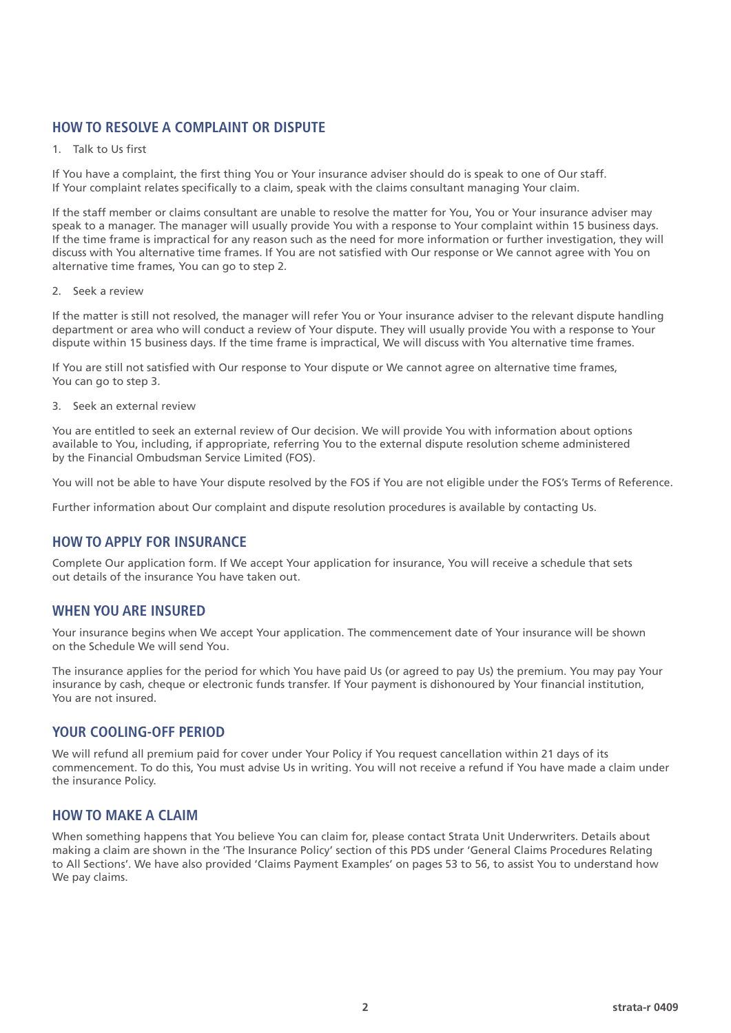## HOW TO RESOLVE A COMPLAINT OR DISPUTE

1. Talk to Us first

If You have a complaint, the first thing You or Your insurance adviser should do is speak to one of Our staff. If Your complaint relates specifically to a claim, speak with the claims consultant managing Your claim.

If the staff member or claims consultant are unable to resolve the matter for You, You or Your insurance adviser may speak to a manager. The manager will usually provide You with a response to Your complaint within 15 business days. If the time frame is impractical for any reason such as the need for more information or further investigation, they will discuss with You alternative time frames. If You are not satisfied with Our response or We cannot agree with You on alternative time frames, You can go to step 2.

2. Seek a review

If the matter is still not resolved, the manager will refer You or Your insurance adviser to the relevant dispute handling department or area who will conduct a review of Your dispute. They will usually provide You with a response to Your dispute within 15 business days. If the time frame is impractical, We will discuss with You alternative time frames.

If You are still not satisfied with Our response to Your dispute or We cannot agree on alternative time frames, You can go to step 3.

3. Seek an external review

You are entitled to seek an external review of Our decision. We will provide You with information about options available to You, including, if appropriate, referring You to the external dispute resolution scheme administered by the Financial Ombudsman Service Limited (FOS).

You will not be able to have Your dispute resolved by the FOS if You are not eligible under the FOS's Terms of Reference.

Further information about Our complaint and dispute resolution procedures is available by contacting Us.

## HOW TO APPLY FOR INSURANCE

Complete Our application form. If We accept Your application for insurance, You will receive a schedule that sets out details of the insurance You have taken out.

## WHEN YOU ARE INSURED

Your insurance begins when We accept Your application. The commencement date of Your insurance will be shown on the Schedule We will send You.

The insurance applies for the period for which You have paid Us (or agreed to pay Us) the premium. You may pay Your insurance by cash, cheque or electronic funds transfer. If Your payment is dishonoured by Your financial institution, You are not insured.

## YOUR COOLING-OFF PERIOD

We will refund all premium paid for cover under Your Policy if You request cancellation within 21 days of its commencement. To do this, You must advise Us in writing. You will not receive a refund if You have made a claim under the insurance Policy.

## HOW TO MAKE A CLAIM

When something happens that You believe You can claim for, please contact Strata Unit Underwriters. Details about making a claim are shown in the 'The Insurance Policy' section of this PDS under 'General Claims Procedures Relating to All Sections'. We have also provided 'Claims Payment Examples' on pages 53 to 56, to assist You to understand how We pay claims.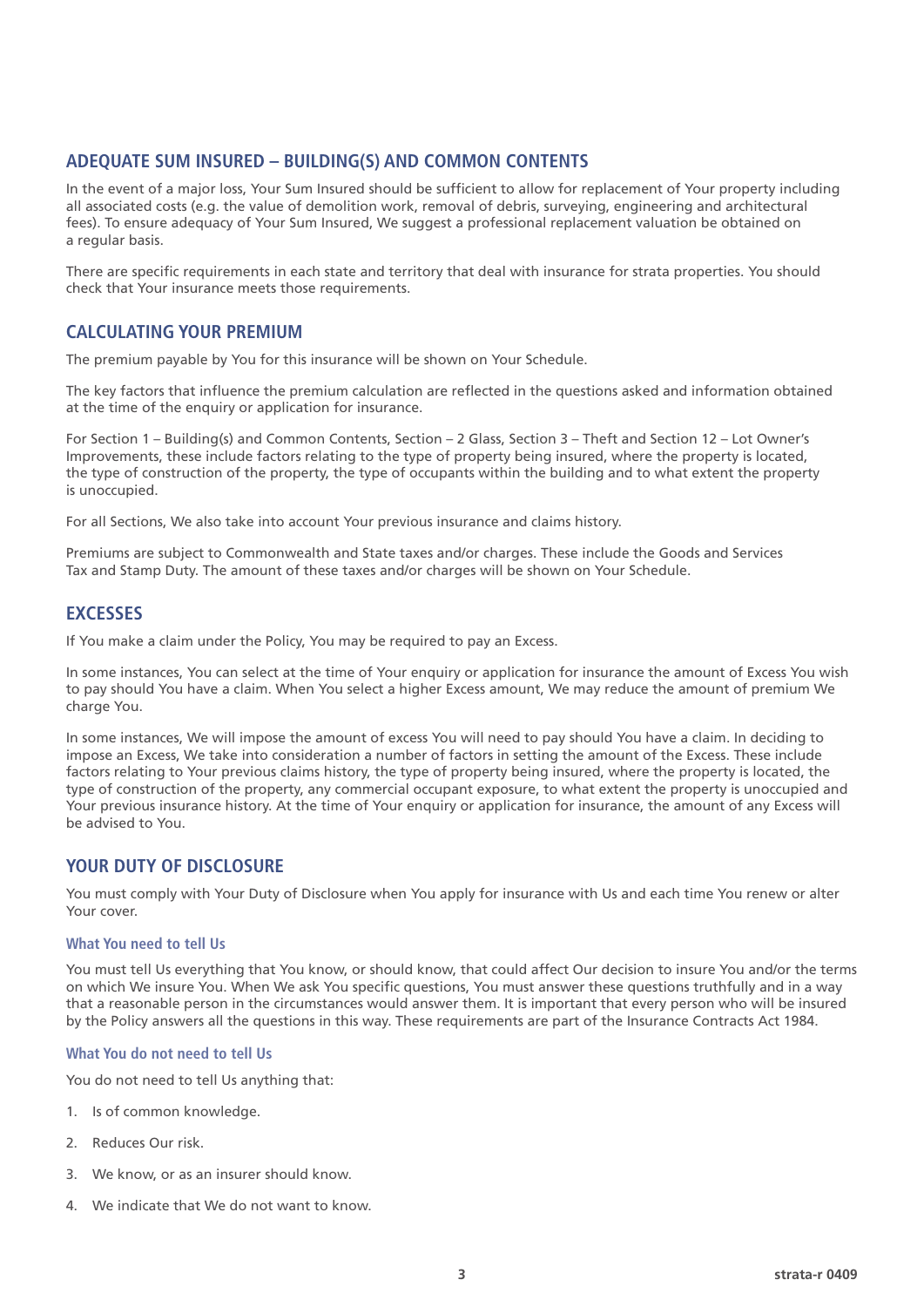## ADEQUATE SUM INSURED – BUILDING(S) AND COMMON CONTENTS

In the event of a major loss, Your Sum Insured should be sufficient to allow for replacement of Your property including all associated costs (e.g. the value of demolition work, removal of debris, surveying, engineering and architectural fees). To ensure adequacy of Your Sum Insured, We suggest a professional replacement valuation be obtained on a regular basis.

There are specific requirements in each state and territory that deal with insurance for strata properties. You should check that Your insurance meets those requirements.

## CALCULATING YOUR PREMIUM

The premium payable by You for this insurance will be shown on Your Schedule.

The key factors that influence the premium calculation are reflected in the questions asked and information obtained at the time of the enquiry or application for insurance.

For Section 1 – Building(s) and Common Contents, Section – 2 Glass, Section 3 – Theft and Section 12 – Lot Owner's Improvements, these include factors relating to the type of property being insured, where the property is located, the type of construction of the property, the type of occupants within the building and to what extent the property is unoccupied.

For all Sections, We also take into account Your previous insurance and claims history.

Premiums are subject to Commonwealth and State taxes and/or charges. These include the Goods and Services Tax and Stamp Duty. The amount of these taxes and/or charges will be shown on Your Schedule.

## EXCESSES

If You make a claim under the Policy, You may be required to pay an Excess.

In some instances, You can select at the time of Your enquiry or application for insurance the amount of Excess You wish to pay should You have a claim. When You select a higher Excess amount, We may reduce the amount of premium We charge You.

In some instances, We will impose the amount of excess You will need to pay should You have a claim. In deciding to impose an Excess, We take into consideration a number of factors in setting the amount of the Excess. These include factors relating to Your previous claims history, the type of property being insured, where the property is located, the type of construction of the property, any commercial occupant exposure, to what extent the property is unoccupied and Your previous insurance history. At the time of Your enquiry or application for insurance, the amount of any Excess will be advised to You.

## YOUR DUTY OF DISCLOSURE

You must comply with Your Duty of Disclosure when You apply for insurance with Us and each time You renew or alter Your cover.

### What You need to tell Us

You must tell Us everything that You know, or should know, that could affect Our decision to insure You and/or the terms on which We insure You. When We ask You specific questions, You must answer these questions truthfully and in a way that a reasonable person in the circumstances would answer them. It is important that every person who will be insured by the Policy answers all the questions in this way. These requirements are part of the Insurance Contracts Act 1984.

### What You do not need to tell Us

You do not need to tell Us anything that:

1. Is of common knowledge.
2. Reduces Our risk.
3. We know, or as an insurer should know.
4. We indicate that We do not want to know.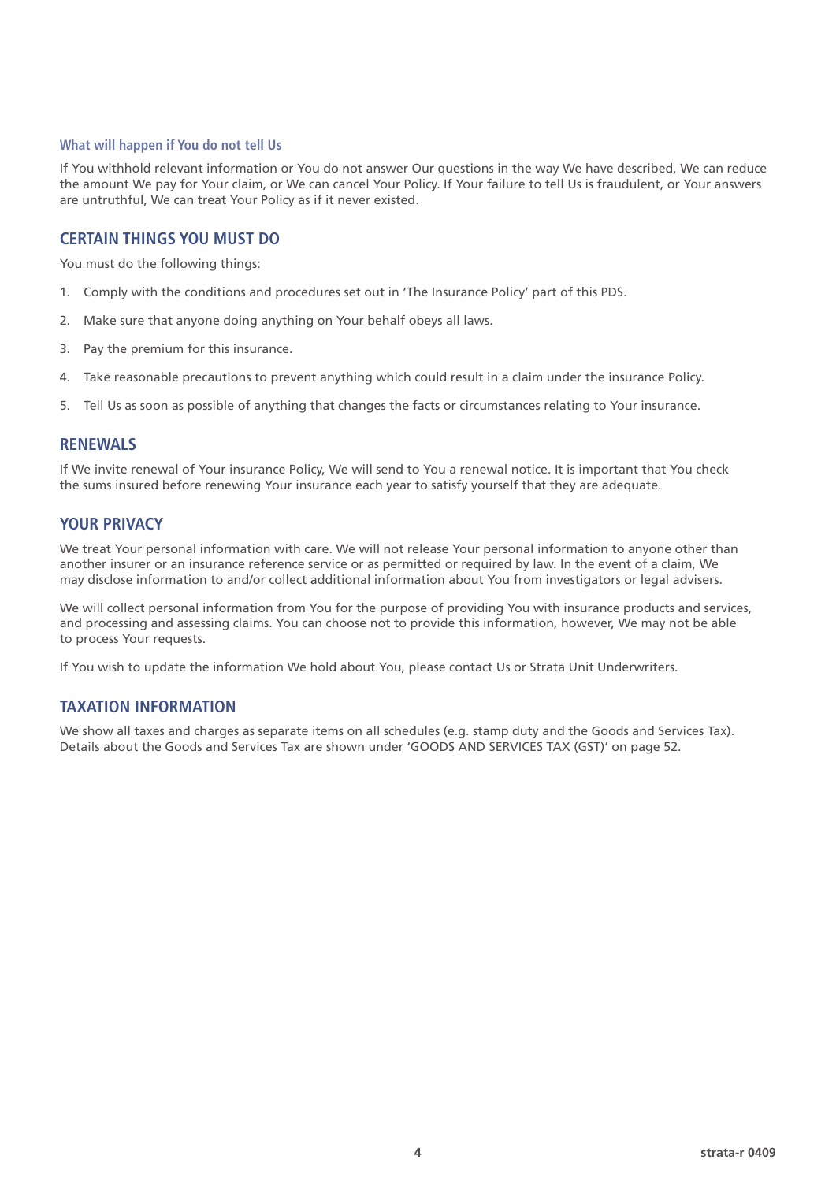### What will happen if You do not tell Us

If You withhold relevant information or You do not answer Our questions in the way We have described, We can reduce the amount We pay for Your claim, or We can cancel Your Policy. If Your failure to tell Us is fraudulent, or Your answers are untruthful, We can treat Your Policy as if it never existed.

## CERTAIN THINGS YOU MUST DO

You must do the following things:

1. Comply with the conditions and procedures set out in 'The Insurance Policy' part of this PDS.
2. Make sure that anyone doing anything on Your behalf obeys all laws.
3. Pay the premium for this insurance.
4. Take reasonable precautions to prevent anything which could result in a claim under the insurance Policy.
5. Tell Us as soon as possible of anything that changes the facts or circumstances relating to Your insurance.

## RENEWALS

If We invite renewal of Your insurance Policy, We will send to You a renewal notice. It is important that You check the sums insured before renewing Your insurance each year to satisfy yourself that they are adequate.

## YOUR PRIVACY

We treat Your personal information with care. We will not release Your personal information to anyone other than another insurer or an insurance reference service or as permitted or required by law. In the event of a claim, We may disclose information to and/or collect additional information about You from investigators or legal advisers.

We will collect personal information from You for the purpose of providing You with insurance products and services, and processing and assessing claims. You can choose not to provide this information, however, We may not be able to process Your requests.

If You wish to update the information We hold about You, please contact Us or Strata Unit Underwriters.

## TAXATION INFORMATION

We show all taxes and charges as separate items on all schedules (e.g. stamp duty and the Goods and Services Tax). Details about the Goods and Services Tax are shown under 'GOODS AND SERVICES TAX (GST)' on page 52.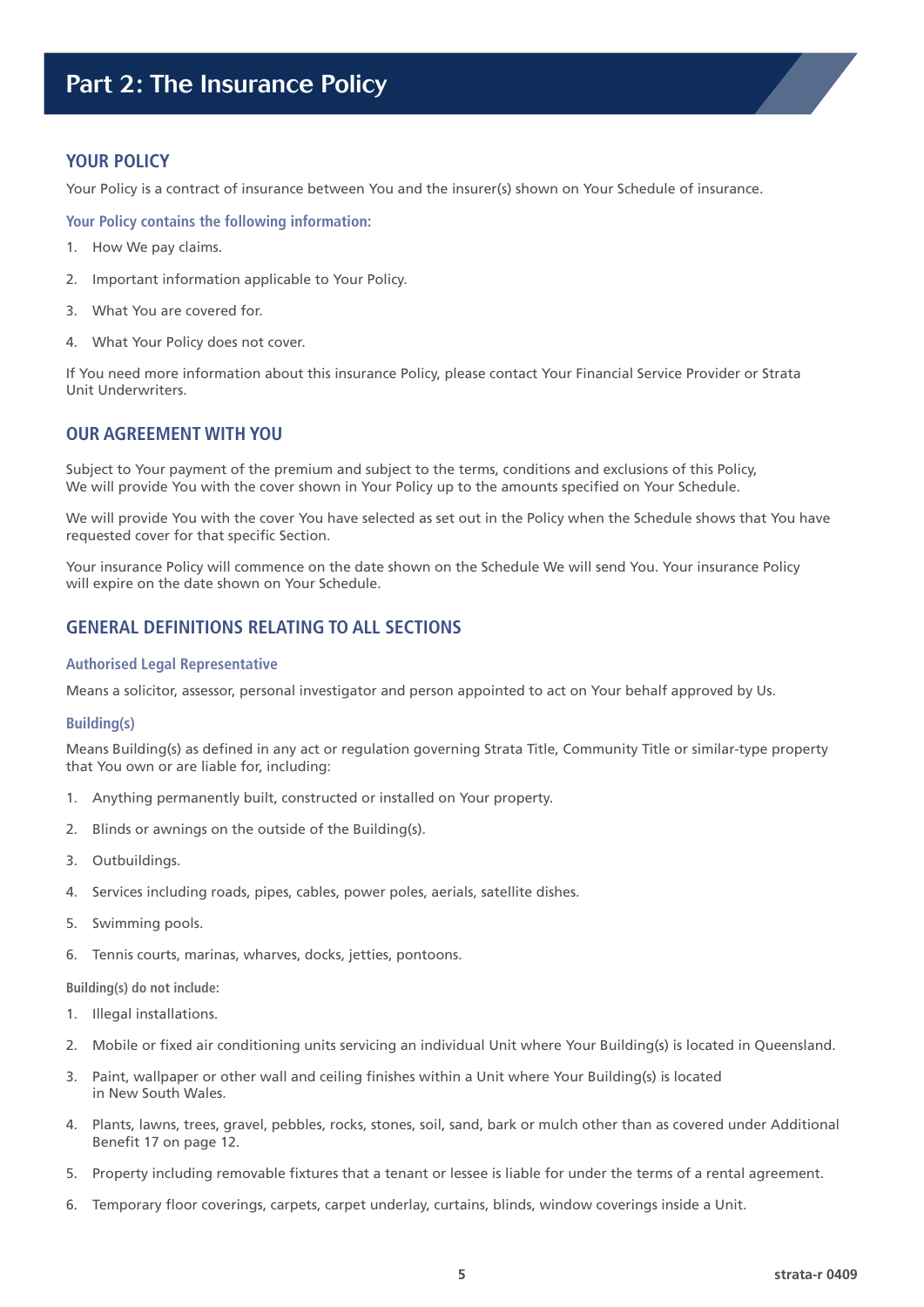# Part 2: The Insurance Policy

## YOUR POLICY

Your Policy is a contract of insurance between You and the insurer(s) shown on Your Schedule of insurance.

### Your Policy contains the following information:

1. How We pay claims.
2. Important information applicable to Your Policy.
3. What You are covered for.
4. What Your Policy does not cover.

If You need more information about this insurance Policy, please contact Your Financial Service Provider or Strata Unit Underwriters.

## OUR AGREEMENT WITH YOU

Subject to Your payment of the premium and subject to the terms, conditions and exclusions of this Policy, We will provide You with the cover shown in Your Policy up to the amounts specified on Your Schedule.

We will provide You with the cover You have selected as set out in the Policy when the Schedule shows that You have requested cover for that specific Section.

Your insurance Policy will commence on the date shown on the Schedule We will send You. Your insurance Policy will expire on the date shown on Your Schedule.

## GENERAL DEFINITIONS RELATING TO ALL SECTIONS

### Authorised Legal Representative

Means a solicitor, assessor, personal investigator and person appointed to act on Your behalf approved by Us.

### Building(s)

Means Building(s) as defined in any act or regulation governing Strata Title, Community Title or similar-type property that You own or are liable for, including:

1. Anything permanently built, constructed or installed on Your property.
2. Blinds or awnings on the outside of the Building(s).
3. Outbuildings.
4. Services including roads, pipes, cables, power poles, aerials, satellite dishes.
5. Swimming pools.
6. Tennis courts, marinas, wharves, docks, jetties, pontoons.

**Building(s) do not include:**

1. Illegal installations.
2. Mobile or fixed air conditioning units servicing an individual Unit where Your Building(s) is located in Queensland.
3. Paint, wallpaper or other wall and ceiling finishes within a Unit where Your Building(s) is located in New South Wales.
4. Plants, lawns, trees, gravel, pebbles, rocks, stones, soil, sand, bark or mulch other than as covered under Additional Benefit 17 on page 12.
5. Property including removable fixtures that a tenant or lessee is liable for under the terms of a rental agreement.
6. Temporary floor coverings, carpets, carpet underlay, curtains, blinds, window coverings inside a Unit.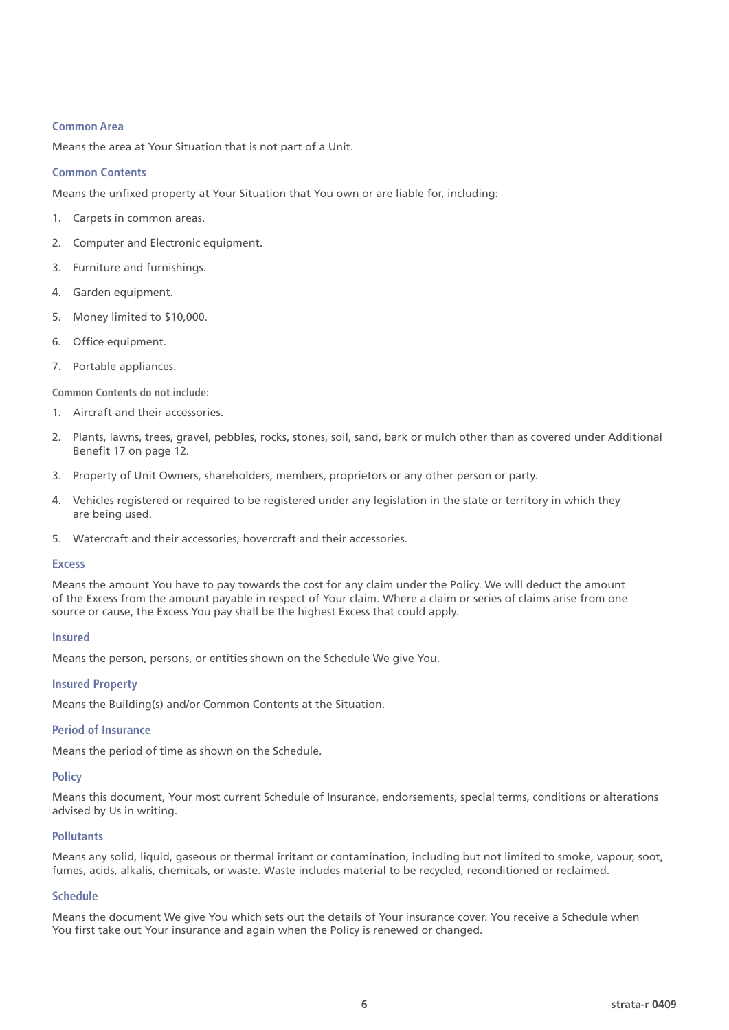### Common Area

Means the area at Your Situation that is not part of a Unit.

### Common Contents

Means the unfixed property at Your Situation that You own or are liable for, including:

1. Carpets in common areas.
2. Computer and Electronic equipment.
3. Furniture and furnishings.
4. Garden equipment.
5. Money limited to $10,000.
6. Office equipment.
7. Portable appliances.

**Common Contents do not include:**

1. Aircraft and their accessories.
2. Plants, lawns, trees, gravel, pebbles, rocks, stones, soil, sand, bark or mulch other than as covered under Additional Benefit 17 on page 12.
3. Property of Unit Owners, shareholders, members, proprietors or any other person or party.
4. Vehicles registered or required to be registered under any legislation in the state or territory in which they are being used.
5. Watercraft and their accessories, hovercraft and their accessories.

### Excess

Means the amount You have to pay towards the cost for any claim under the Policy. We will deduct the amount of the Excess from the amount payable in respect of Your claim. Where a claim or series of claims arise from one source or cause, the Excess You pay shall be the highest Excess that could apply.

### Insured

Means the person, persons, or entities shown on the Schedule We give You.

### Insured Property

Means the Building(s) and/or Common Contents at the Situation.

### Period of Insurance

Means the period of time as shown on the Schedule.

### Policy

Means this document, Your most current Schedule of Insurance, endorsements, special terms, conditions or alterations advised by Us in writing.

### Pollutants

Means any solid, liquid, gaseous or thermal irritant or contamination, including but not limited to smoke, vapour, soot, fumes, acids, alkalis, chemicals, or waste. Waste includes material to be recycled, reconditioned or reclaimed.

### Schedule

Means the document We give You which sets out the details of Your insurance cover. You receive a Schedule when You first take out Your insurance and again when the Policy is renewed or changed.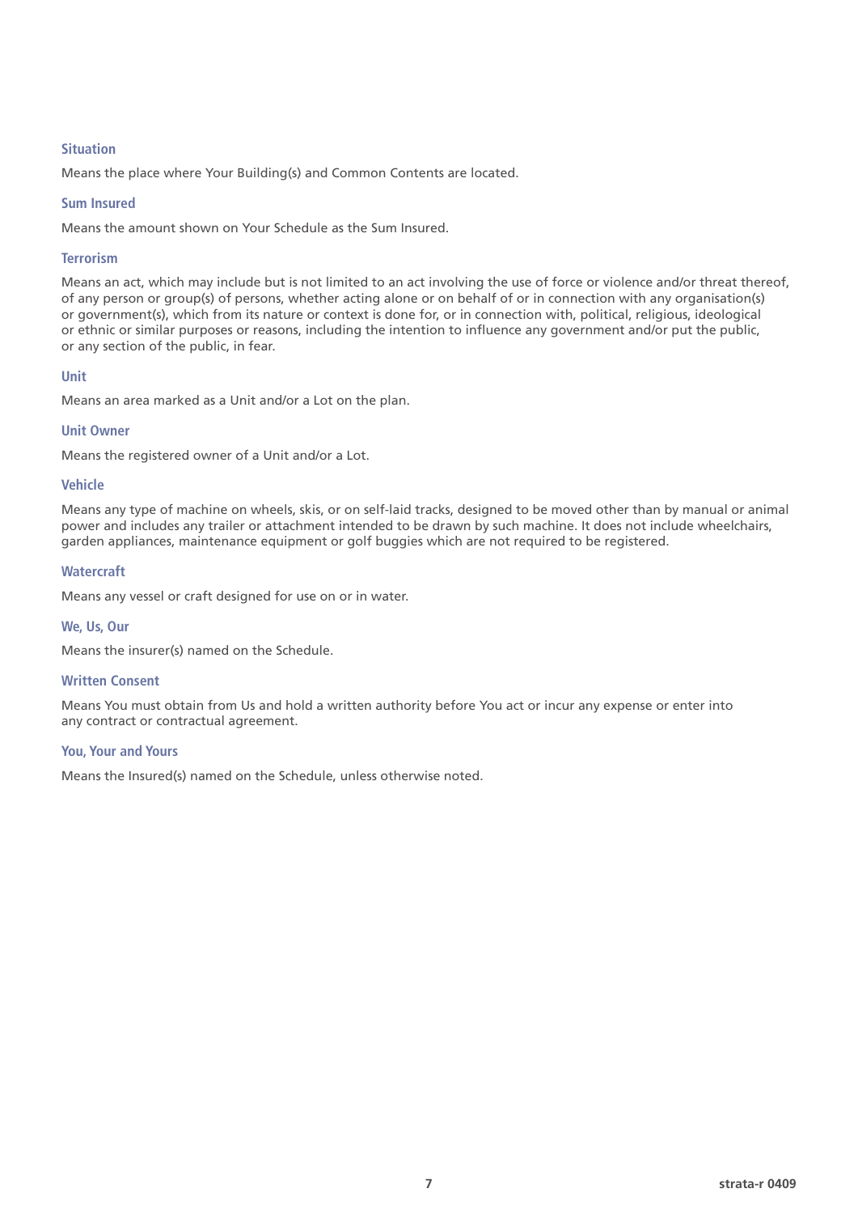### Situation

Means the place where Your Building(s) and Common Contents are located.

### Sum Insured

Means the amount shown on Your Schedule as the Sum Insured.

### Terrorism

Means an act, which may include but is not limited to an act involving the use of force or violence and/or threat thereof, of any person or group(s) of persons, whether acting alone or on behalf of or in connection with any organisation(s) or government(s), which from its nature or context is done for, or in connection with, political, religious, ideological or ethnic or similar purposes or reasons, including the intention to influence any government and/or put the public, or any section of the public, in fear.

### Unit

Means an area marked as a Unit and/or a Lot on the plan.

### Unit Owner

Means the registered owner of a Unit and/or a Lot.

### Vehicle

Means any type of machine on wheels, skis, or on self-laid tracks, designed to be moved other than by manual or animal power and includes any trailer or attachment intended to be drawn by such machine. It does not include wheelchairs, garden appliances, maintenance equipment or golf buggies which are not required to be registered.

### Watercraft

Means any vessel or craft designed for use on or in water.

### We, Us, Our

Means the insurer(s) named on the Schedule.

### Written Consent

Means You must obtain from Us and hold a written authority before You act or incur any expense or enter into any contract or contractual agreement.

### You, Your and Yours

Means the Insured(s) named on the Schedule, unless otherwise noted.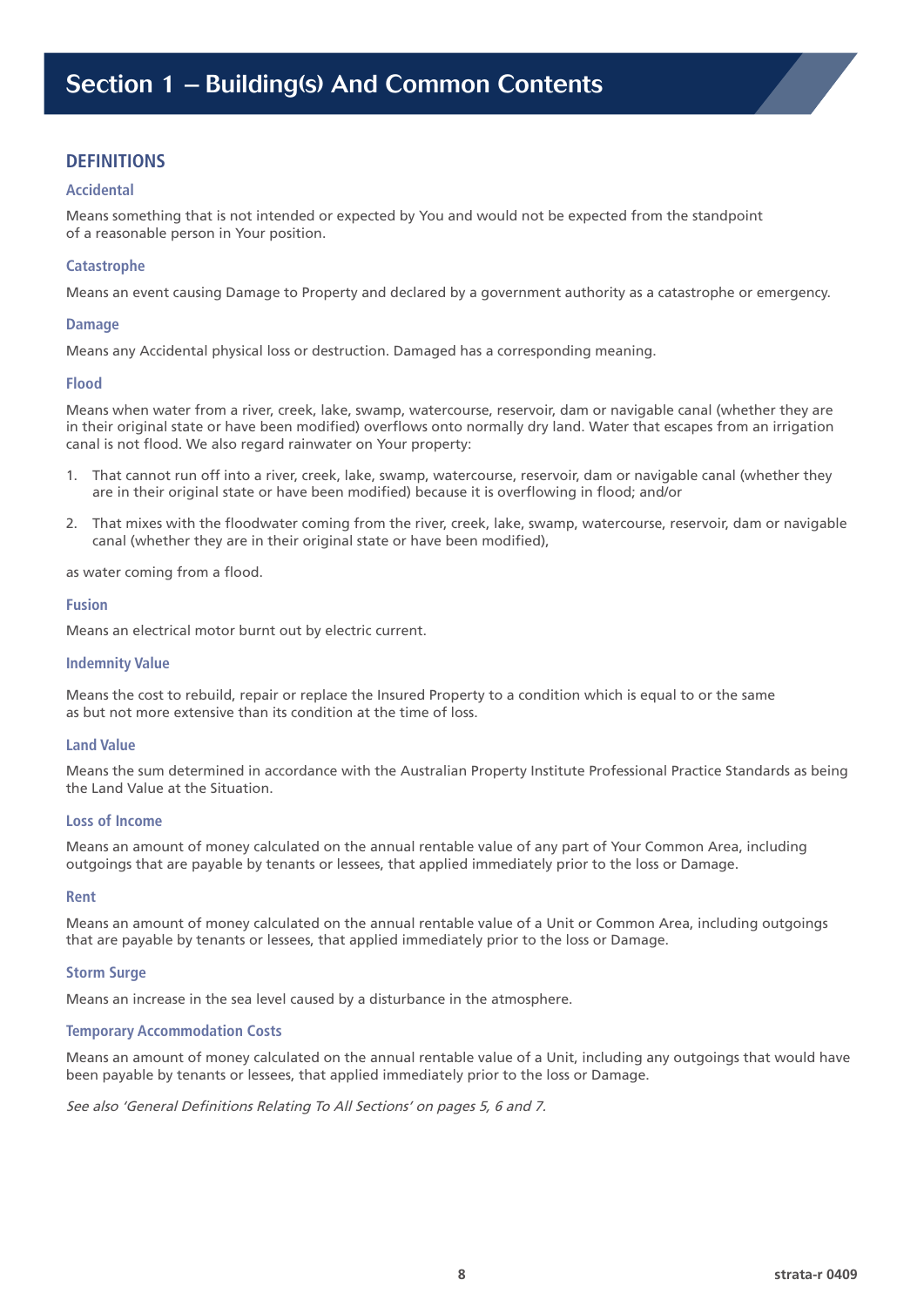# Section 1 – Building(s) And Common Contents

## DEFINITIONS

### Accidental

Means something that is not intended or expected by You and would not be expected from the standpoint of a reasonable person in Your position.

### Catastrophe

Means an event causing Damage to Property and declared by a government authority as a catastrophe or emergency.

### Damage

Means any Accidental physical loss or destruction. Damaged has a corresponding meaning.

### Flood

Means when water from a river, creek, lake, swamp, watercourse, reservoir, dam or navigable canal (whether they are in their original state or have been modified) overflows onto normally dry land. Water that escapes from an irrigation canal is not flood. We also regard rainwater on Your property:

1. That cannot run off into a river, creek, lake, swamp, watercourse, reservoir, dam or navigable canal (whether they are in their original state or have been modified) because it is overflowing in flood; and/or
2. That mixes with the floodwater coming from the river, creek, lake, swamp, watercourse, reservoir, dam or navigable canal (whether they are in their original state or have been modified),

as water coming from a flood.

### Fusion

Means an electrical motor burnt out by electric current.

### Indemnity Value

Means the cost to rebuild, repair or replace the Insured Property to a condition which is equal to or the same as but not more extensive than its condition at the time of loss.

### Land Value

Means the sum determined in accordance with the Australian Property Institute Professional Practice Standards as being the Land Value at the Situation.

### Loss of Income

Means an amount of money calculated on the annual rentable value of any part of Your Common Area, including outgoings that are payable by tenants or lessees, that applied immediately prior to the loss or Damage.

### Rent

Means an amount of money calculated on the annual rentable value of a Unit or Common Area, including outgoings that are payable by tenants or lessees, that applied immediately prior to the loss or Damage.

### Storm Surge

Means an increase in the sea level caused by a disturbance in the atmosphere.

### Temporary Accommodation Costs

Means an amount of money calculated on the annual rentable value of a Unit, including any outgoings that would have been payable by tenants or lessees, that applied immediately prior to the loss or Damage.

*See also 'General Definitions Relating To All Sections' on pages 5, 6 and 7.*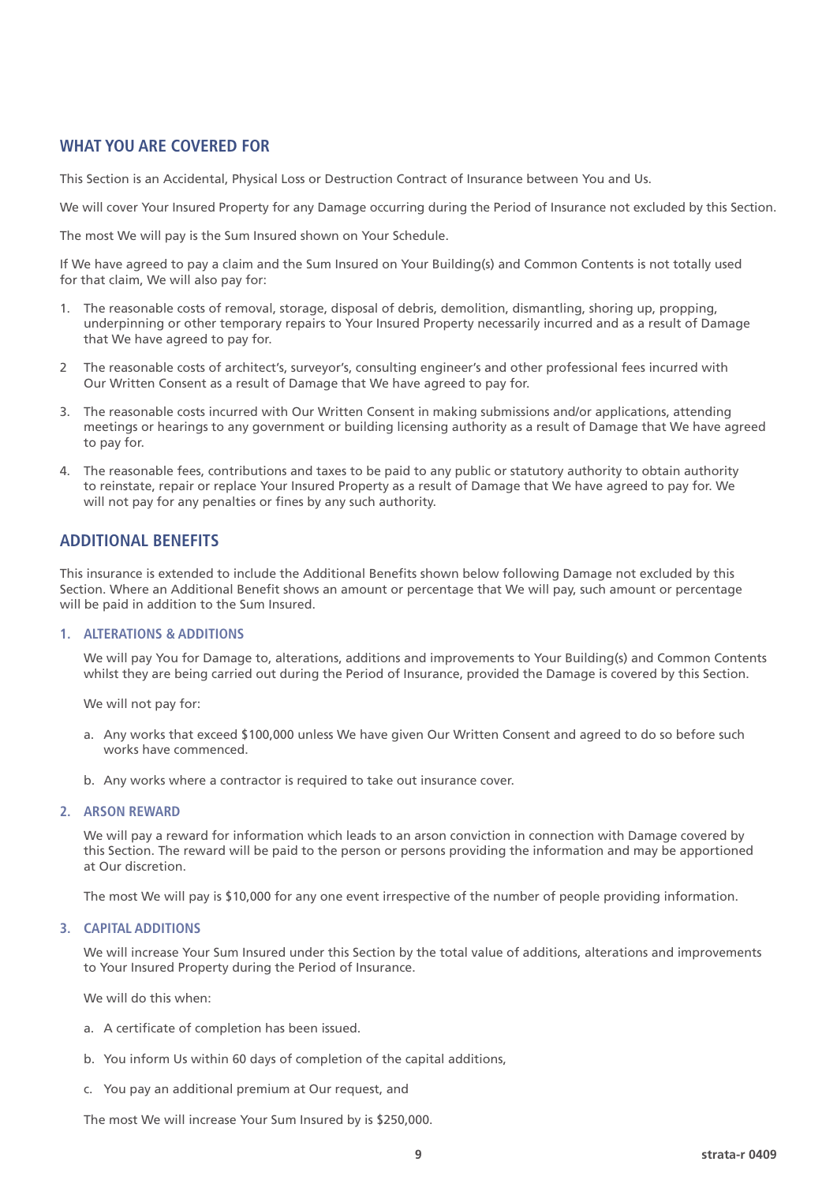## WHAT YOU ARE COVERED FOR

This Section is an Accidental, Physical Loss or Destruction Contract of Insurance between You and Us.

We will cover Your Insured Property for any Damage occurring during the Period of Insurance not excluded by this Section.

The most We will pay is the Sum Insured shown on Your Schedule.

If We have agreed to pay a claim and the Sum Insured on Your Building(s) and Common Contents is not totally used for that claim, We will also pay for:

1. The reasonable costs of removal, storage, disposal of debris, demolition, dismantling, shoring up, propping, underpinning or other temporary repairs to Your Insured Property necessarily incurred and as a result of Damage that We have agreed to pay for.

2 The reasonable costs of architect's, surveyor's, consulting engineer's and other professional fees incurred with Our Written Consent as a result of Damage that We have agreed to pay for.

3. The reasonable costs incurred with Our Written Consent in making submissions and/or applications, attending meetings or hearings to any government or building licensing authority as a result of Damage that We have agreed to pay for.

4. The reasonable fees, contributions and taxes to be paid to any public or statutory authority to obtain authority to reinstate, repair or replace Your Insured Property as a result of Damage that We have agreed to pay for. We will not pay for any penalties or fines by any such authority.

## ADDITIONAL BENEFITS

This insurance is extended to include the Additional Benefits shown below following Damage not excluded by this Section. Where an Additional Benefit shows an amount or percentage that We will pay, such amount or percentage will be paid in addition to the Sum Insured.

### 1. ALTERATIONS & ADDITIONS

We will pay You for Damage to, alterations, additions and improvements to Your Building(s) and Common Contents whilst they are being carried out during the Period of Insurance, provided the Damage is covered by this Section.

We will not pay for:

a. Any works that exceed $100,000 unless We have given Our Written Consent and agreed to do so before such works have commenced.

b. Any works where a contractor is required to take out insurance cover.

### 2. ARSON REWARD

We will pay a reward for information which leads to an arson conviction in connection with Damage covered by this Section. The reward will be paid to the person or persons providing the information and may be apportioned at Our discretion.

The most We will pay is $10,000 for any one event irrespective of the number of people providing information.

### 3. CAPITAL ADDITIONS

We will increase Your Sum Insured under this Section by the total value of additions, alterations and improvements to Your Insured Property during the Period of Insurance.

We will do this when:

a. A certificate of completion has been issued.

b. You inform Us within 60 days of completion of the capital additions,

c. You pay an additional premium at Our request, and

The most We will increase Your Sum Insured by is $250,000.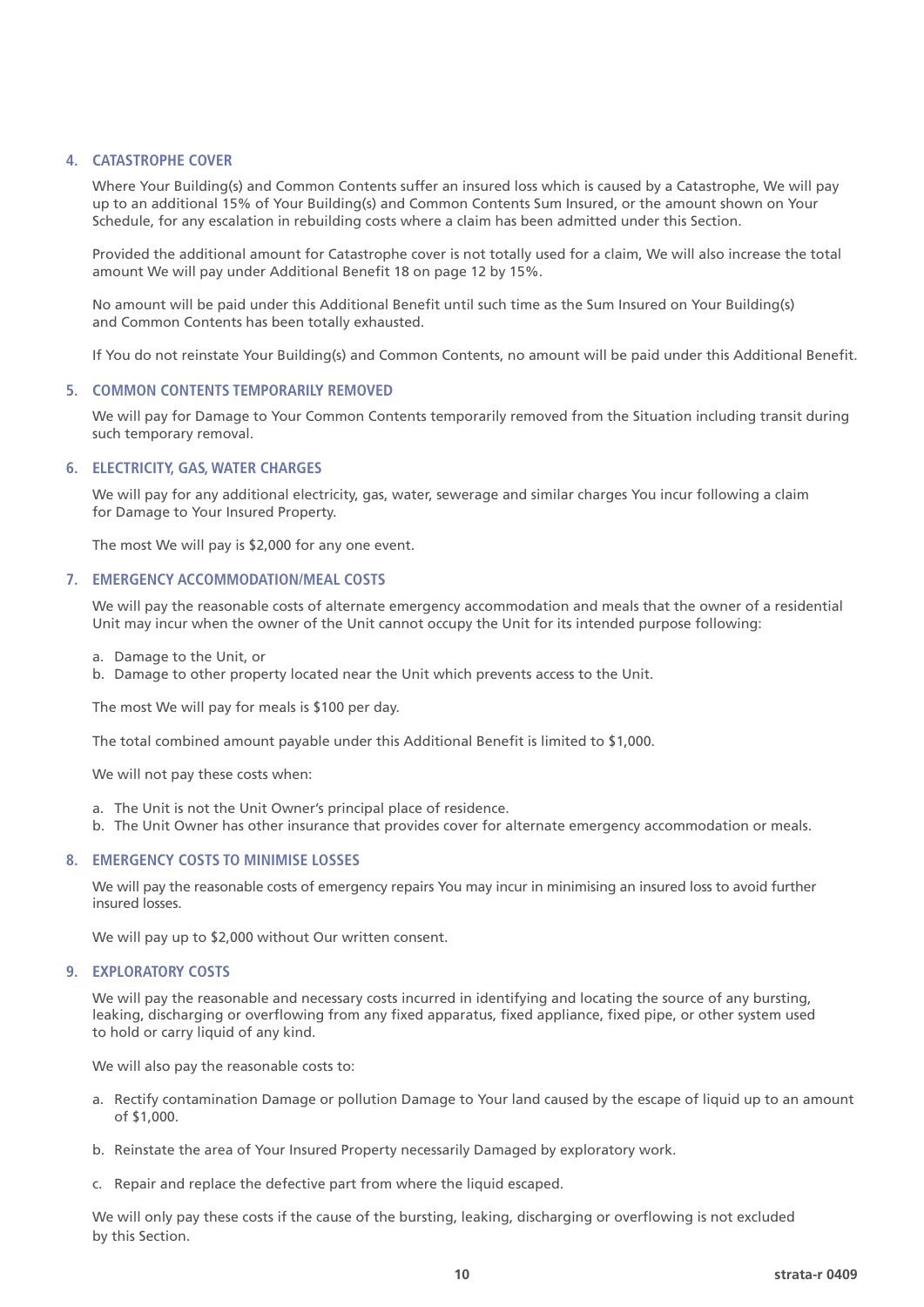### 4. CATASTROPHE COVER

Where Your Building(s) and Common Contents suffer an insured loss which is caused by a Catastrophe, We will pay up to an additional 15% of Your Building(s) and Common Contents Sum Insured, or the amount shown on Your Schedule, for any escalation in rebuilding costs where a claim has been admitted under this Section.

Provided the additional amount for Catastrophe cover is not totally used for a claim, We will also increase the total amount We will pay under Additional Benefit 18 on page 12 by 15%.

No amount will be paid under this Additional Benefit until such time as the Sum Insured on Your Building(s) and Common Contents has been totally exhausted.

If You do not reinstate Your Building(s) and Common Contents, no amount will be paid under this Additional Benefit.

### 5. COMMON CONTENTS TEMPORARILY REMOVED

We will pay for Damage to Your Common Contents temporarily removed from the Situation including transit during such temporary removal.

### 6. ELECTRICITY, GAS, WATER CHARGES

We will pay for any additional electricity, gas, water, sewerage and similar charges You incur following a claim for Damage to Your Insured Property.

The most We will pay is $2,000 for any one event.

### 7. EMERGENCY ACCOMMODATION/MEAL COSTS

We will pay the reasonable costs of alternate emergency accommodation and meals that the owner of a residential Unit may incur when the owner of the Unit cannot occupy the Unit for its intended purpose following:

a. Damage to the Unit, or
b. Damage to other property located near the Unit which prevents access to the Unit.

The most We will pay for meals is $100 per day.

The total combined amount payable under this Additional Benefit is limited to $1,000.

We will not pay these costs when:

a. The Unit is not the Unit Owner's principal place of residence.
b. The Unit Owner has other insurance that provides cover for alternate emergency accommodation or meals.

### 8. EMERGENCY COSTS TO MINIMISE LOSSES

We will pay the reasonable costs of emergency repairs You may incur in minimising an insured loss to avoid further insured losses.

We will pay up to $2,000 without Our written consent.

### 9. EXPLORATORY COSTS

We will pay the reasonable and necessary costs incurred in identifying and locating the source of any bursting, leaking, discharging or overflowing from any fixed apparatus, fixed appliance, fixed pipe, or other system used to hold or carry liquid of any kind.

We will also pay the reasonable costs to:

a. Rectify contamination Damage or pollution Damage to Your land caused by the escape of liquid up to an amount of $1,000.

b. Reinstate the area of Your Insured Property necessarily Damaged by exploratory work.

c. Repair and replace the defective part from where the liquid escaped.

We will only pay these costs if the cause of the bursting, leaking, discharging or overflowing is not excluded by this Section.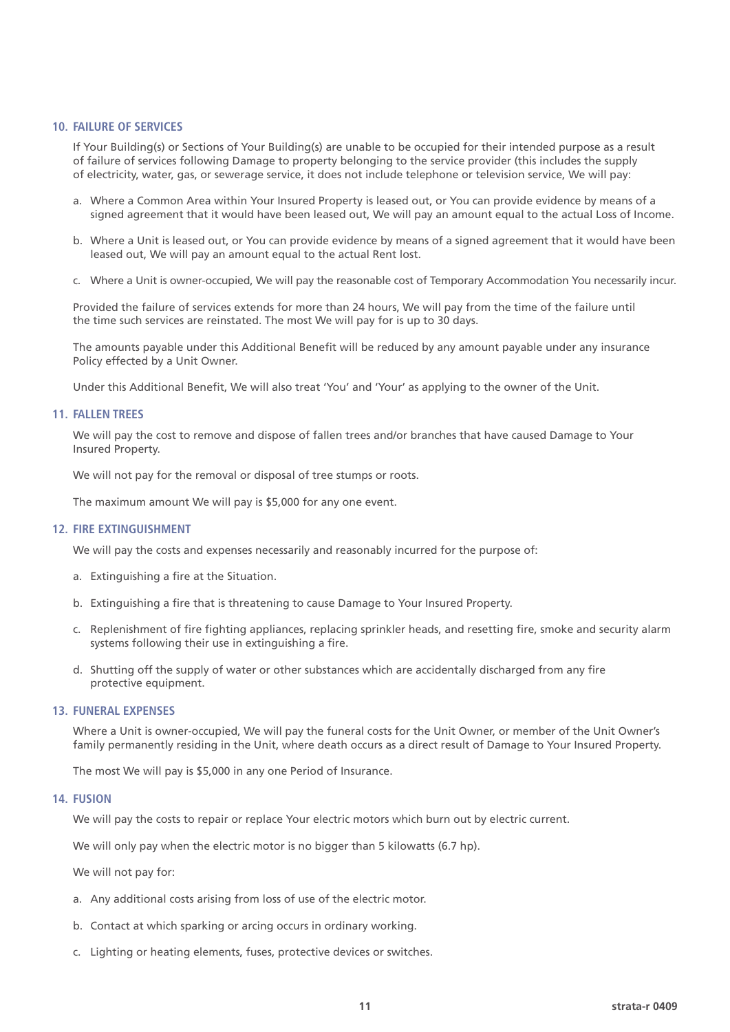## 10. FAILURE OF SERVICES

If Your Building(s) or Sections of Your Building(s) are unable to be occupied for their intended purpose as a result of failure of services following Damage to property belonging to the service provider (this includes the supply of electricity, water, gas, or sewerage service, it does not include telephone or television service, We will pay:

a. Where a Common Area within Your Insured Property is leased out, or You can provide evidence by means of a signed agreement that it would have been leased out, We will pay an amount equal to the actual Loss of Income.

b. Where a Unit is leased out, or You can provide evidence by means of a signed agreement that it would have been leased out, We will pay an amount equal to the actual Rent lost.

c. Where a Unit is owner-occupied, We will pay the reasonable cost of Temporary Accommodation You necessarily incur.

Provided the failure of services extends for more than 24 hours, We will pay from the time of the failure until the time such services are reinstated. The most We will pay for is up to 30 days.

The amounts payable under this Additional Benefit will be reduced by any amount payable under any insurance Policy effected by a Unit Owner.

Under this Additional Benefit, We will also treat 'You' and 'Your' as applying to the owner of the Unit.

## 11. FALLEN TREES

We will pay the cost to remove and dispose of fallen trees and/or branches that have caused Damage to Your Insured Property.

We will not pay for the removal or disposal of tree stumps or roots.

The maximum amount We will pay is $5,000 for any one event.

## 12. FIRE EXTINGUISHMENT

We will pay the costs and expenses necessarily and reasonably incurred for the purpose of:

a. Extinguishing a fire at the Situation.

b. Extinguishing a fire that is threatening to cause Damage to Your Insured Property.

c. Replenishment of fire fighting appliances, replacing sprinkler heads, and resetting fire, smoke and security alarm systems following their use in extinguishing a fire.

d. Shutting off the supply of water or other substances which are accidentally discharged from any fire protective equipment.

## 13. FUNERAL EXPENSES

Where a Unit is owner-occupied, We will pay the funeral costs for the Unit Owner, or member of the Unit Owner's family permanently residing in the Unit, where death occurs as a direct result of Damage to Your Insured Property.

The most We will pay is $5,000 in any one Period of Insurance.

## 14. FUSION

We will pay the costs to repair or replace Your electric motors which burn out by electric current.

We will only pay when the electric motor is no bigger than 5 kilowatts (6.7 hp).

We will not pay for:

a. Any additional costs arising from loss of use of the electric motor.

b. Contact at which sparking or arcing occurs in ordinary working.

c. Lighting or heating elements, fuses, protective devices or switches.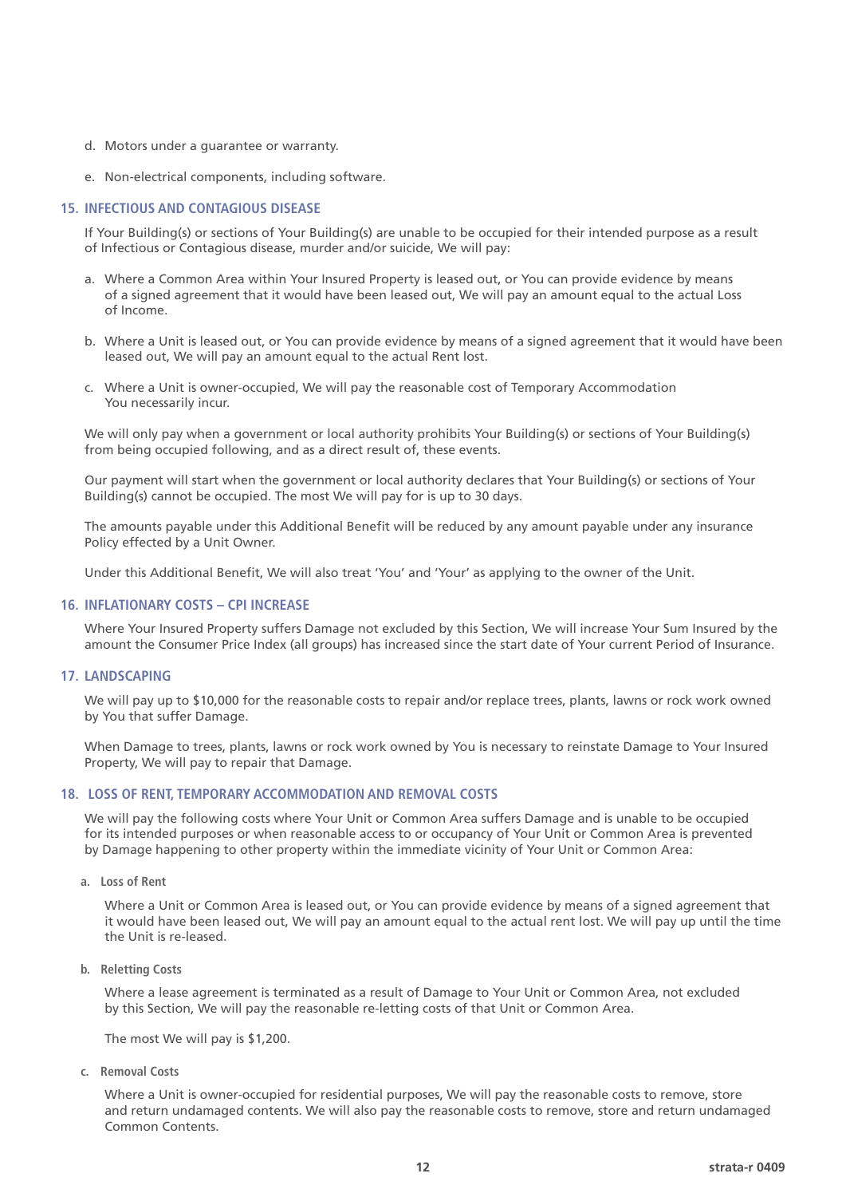d. Motors under a guarantee or warranty.

e. Non-electrical components, including software.

### 15. INFECTIOUS AND CONTAGIOUS DISEASE

If Your Building(s) or sections of Your Building(s) are unable to be occupied for their intended purpose as a result of Infectious or Contagious disease, murder and/or suicide, We will pay:

a. Where a Common Area within Your Insured Property is leased out, or You can provide evidence by means of a signed agreement that it would have been leased out, We will pay an amount equal to the actual Loss of Income.

b. Where a Unit is leased out, or You can provide evidence by means of a signed agreement that it would have been leased out, We will pay an amount equal to the actual Rent lost.

c. Where a Unit is owner-occupied, We will pay the reasonable cost of Temporary Accommodation You necessarily incur.

We will only pay when a government or local authority prohibits Your Building(s) or sections of Your Building(s) from being occupied following, and as a direct result of, these events.

Our payment will start when the government or local authority declares that Your Building(s) or sections of Your Building(s) cannot be occupied. The most We will pay for is up to 30 days.

The amounts payable under this Additional Benefit will be reduced by any amount payable under any insurance Policy effected by a Unit Owner.

Under this Additional Benefit, We will also treat 'You' and 'Your' as applying to the owner of the Unit.

### 16. INFLATIONARY COSTS – CPI INCREASE

Where Your Insured Property suffers Damage not excluded by this Section, We will increase Your Sum Insured by the amount the Consumer Price Index (all groups) has increased since the start date of Your current Period of Insurance.

### 17. LANDSCAPING

We will pay up to $10,000 for the reasonable costs to repair and/or replace trees, plants, lawns or rock work owned by You that suffer Damage.

When Damage to trees, plants, lawns or rock work owned by You is necessary to reinstate Damage to Your Insured Property, We will pay to repair that Damage.

### 18. LOSS OF RENT, TEMPORARY ACCOMMODATION AND REMOVAL COSTS

We will pay the following costs where Your Unit or Common Area suffers Damage and is unable to be occupied for its intended purposes or when reasonable access to or occupancy of Your Unit or Common Area is prevented by Damage happening to other property within the immediate vicinity of Your Unit or Common Area:

**a. Loss of Rent**

Where a Unit or Common Area is leased out, or You can provide evidence by means of a signed agreement that it would have been leased out, We will pay an amount equal to the actual rent lost. We will pay up until the time the Unit is re-leased.

**b. Reletting Costs**

Where a lease agreement is terminated as a result of Damage to Your Unit or Common Area, not excluded by this Section, We will pay the reasonable re-letting costs of that Unit or Common Area.

The most We will pay is $1,200.

**c. Removal Costs**

Where a Unit is owner-occupied for residential purposes, We will pay the reasonable costs to remove, store and return undamaged contents. We will also pay the reasonable costs to remove, store and return undamaged Common Contents.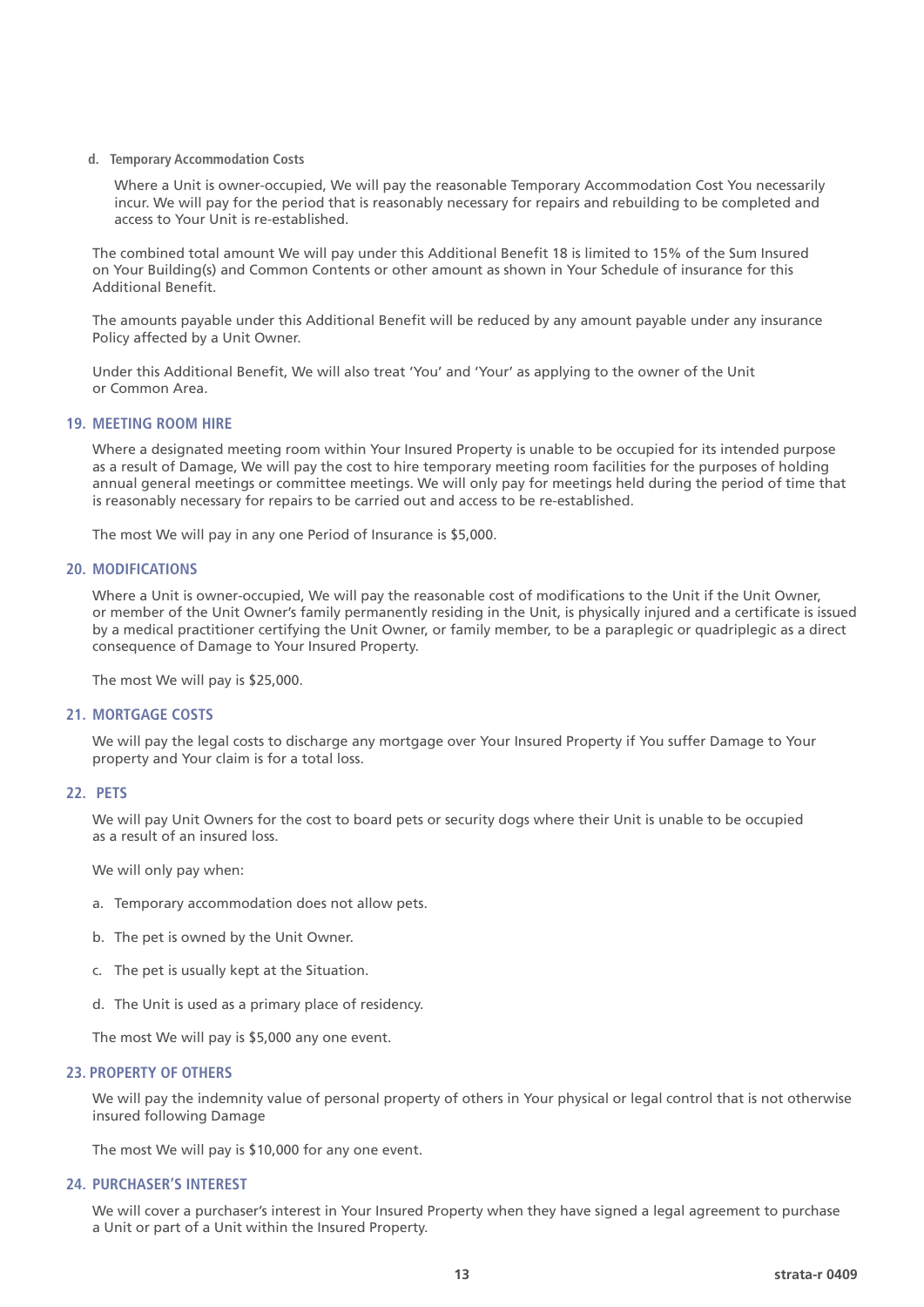d. **Temporary Accommodation Costs**

   Where a Unit is owner-occupied, We will pay the reasonable Temporary Accommodation Cost You necessarily incur. We will pay for the period that is reasonably necessary for repairs and rebuilding to be completed and access to Your Unit is re-established.

The combined total amount We will pay under this Additional Benefit 18 is limited to 15% of the Sum Insured on Your Building(s) and Common Contents or other amount as shown in Your Schedule of insurance for this Additional Benefit.

The amounts payable under this Additional Benefit will be reduced by any amount payable under any insurance Policy affected by a Unit Owner.

Under this Additional Benefit, We will also treat 'You' and 'Your' as applying to the owner of the Unit or Common Area.

## 19. MEETING ROOM HIRE

Where a designated meeting room within Your Insured Property is unable to be occupied for its intended purpose as a result of Damage, We will pay the cost to hire temporary meeting room facilities for the purposes of holding annual general meetings or committee meetings. We will only pay for meetings held during the period of time that is reasonably necessary for repairs to be carried out and access to be re-established.

The most We will pay in any one Period of Insurance is $5,000.

## 20. MODIFICATIONS

Where a Unit is owner-occupied, We will pay the reasonable cost of modifications to the Unit if the Unit Owner, or member of the Unit Owner's family permanently residing in the Unit, is physically injured and a certificate is issued by a medical practitioner certifying the Unit Owner, or family member, to be a paraplegic or quadriplegic as a direct consequence of Damage to Your Insured Property.

The most We will pay is $25,000.

## 21. MORTGAGE COSTS

We will pay the legal costs to discharge any mortgage over Your Insured Property if You suffer Damage to Your property and Your claim is for a total loss.

## 22. PETS

We will pay Unit Owners for the cost to board pets or security dogs where their Unit is unable to be occupied as a result of an insured loss.

We will only pay when:

a. Temporary accommodation does not allow pets.

b. The pet is owned by the Unit Owner.

c. The pet is usually kept at the Situation.

d. The Unit is used as a primary place of residency.

The most We will pay is $5,000 any one event.

## 23. PROPERTY OF OTHERS

We will pay the indemnity value of personal property of others in Your physical or legal control that is not otherwise insured following Damage

The most We will pay is $10,000 for any one event.

## 24. PURCHASER'S INTEREST

We will cover a purchaser's interest in Your Insured Property when they have signed a legal agreement to purchase a Unit or part of a Unit within the Insured Property.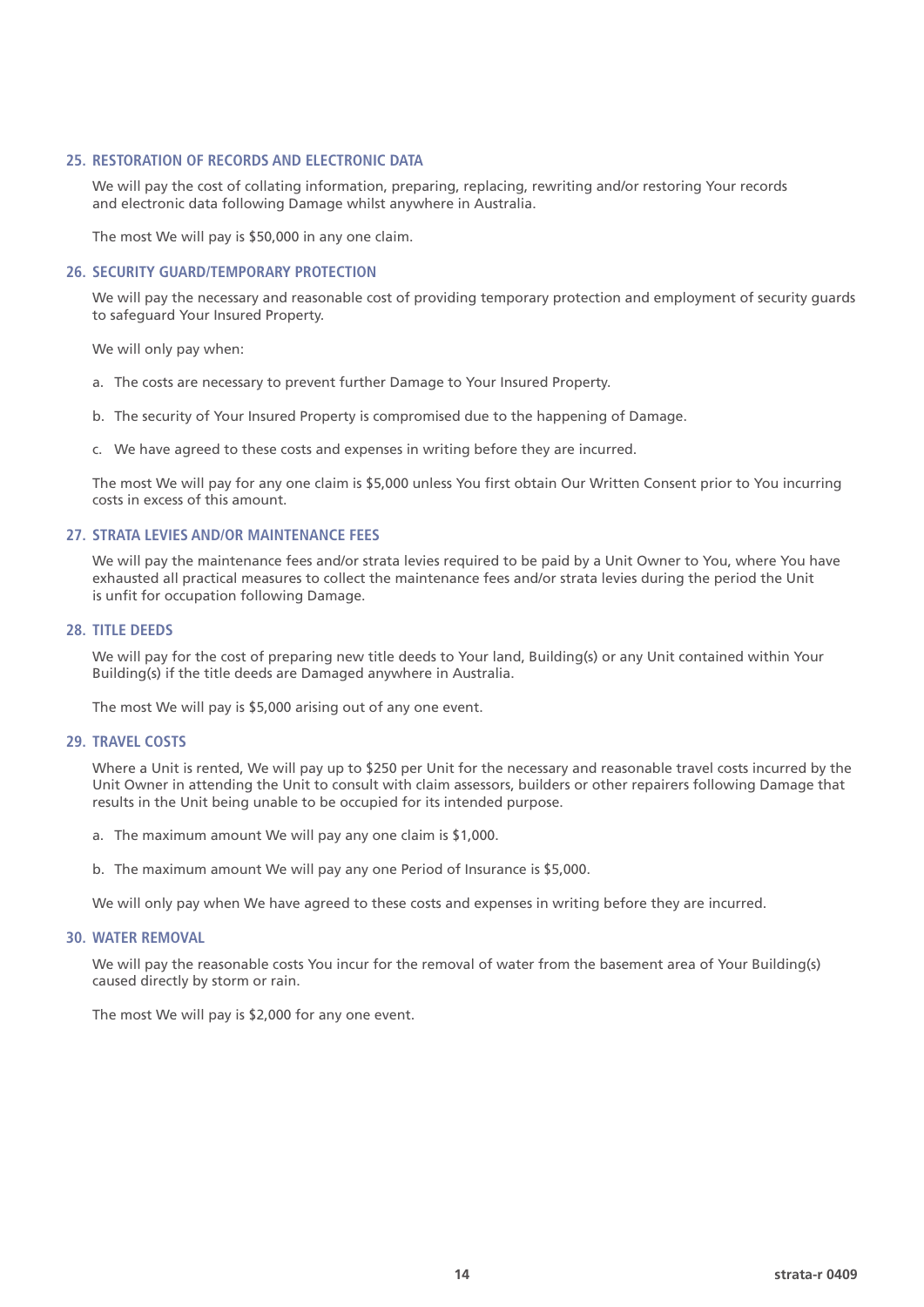### 25. RESTORATION OF RECORDS AND ELECTRONIC DATA

We will pay the cost of collating information, preparing, replacing, rewriting and/or restoring Your records and electronic data following Damage whilst anywhere in Australia.

The most We will pay is $50,000 in any one claim.

### 26. SECURITY GUARD/TEMPORARY PROTECTION

We will pay the necessary and reasonable cost of providing temporary protection and employment of security guards to safeguard Your Insured Property.

We will only pay when:

a. The costs are necessary to prevent further Damage to Your Insured Property.

b. The security of Your Insured Property is compromised due to the happening of Damage.

c. We have agreed to these costs and expenses in writing before they are incurred.

The most We will pay for any one claim is $5,000 unless You first obtain Our Written Consent prior to You incurring costs in excess of this amount.

### 27. STRATA LEVIES AND/OR MAINTENANCE FEES

We will pay the maintenance fees and/or strata levies required to be paid by a Unit Owner to You, where You have exhausted all practical measures to collect the maintenance fees and/or strata levies during the period the Unit is unfit for occupation following Damage.

### 28. TITLE DEEDS

We will pay for the cost of preparing new title deeds to Your land, Building(s) or any Unit contained within Your Building(s) if the title deeds are Damaged anywhere in Australia.

The most We will pay is $5,000 arising out of any one event.

### 29. TRAVEL COSTS

Where a Unit is rented, We will pay up to $250 per Unit for the necessary and reasonable travel costs incurred by the Unit Owner in attending the Unit to consult with claim assessors, builders or other repairers following Damage that results in the Unit being unable to be occupied for its intended purpose.

a. The maximum amount We will pay any one claim is $1,000.

b. The maximum amount We will pay any one Period of Insurance is $5,000.

We will only pay when We have agreed to these costs and expenses in writing before they are incurred.

### 30. WATER REMOVAL

We will pay the reasonable costs You incur for the removal of water from the basement area of Your Building(s) caused directly by storm or rain.

The most We will pay is $2,000 for any one event.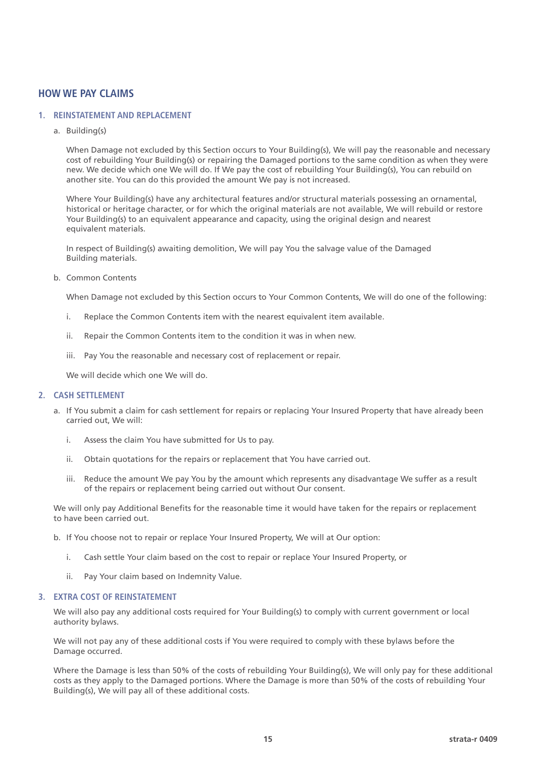## HOW WE PAY CLAIMS

### 1. REINSTATEMENT AND REPLACEMENT

a. Building(s)

When Damage not excluded by this Section occurs to Your Building(s), We will pay the reasonable and necessary cost of rebuilding Your Building(s) or repairing the Damaged portions to the same condition as when they were new. We decide which one We will do. If We pay the cost of rebuilding Your Building(s), You can rebuild on another site. You can do this provided the amount We pay is not increased.

Where Your Building(s) have any architectural features and/or structural materials possessing an ornamental, historical or heritage character, or for which the original materials are not available, We will rebuild or restore Your Building(s) to an equivalent appearance and capacity, using the original design and nearest equivalent materials.

In respect of Building(s) awaiting demolition, We will pay You the salvage value of the Damaged Building materials.

b. Common Contents

When Damage not excluded by this Section occurs to Your Common Contents, We will do one of the following:

i. Replace the Common Contents item with the nearest equivalent item available.

ii. Repair the Common Contents item to the condition it was in when new.

iii. Pay You the reasonable and necessary cost of replacement or repair.

We will decide which one We will do.

### 2. CASH SETTLEMENT

a. If You submit a claim for cash settlement for repairs or replacing Your Insured Property that have already been carried out, We will:

i. Assess the claim You have submitted for Us to pay.

ii. Obtain quotations for the repairs or replacement that You have carried out.

iii. Reduce the amount We pay You by the amount which represents any disadvantage We suffer as a result of the repairs or replacement being carried out without Our consent.

We will only pay Additional Benefits for the reasonable time it would have taken for the repairs or replacement to have been carried out.

b. If You choose not to repair or replace Your Insured Property, We will at Our option:

i. Cash settle Your claim based on the cost to repair or replace Your Insured Property, or

ii. Pay Your claim based on Indemnity Value.

### 3. EXTRA COST OF REINSTATEMENT

We will also pay any additional costs required for Your Building(s) to comply with current government or local authority bylaws.

We will not pay any of these additional costs if You were required to comply with these bylaws before the Damage occurred.

Where the Damage is less than 50% of the costs of rebuilding Your Building(s), We will only pay for these additional costs as they apply to the Damaged portions. Where the Damage is more than 50% of the costs of rebuilding Your Building(s), We will pay all of these additional costs.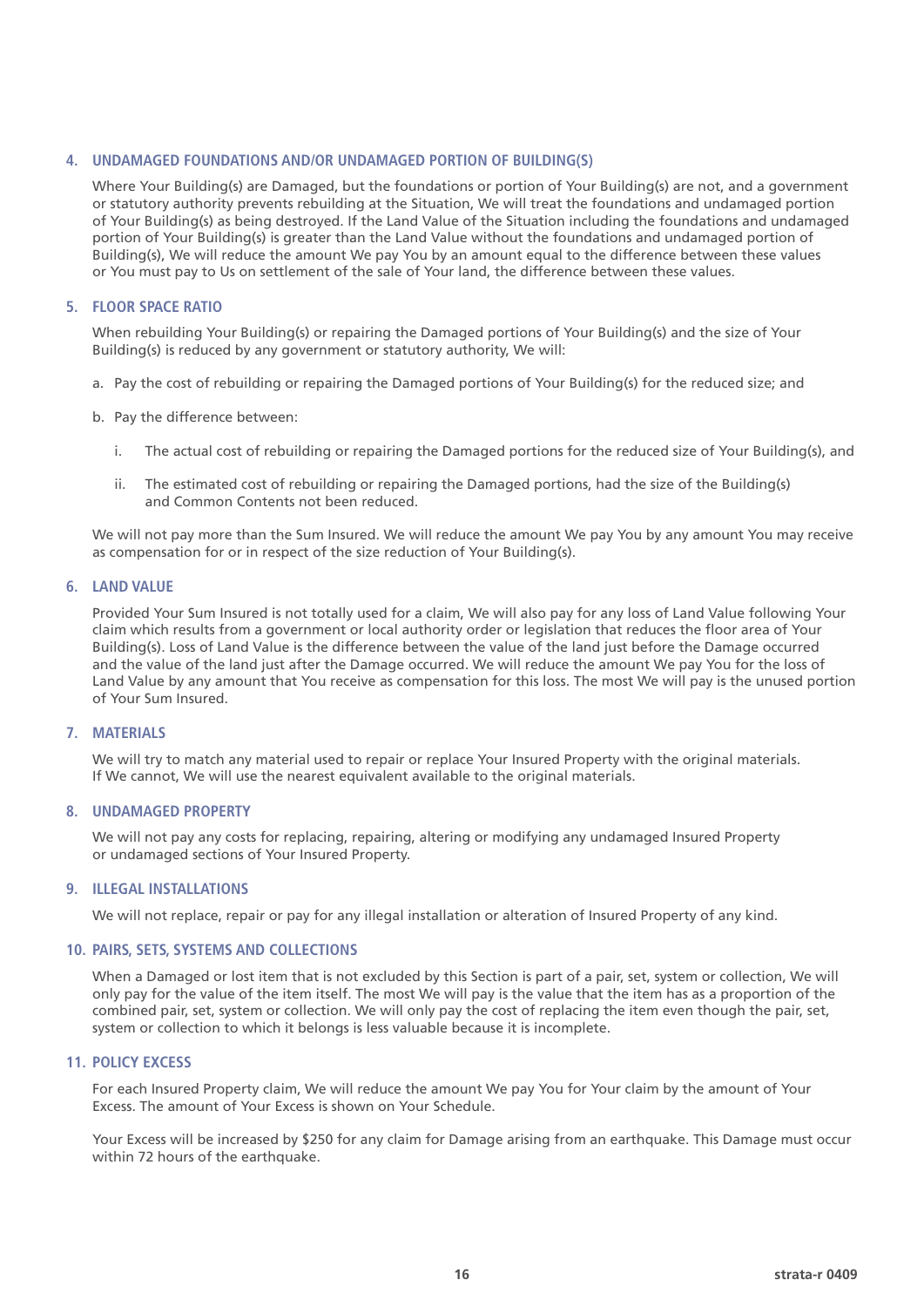## 4. UNDAMAGED FOUNDATIONS AND/OR UNDAMAGED PORTION OF BUILDING(S)

Where Your Building(s) are Damaged, but the foundations or portion of Your Building(s) are not, and a government or statutory authority prevents rebuilding at the Situation, We will treat the foundations and undamaged portion of Your Building(s) as being destroyed. If the Land Value of the Situation including the foundations and undamaged portion of Your Building(s) is greater than the Land Value without the foundations and undamaged portion of Building(s), We will reduce the amount We pay You by an amount equal to the difference between these values or You must pay to Us on settlement of the sale of Your land, the difference between these values.

## 5. FLOOR SPACE RATIO

When rebuilding Your Building(s) or repairing the Damaged portions of Your Building(s) and the size of Your Building(s) is reduced by any government or statutory authority, We will:

a. Pay the cost of rebuilding or repairing the Damaged portions of Your Building(s) for the reduced size; and

b. Pay the difference between:

   i. The actual cost of rebuilding or repairing the Damaged portions for the reduced size of Your Building(s), and

   ii. The estimated cost of rebuilding or repairing the Damaged portions, had the size of the Building(s) and Common Contents not been reduced.

We will not pay more than the Sum Insured. We will reduce the amount We pay You by any amount You may receive as compensation for or in respect of the size reduction of Your Building(s).

## 6. LAND VALUE

Provided Your Sum Insured is not totally used for a claim, We will also pay for any loss of Land Value following Your claim which results from a government or local authority order or legislation that reduces the floor area of Your Building(s). Loss of Land Value is the difference between the value of the land just before the Damage occurred and the value of the land just after the Damage occurred. We will reduce the amount We pay You for the loss of Land Value by any amount that You receive as compensation for this loss. The most We will pay is the unused portion of Your Sum Insured.

## 7. MATERIALS

We will try to match any material used to repair or replace Your Insured Property with the original materials. If We cannot, We will use the nearest equivalent available to the original materials.

## 8. UNDAMAGED PROPERTY

We will not pay any costs for replacing, repairing, altering or modifying any undamaged Insured Property or undamaged sections of Your Insured Property.

## 9. ILLEGAL INSTALLATIONS

We will not replace, repair or pay for any illegal installation or alteration of Insured Property of any kind.

## 10. PAIRS, SETS, SYSTEMS AND COLLECTIONS

When a Damaged or lost item that is not excluded by this Section is part of a pair, set, system or collection, We will only pay for the value of the item itself. The most We will pay is the value that the item has as a proportion of the combined pair, set, system or collection. We will only pay the cost of replacing the item even though the pair, set, system or collection to which it belongs is less valuable because it is incomplete.

## 11. POLICY EXCESS

For each Insured Property claim, We will reduce the amount We pay You for Your claim by the amount of Your Excess. The amount of Your Excess is shown on Your Schedule.

Your Excess will be increased by $250 for any claim for Damage arising from an earthquake. This Damage must occur within 72 hours of the earthquake.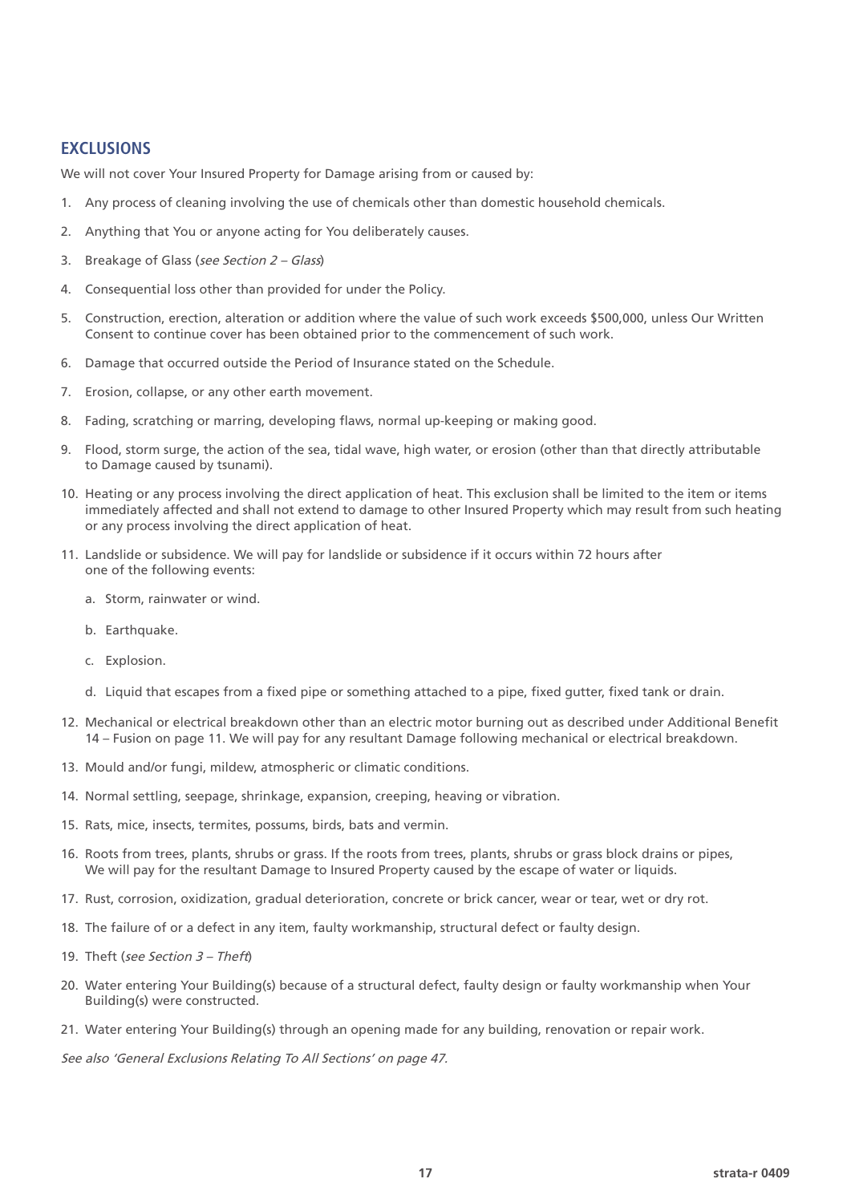## EXCLUSIONS

We will not cover Your Insured Property for Damage arising from or caused by:

1. Any process of cleaning involving the use of chemicals other than domestic household chemicals.
2. Anything that You or anyone acting for You deliberately causes.
3. Breakage of Glass (*see Section 2 – Glass*)
4. Consequential loss other than provided for under the Policy.
5. Construction, erection, alteration or addition where the value of such work exceeds $500,000, unless Our Written Consent to continue cover has been obtained prior to the commencement of such work.
6. Damage that occurred outside the Period of Insurance stated on the Schedule.
7. Erosion, collapse, or any other earth movement.
8. Fading, scratching or marring, developing flaws, normal up-keeping or making good.
9. Flood, storm surge, the action of the sea, tidal wave, high water, or erosion (other than that directly attributable to Damage caused by tsunami).
10. Heating or any process involving the direct application of heat. This exclusion shall be limited to the item or items immediately affected and shall not extend to damage to other Insured Property which may result from such heating or any process involving the direct application of heat.
11. Landslide or subsidence. We will pay for landslide or subsidence if it occurs within 72 hours after one of the following events:
    a. Storm, rainwater or wind.
    b. Earthquake.
    c. Explosion.
    d. Liquid that escapes from a fixed pipe or something attached to a pipe, fixed gutter, fixed tank or drain.
12. Mechanical or electrical breakdown other than an electric motor burning out as described under Additional Benefit 14 – Fusion on page 11. We will pay for any resultant Damage following mechanical or electrical breakdown.
13. Mould and/or fungi, mildew, atmospheric or climatic conditions.
14. Normal settling, seepage, shrinkage, expansion, creeping, heaving or vibration.
15. Rats, mice, insects, termites, possums, birds, bats and vermin.
16. Roots from trees, plants, shrubs or grass. If the roots from trees, plants, shrubs or grass block drains or pipes, We will pay for the resultant Damage to Insured Property caused by the escape of water or liquids.
17. Rust, corrosion, oxidization, gradual deterioration, concrete or brick cancer, wear or tear, wet or dry rot.
18. The failure of or a defect in any item, faulty workmanship, structural defect or faulty design.
19. Theft (*see Section 3 – Theft*)
20. Water entering Your Building(s) because of a structural defect, faulty design or faulty workmanship when Your Building(s) were constructed.
21. Water entering Your Building(s) through an opening made for any building, renovation or repair work.

*See also 'General Exclusions Relating To All Sections' on page 47.*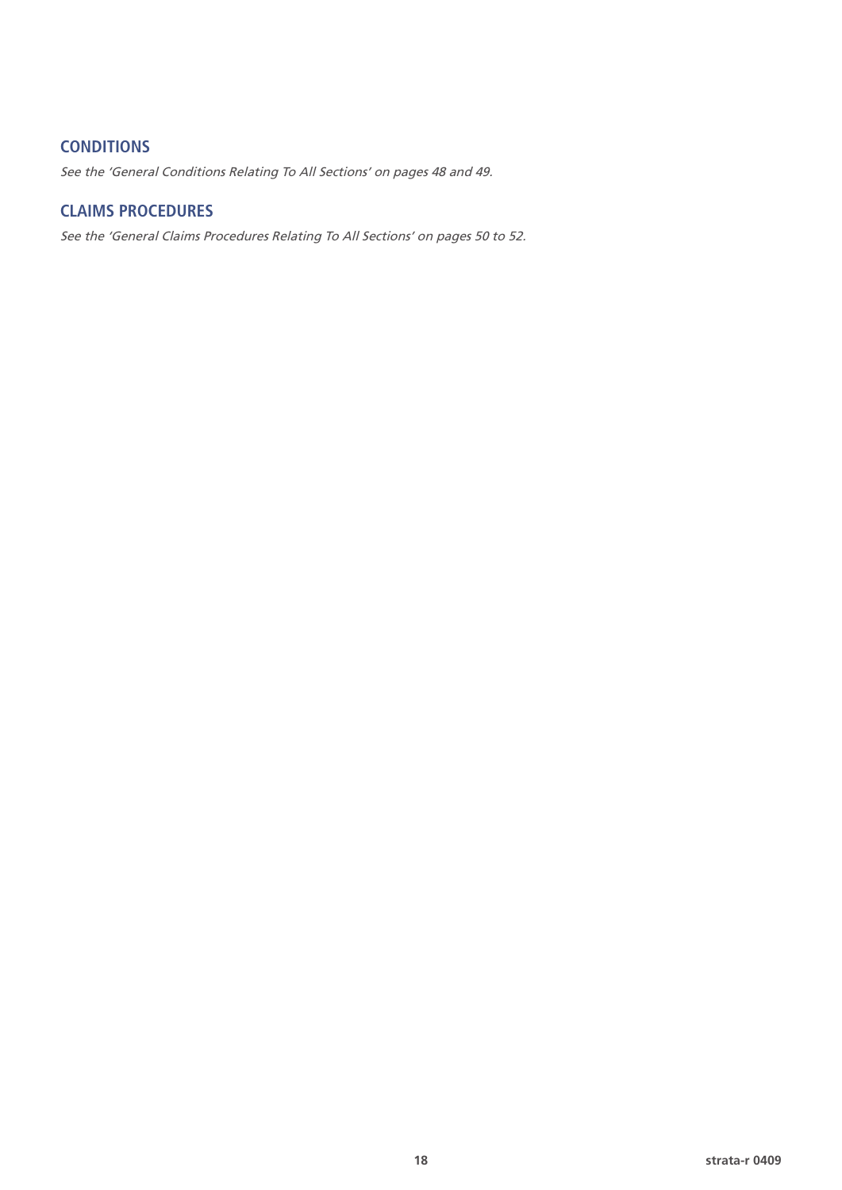## CONDITIONS

*See the 'General Conditions Relating To All Sections' on pages 48 and 49.*

## CLAIMS PROCEDURES

*See the 'General Claims Procedures Relating To All Sections' on pages 50 to 52.*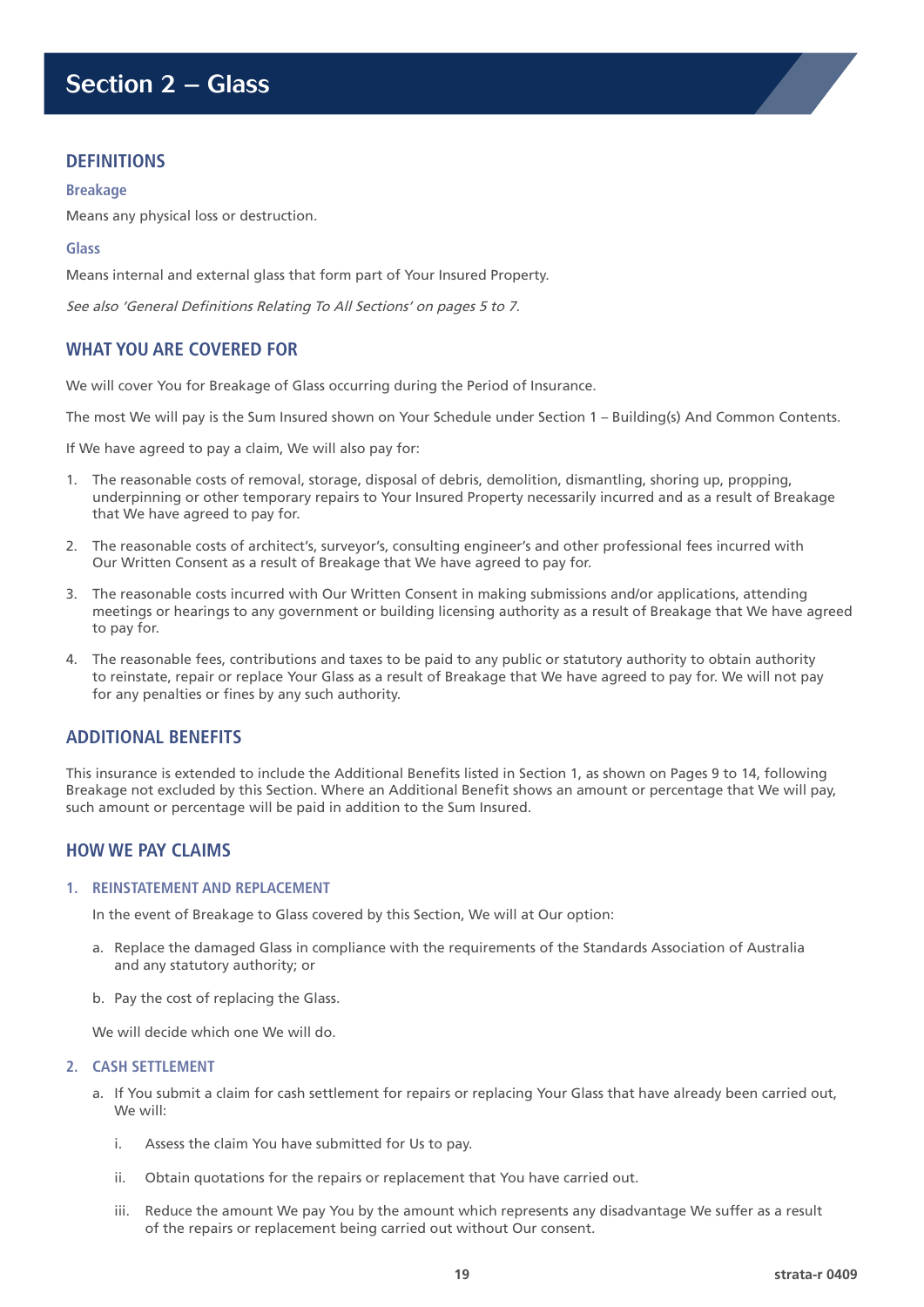# Section 2 – Glass

## DEFINITIONS

### Breakage

Means any physical loss or destruction.

### Glass

Means internal and external glass that form part of Your Insured Property.

*See also 'General Definitions Relating To All Sections' on pages 5 to 7.*

## WHAT YOU ARE COVERED FOR

We will cover You for Breakage of Glass occurring during the Period of Insurance.

The most We will pay is the Sum Insured shown on Your Schedule under Section 1 – Building(s) And Common Contents.

If We have agreed to pay a claim, We will also pay for:

1. The reasonable costs of removal, storage, disposal of debris, demolition, dismantling, shoring up, propping, underpinning or other temporary repairs to Your Insured Property necessarily incurred and as a result of Breakage that We have agreed to pay for.
2. The reasonable costs of architect's, surveyor's, consulting engineer's and other professional fees incurred with Our Written Consent as a result of Breakage that We have agreed to pay for.
3. The reasonable costs incurred with Our Written Consent in making submissions and/or applications, attending meetings or hearings to any government or building licensing authority as a result of Breakage that We have agreed to pay for.
4. The reasonable fees, contributions and taxes to be paid to any public or statutory authority to obtain authority to reinstate, repair or replace Your Glass as a result of Breakage that We have agreed to pay for. We will not pay for any penalties or fines by any such authority.

## ADDITIONAL BENEFITS

This insurance is extended to include the Additional Benefits listed in Section 1, as shown on Pages 9 to 14, following Breakage not excluded by this Section. Where an Additional Benefit shows an amount or percentage that We will pay, such amount or percentage will be paid in addition to the Sum Insured.

## HOW WE PAY CLAIMS

### 1. REINSTATEMENT AND REPLACEMENT

In the event of Breakage to Glass covered by this Section, We will at Our option:

a. Replace the damaged Glass in compliance with the requirements of the Standards Association of Australia and any statutory authority; or

b. Pay the cost of replacing the Glass.

We will decide which one We will do.

### 2. CASH SETTLEMENT

a. If You submit a claim for cash settlement for repairs or replacing Your Glass that have already been carried out, We will:

   i. Assess the claim You have submitted for Us to pay.

   ii. Obtain quotations for the repairs or replacement that You have carried out.

   iii. Reduce the amount We pay You by the amount which represents any disadvantage We suffer as a result of the repairs or replacement being carried out without Our consent.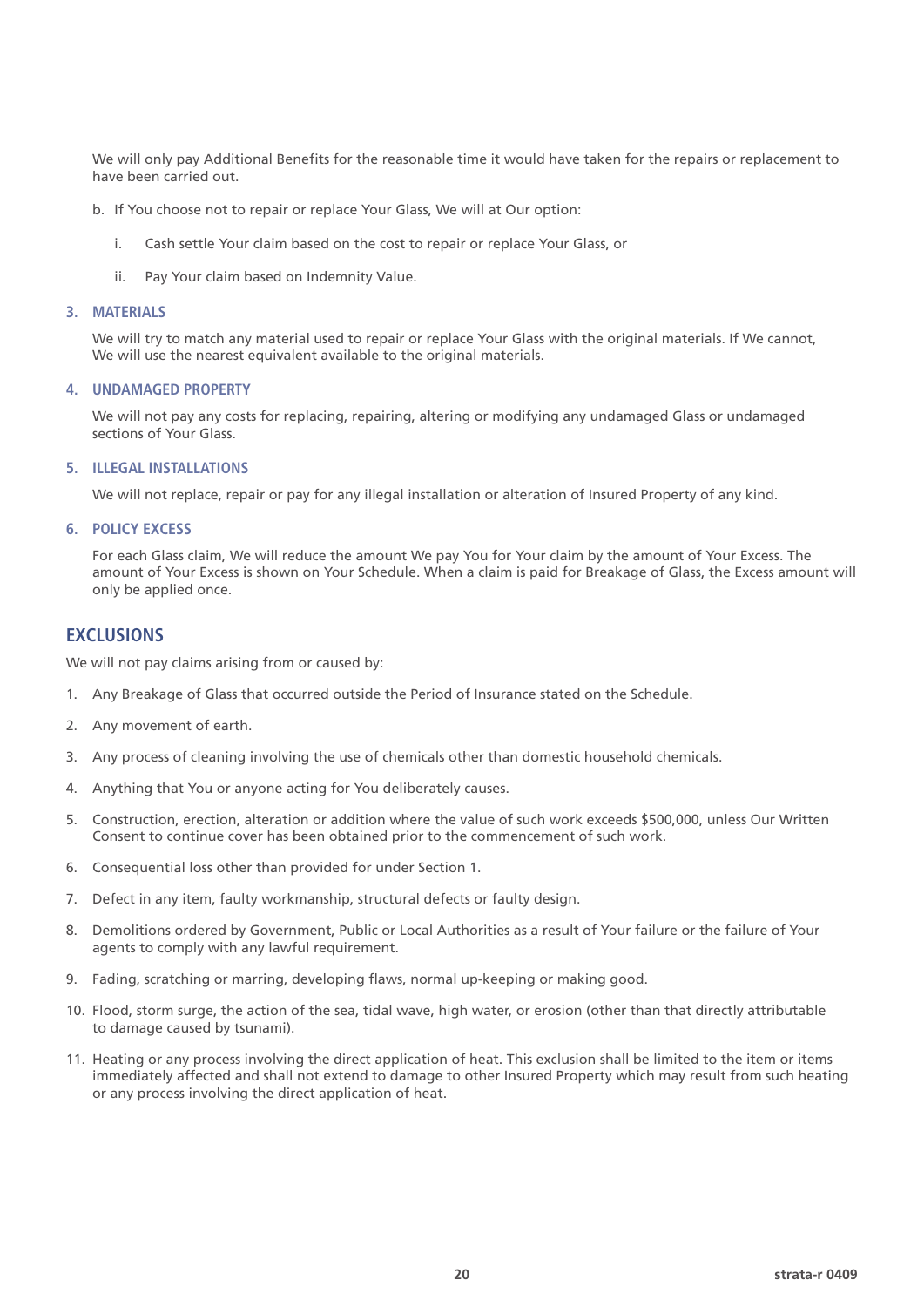We will only pay Additional Benefits for the reasonable time it would have taken for the repairs or replacement to have been carried out.

b. If You choose not to repair or replace Your Glass, We will at Our option:

   i. Cash settle Your claim based on the cost to repair or replace Your Glass, or

   ii. Pay Your claim based on Indemnity Value.

### 3. MATERIALS

We will try to match any material used to repair or replace Your Glass with the original materials. If We cannot, We will use the nearest equivalent available to the original materials.

### 4. UNDAMAGED PROPERTY

We will not pay any costs for replacing, repairing, altering or modifying any undamaged Glass or undamaged sections of Your Glass.

### 5. ILLEGAL INSTALLATIONS

We will not replace, repair or pay for any illegal installation or alteration of Insured Property of any kind.

### 6. POLICY EXCESS

For each Glass claim, We will reduce the amount We pay You for Your claim by the amount of Your Excess. The amount of Your Excess is shown on Your Schedule. When a claim is paid for Breakage of Glass, the Excess amount will only be applied once.

## EXCLUSIONS

We will not pay claims arising from or caused by:

1. Any Breakage of Glass that occurred outside the Period of Insurance stated on the Schedule.
2. Any movement of earth.
3. Any process of cleaning involving the use of chemicals other than domestic household chemicals.
4. Anything that You or anyone acting for You deliberately causes.
5. Construction, erection, alteration or addition where the value of such work exceeds $500,000, unless Our Written Consent to continue cover has been obtained prior to the commencement of such work.
6. Consequential loss other than provided for under Section 1.
7. Defect in any item, faulty workmanship, structural defects or faulty design.
8. Demolitions ordered by Government, Public or Local Authorities as a result of Your failure or the failure of Your agents to comply with any lawful requirement.
9. Fading, scratching or marring, developing flaws, normal up-keeping or making good.
10. Flood, storm surge, the action of the sea, tidal wave, high water, or erosion (other than that directly attributable to damage caused by tsunami).
11. Heating or any process involving the direct application of heat. This exclusion shall be limited to the item or items immediately affected and shall not extend to damage to other Insured Property which may result from such heating or any process involving the direct application of heat.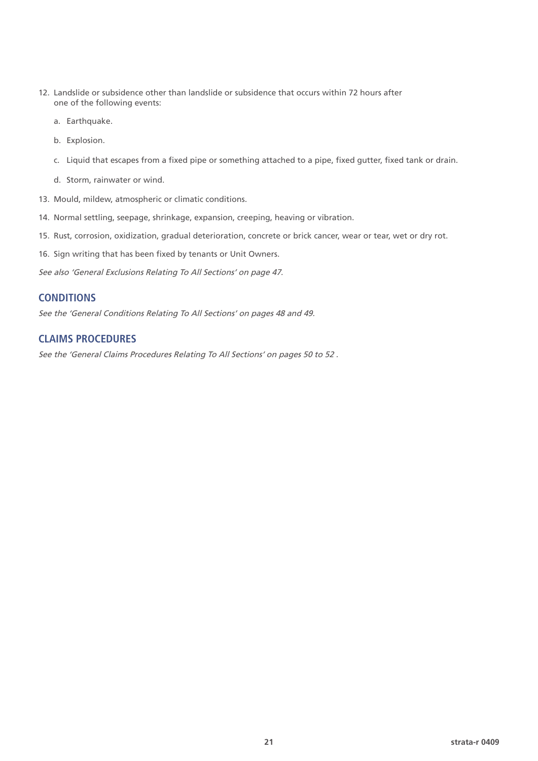12. Landslide or subsidence other than landslide or subsidence that occurs within 72 hours after one of the following events:

    a. Earthquake.

    b. Explosion.

    c. Liquid that escapes from a fixed pipe or something attached to a pipe, fixed gutter, fixed tank or drain.

    d. Storm, rainwater or wind.

13. Mould, mildew, atmospheric or climatic conditions.

14. Normal settling, seepage, shrinkage, expansion, creeping, heaving or vibration.

15. Rust, corrosion, oxidization, gradual deterioration, concrete or brick cancer, wear or tear, wet or dry rot.

16. Sign writing that has been fixed by tenants or Unit Owners.

*See also 'General Exclusions Relating To All Sections' on page 47.*

## CONDITIONS

*See the 'General Conditions Relating To All Sections' on pages 48 and 49.*

## CLAIMS PROCEDURES

*See the 'General Claims Procedures Relating To All Sections' on pages 50 to 52 .*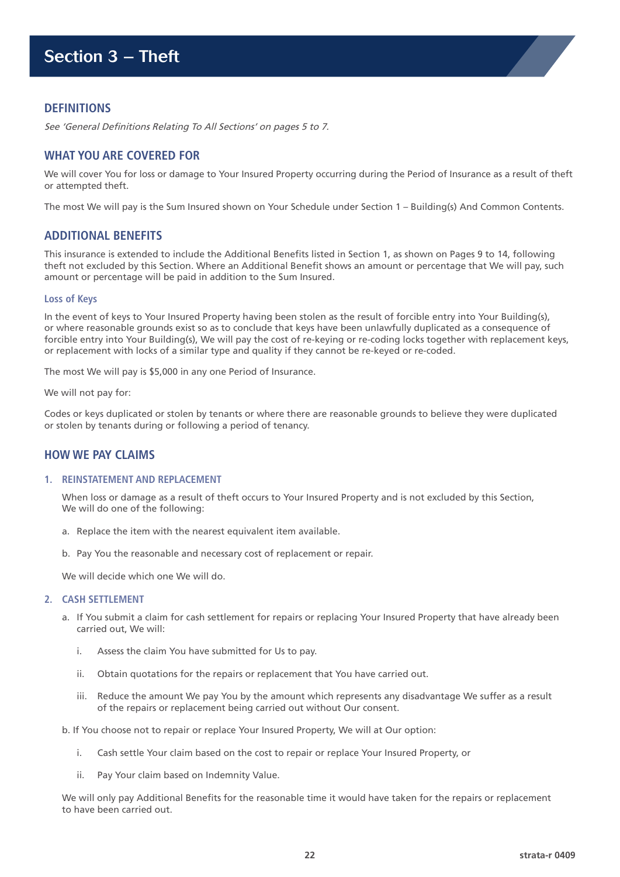# Section 3 – Theft

## DEFINITIONS

*See 'General Definitions Relating To All Sections' on pages 5 to 7.*

## WHAT YOU ARE COVERED FOR

We will cover You for loss or damage to Your Insured Property occurring during the Period of Insurance as a result of theft or attempted theft.

The most We will pay is the Sum Insured shown on Your Schedule under Section 1 – Building(s) And Common Contents.

## ADDITIONAL BENEFITS

This insurance is extended to include the Additional Benefits listed in Section 1, as shown on Pages 9 to 14, following theft not excluded by this Section. Where an Additional Benefit shows an amount or percentage that We will pay, such amount or percentage will be paid in addition to the Sum Insured.

### Loss of Keys

In the event of keys to Your Insured Property having been stolen as the result of forcible entry into Your Building(s), or where reasonable grounds exist so as to conclude that keys have been unlawfully duplicated as a consequence of forcible entry into Your Building(s), We will pay the cost of re-keying or re-coding locks together with replacement keys, or replacement with locks of a similar type and quality if they cannot be re-keyed or re-coded.

The most We will pay is $5,000 in any one Period of Insurance.

We will not pay for:

Codes or keys duplicated or stolen by tenants or where there are reasonable grounds to believe they were duplicated or stolen by tenants during or following a period of tenancy.

## HOW WE PAY CLAIMS

### 1. REINSTATEMENT AND REPLACEMENT

When loss or damage as a result of theft occurs to Your Insured Property and is not excluded by this Section, We will do one of the following:

a. Replace the item with the nearest equivalent item available.

b. Pay You the reasonable and necessary cost of replacement or repair.

We will decide which one We will do.

### 2. CASH SETTLEMENT

a. If You submit a claim for cash settlement for repairs or replacing Your Insured Property that have already been carried out, We will:

   i. Assess the claim You have submitted for Us to pay.

   ii. Obtain quotations for the repairs or replacement that You have carried out.

   iii. Reduce the amount We pay You by the amount which represents any disadvantage We suffer as a result of the repairs or replacement being carried out without Our consent.

b. If You choose not to repair or replace Your Insured Property, We will at Our option:

   i. Cash settle Your claim based on the cost to repair or replace Your Insured Property, or

   ii. Pay Your claim based on Indemnity Value.

We will only pay Additional Benefits for the reasonable time it would have taken for the repairs or replacement to have been carried out.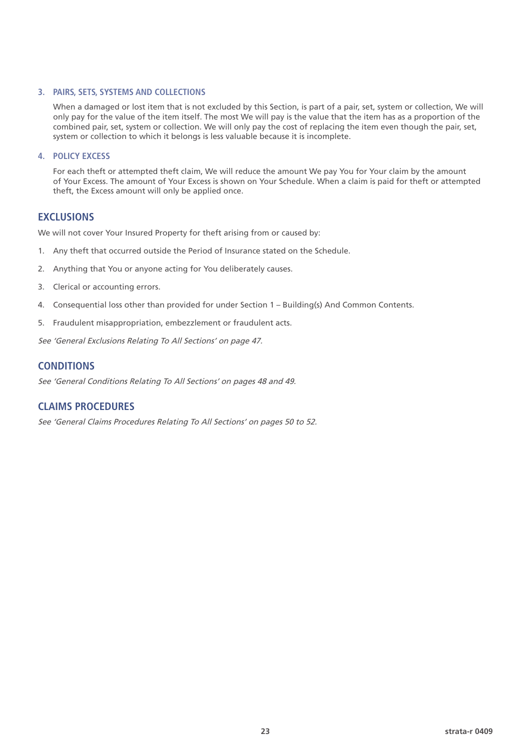### 3. PAIRS, SETS, SYSTEMS AND COLLECTIONS

When a damaged or lost item that is not excluded by this Section, is part of a pair, set, system or collection, We will only pay for the value of the item itself. The most We will pay is the value that the item has as a proportion of the combined pair, set, system or collection. We will only pay the cost of replacing the item even though the pair, set, system or collection to which it belongs is less valuable because it is incomplete.

### 4. POLICY EXCESS

For each theft or attempted theft claim, We will reduce the amount We pay You for Your claim by the amount of Your Excess. The amount of Your Excess is shown on Your Schedule. When a claim is paid for theft or attempted theft, the Excess amount will only be applied once.

## EXCLUSIONS

We will not cover Your Insured Property for theft arising from or caused by:

1. Any theft that occurred outside the Period of Insurance stated on the Schedule.
2. Anything that You or anyone acting for You deliberately causes.
3. Clerical or accounting errors.
4. Consequential loss other than provided for under Section 1 – Building(s) And Common Contents.
5. Fraudulent misappropriation, embezzlement or fraudulent acts.

*See 'General Exclusions Relating To All Sections' on page 47.*

## CONDITIONS

*See 'General Conditions Relating To All Sections' on pages 48 and 49.*

## CLAIMS PROCEDURES

*See 'General Claims Procedures Relating To All Sections' on pages 50 to 52.*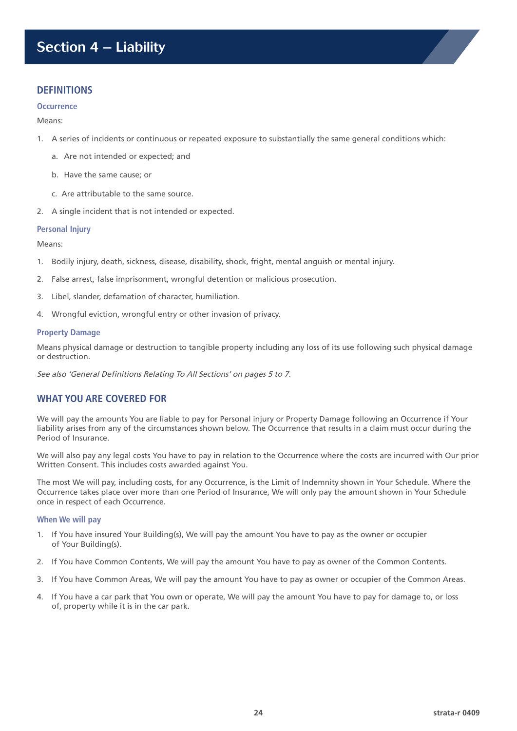# Section 4 – Liability

## DEFINITIONS

### Occurrence

Means:

1. A series of incidents or continuous or repeated exposure to substantially the same general conditions which:
   a. Are not intended or expected; and
   b. Have the same cause; or
   c. Are attributable to the same source.
2. A single incident that is not intended or expected.

### Personal Injury

Means:

1. Bodily injury, death, sickness, disease, disability, shock, fright, mental anguish or mental injury.
2. False arrest, false imprisonment, wrongful detention or malicious prosecution.
3. Libel, slander, defamation of character, humiliation.
4. Wrongful eviction, wrongful entry or other invasion of privacy.

### Property Damage

Means physical damage or destruction to tangible property including any loss of its use following such physical damage or destruction.

*See also 'General Definitions Relating To All Sections' on pages 5 to 7.*

## WHAT YOU ARE COVERED FOR

We will pay the amounts You are liable to pay for Personal injury or Property Damage following an Occurrence if Your liability arises from any of the circumstances shown below. The Occurrence that results in a claim must occur during the Period of Insurance.

We will also pay any legal costs You have to pay in relation to the Occurrence where the costs are incurred with Our prior Written Consent. This includes costs awarded against You.

The most We will pay, including costs, for any Occurrence, is the Limit of Indemnity shown in Your Schedule. Where the Occurrence takes place over more than one Period of Insurance, We will only pay the amount shown in Your Schedule once in respect of each Occurrence.

### When We will pay

1. If You have insured Your Building(s), We will pay the amount You have to pay as the owner or occupier of Your Building(s).
2. If You have Common Contents, We will pay the amount You have to pay as owner of the Common Contents.
3. If You have Common Areas, We will pay the amount You have to pay as owner or occupier of the Common Areas.
4. If You have a car park that You own or operate, We will pay the amount You have to pay for damage to, or loss of, property while it is in the car park.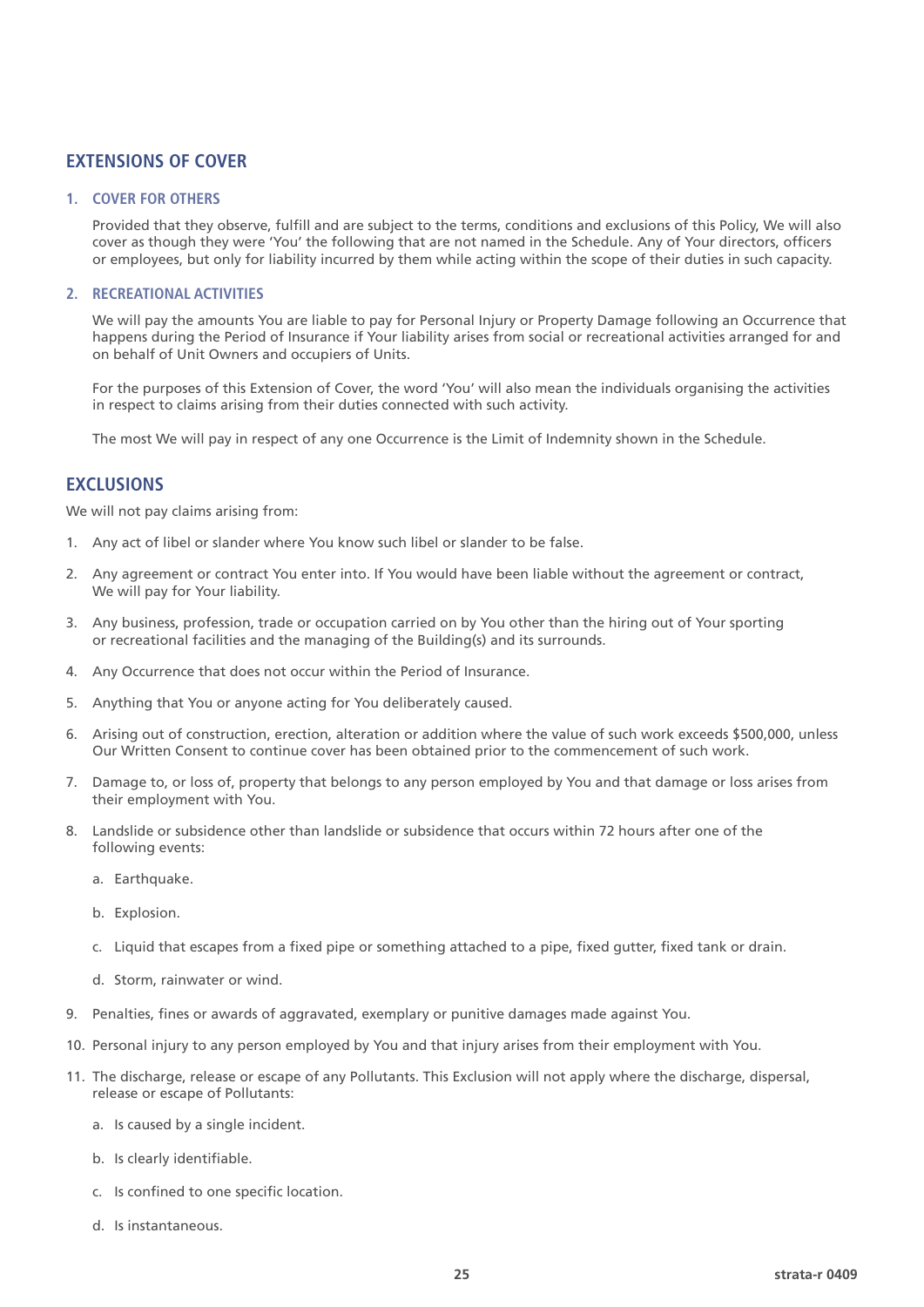## EXTENSIONS OF COVER

### 1. COVER FOR OTHERS

Provided that they observe, fulfill and are subject to the terms, conditions and exclusions of this Policy, We will also cover as though they were 'You' the following that are not named in the Schedule. Any of Your directors, officers or employees, but only for liability incurred by them while acting within the scope of their duties in such capacity.

### 2. RECREATIONAL ACTIVITIES

We will pay the amounts You are liable to pay for Personal Injury or Property Damage following an Occurrence that happens during the Period of Insurance if Your liability arises from social or recreational activities arranged for and on behalf of Unit Owners and occupiers of Units.

For the purposes of this Extension of Cover, the word 'You' will also mean the individuals organising the activities in respect to claims arising from their duties connected with such activity.

The most We will pay in respect of any one Occurrence is the Limit of Indemnity shown in the Schedule.

## EXCLUSIONS

We will not pay claims arising from:

1. Any act of libel or slander where You know such libel or slander to be false.
2. Any agreement or contract You enter into. If You would have been liable without the agreement or contract, We will pay for Your liability.
3. Any business, profession, trade or occupation carried on by You other than the hiring out of Your sporting or recreational facilities and the managing of the Building(s) and its surrounds.
4. Any Occurrence that does not occur within the Period of Insurance.
5. Anything that You or anyone acting for You deliberately caused.
6. Arising out of construction, erection, alteration or addition where the value of such work exceeds $500,000, unless Our Written Consent to continue cover has been obtained prior to the commencement of such work.
7. Damage to, or loss of, property that belongs to any person employed by You and that damage or loss arises from their employment with You.
8. Landslide or subsidence other than landslide or subsidence that occurs within 72 hours after one of the following events:
   a. Earthquake.
   b. Explosion.
   c. Liquid that escapes from a fixed pipe or something attached to a pipe, fixed gutter, fixed tank or drain.
   d. Storm, rainwater or wind.
9. Penalties, fines or awards of aggravated, exemplary or punitive damages made against You.
10. Personal injury to any person employed by You and that injury arises from their employment with You.
11. The discharge, release or escape of any Pollutants. This Exclusion will not apply where the discharge, dispersal, release or escape of Pollutants:
    a. Is caused by a single incident.
    b. Is clearly identifiable.
    c. Is confined to one specific location.
    d. Is instantaneous.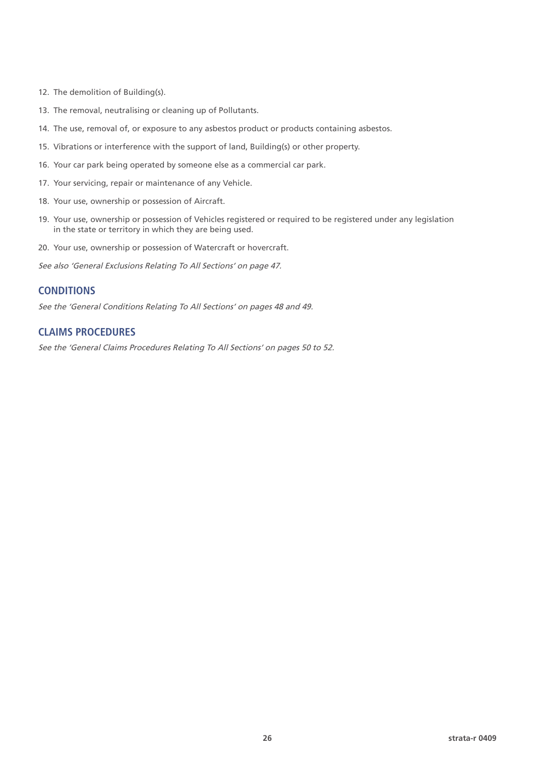12. The demolition of Building(s).
13. The removal, neutralising or cleaning up of Pollutants.
14. The use, removal of, or exposure to any asbestos product or products containing asbestos.
15. Vibrations or interference with the support of land, Building(s) or other property.
16. Your car park being operated by someone else as a commercial car park.
17. Your servicing, repair or maintenance of any Vehicle.
18. Your use, ownership or possession of Aircraft.
19. Your use, ownership or possession of Vehicles registered or required to be registered under any legislation in the state or territory in which they are being used.
20. Your use, ownership or possession of Watercraft or hovercraft.

*See also 'General Exclusions Relating To All Sections' on page 47.*

## CONDITIONS

*See the 'General Conditions Relating To All Sections' on pages 48 and 49.*

## CLAIMS PROCEDURES

*See the 'General Claims Procedures Relating To All Sections' on pages 50 to 52.*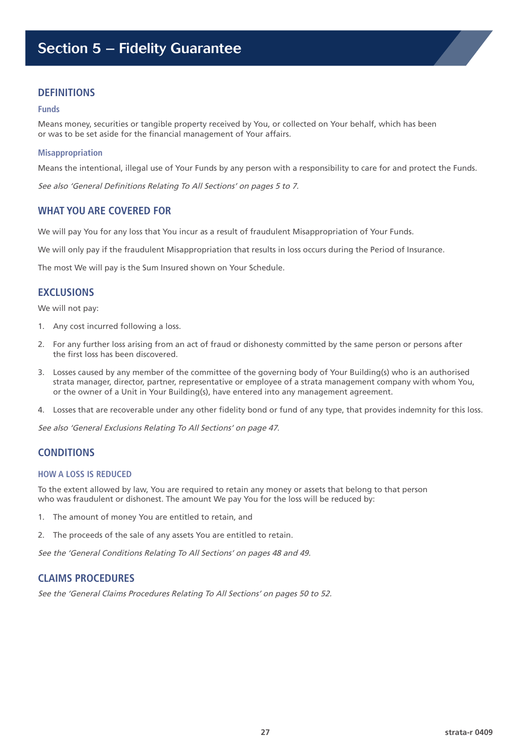# Section 5 – Fidelity Guarantee

## DEFINITIONS

### Funds

Means money, securities or tangible property received by You, or collected on Your behalf, which has been or was to be set aside for the financial management of Your affairs.

### Misappropriation

Means the intentional, illegal use of Your Funds by any person with a responsibility to care for and protect the Funds.

*See also 'General Definitions Relating To All Sections' on pages 5 to 7.*

## WHAT YOU ARE COVERED FOR

We will pay You for any loss that You incur as a result of fraudulent Misappropriation of Your Funds.

We will only pay if the fraudulent Misappropriation that results in loss occurs during the Period of Insurance.

The most We will pay is the Sum Insured shown on Your Schedule.

## EXCLUSIONS

We will not pay:

1. Any cost incurred following a loss.
2. For any further loss arising from an act of fraud or dishonesty committed by the same person or persons after the first loss has been discovered.
3. Losses caused by any member of the committee of the governing body of Your Building(s) who is an authorised strata manager, director, partner, representative or employee of a strata management company with whom You, or the owner of a Unit in Your Building(s), have entered into any management agreement.
4. Losses that are recoverable under any other fidelity bond or fund of any type, that provides indemnity for this loss.

*See also 'General Exclusions Relating To All Sections' on page 47.*

## CONDITIONS

### HOW A LOSS IS REDUCED

To the extent allowed by law, You are required to retain any money or assets that belong to that person who was fraudulent or dishonest. The amount We pay You for the loss will be reduced by:

1. The amount of money You are entitled to retain, and
2. The proceeds of the sale of any assets You are entitled to retain.

*See the 'General Conditions Relating To All Sections' on pages 48 and 49.*

## CLAIMS PROCEDURES

*See the 'General Claims Procedures Relating To All Sections' on pages 50 to 52.*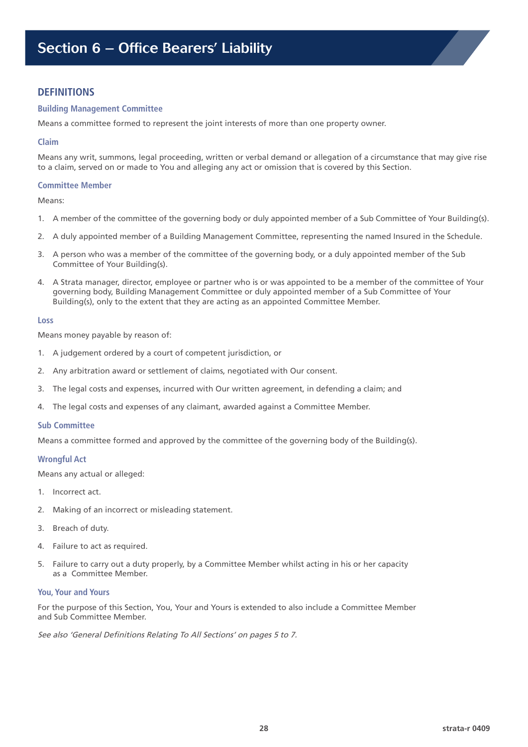# Section 6 – Office Bearers' Liability

## DEFINITIONS

### Building Management Committee

Means a committee formed to represent the joint interests of more than one property owner.

### Claim

Means any writ, summons, legal proceeding, written or verbal demand or allegation of a circumstance that may give rise to a claim, served on or made to You and alleging any act or omission that is covered by this Section.

### Committee Member

Means:

1. A member of the committee of the governing body or duly appointed member of a Sub Committee of Your Building(s).
2. A duly appointed member of a Building Management Committee, representing the named Insured in the Schedule.
3. A person who was a member of the committee of the governing body, or a duly appointed member of the Sub Committee of Your Building(s).
4. A Strata manager, director, employee or partner who is or was appointed to be a member of the committee of Your governing body, Building Management Committee or duly appointed member of a Sub Committee of Your Building(s), only to the extent that they are acting as an appointed Committee Member.

### Loss

Means money payable by reason of:

1. A judgement ordered by a court of competent jurisdiction, or
2. Any arbitration award or settlement of claims, negotiated with Our consent.
3. The legal costs and expenses, incurred with Our written agreement, in defending a claim; and
4. The legal costs and expenses of any claimant, awarded against a Committee Member.

### Sub Committee

Means a committee formed and approved by the committee of the governing body of the Building(s).

### Wrongful Act

Means any actual or alleged:

1. Incorrect act.
2. Making of an incorrect or misleading statement.
3. Breach of duty.
4. Failure to act as required.
5. Failure to carry out a duty properly, by a Committee Member whilst acting in his or her capacity as a Committee Member.

### You, Your and Yours

For the purpose of this Section, You, Your and Yours is extended to also include a Committee Member and Sub Committee Member.

*See also 'General Definitions Relating To All Sections' on pages 5 to 7.*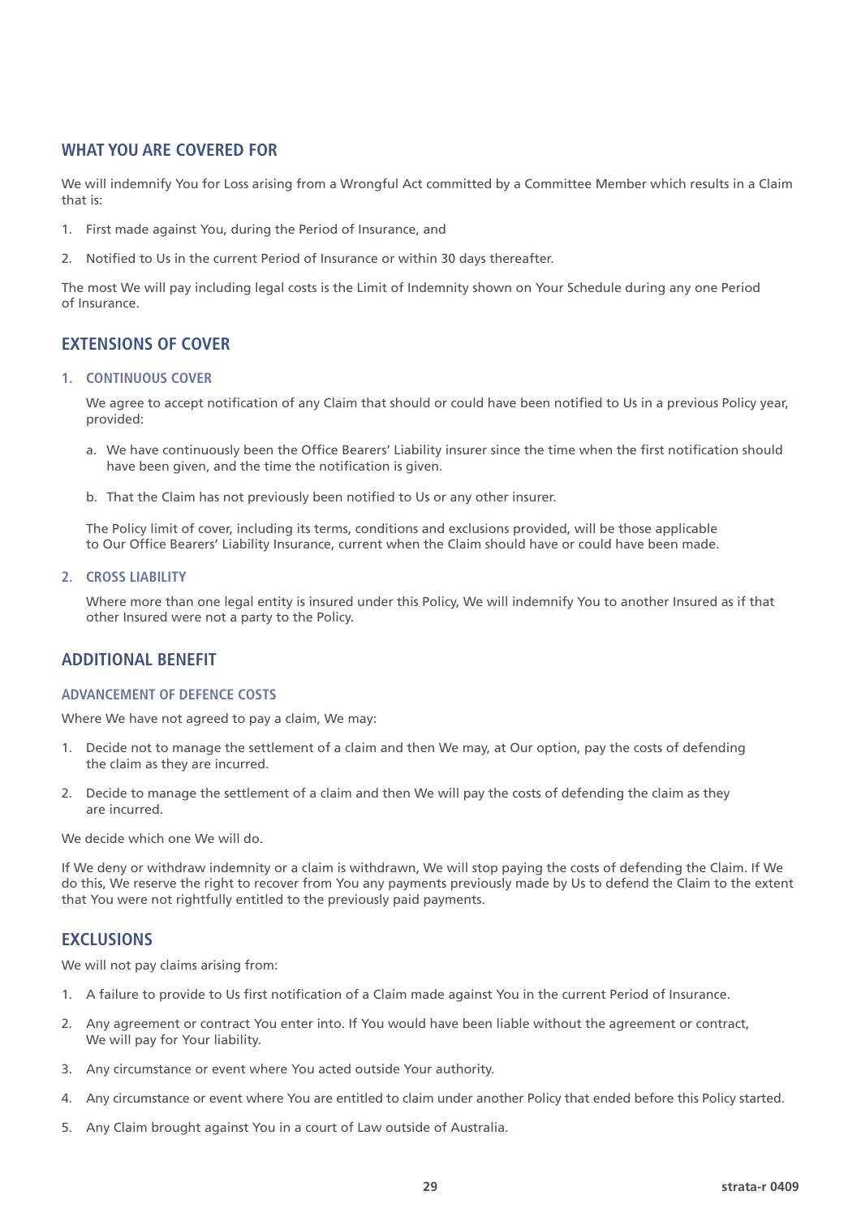## WHAT YOU ARE COVERED FOR

We will indemnify You for Loss arising from a Wrongful Act committed by a Committee Member which results in a Claim that is:

1. First made against You, during the Period of Insurance, and
2. Notified to Us in the current Period of Insurance or within 30 days thereafter.

The most We will pay including legal costs is the Limit of Indemnity shown on Your Schedule during any one Period of Insurance.

## EXTENSIONS OF COVER

### 1. CONTINUOUS COVER

We agree to accept notification of any Claim that should or could have been notified to Us in a previous Policy year, provided:

a. We have continuously been the Office Bearers' Liability insurer since the time when the first notification should have been given, and the time the notification is given.

b. That the Claim has not previously been notified to Us or any other insurer.

The Policy limit of cover, including its terms, conditions and exclusions provided, will be those applicable to Our Office Bearers' Liability Insurance, current when the Claim should have or could have been made.

### 2. CROSS LIABILITY

Where more than one legal entity is insured under this Policy, We will indemnify You to another Insured as if that other Insured were not a party to the Policy.

## ADDITIONAL BENEFIT

### ADVANCEMENT OF DEFENCE COSTS

Where We have not agreed to pay a claim, We may:

1. Decide not to manage the settlement of a claim and then We may, at Our option, pay the costs of defending the claim as they are incurred.
2. Decide to manage the settlement of a claim and then We will pay the costs of defending the claim as they are incurred.

We decide which one We will do.

If We deny or withdraw indemnity or a claim is withdrawn, We will stop paying the costs of defending the Claim. If We do this, We reserve the right to recover from You any payments previously made by Us to defend the Claim to the extent that You were not rightfully entitled to the previously paid payments.

## EXCLUSIONS

We will not pay claims arising from:

1. A failure to provide to Us first notification of a Claim made against You in the current Period of Insurance.
2. Any agreement or contract You enter into. If You would have been liable without the agreement or contract, We will pay for Your liability.
3. Any circumstance or event where You acted outside Your authority.
4. Any circumstance or event where You are entitled to claim under another Policy that ended before this Policy started.
5. Any Claim brought against You in a court of Law outside of Australia.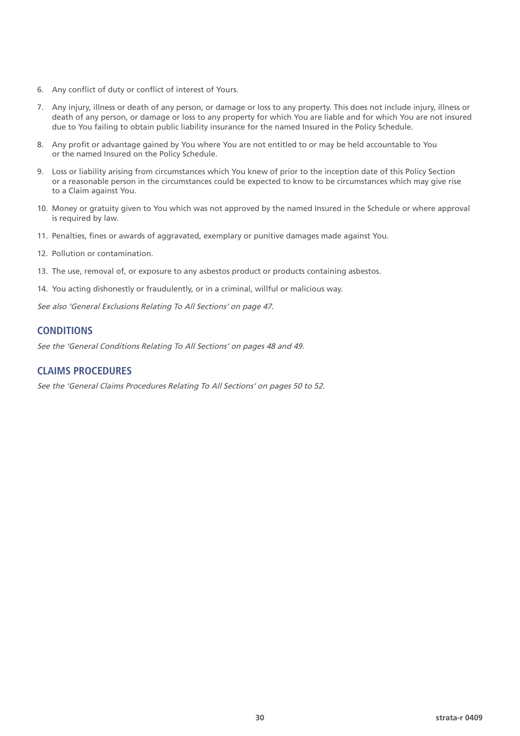6. Any conflict of duty or conflict of interest of Yours.
7. Any injury, illness or death of any person, or damage or loss to any property. This does not include injury, illness or death of any person, or damage or loss to any property for which You are liable and for which You are not insured due to You failing to obtain public liability insurance for the named Insured in the Policy Schedule.
8. Any profit or advantage gained by You where You are not entitled to or may be held accountable to You or the named Insured on the Policy Schedule.
9. Loss or liability arising from circumstances which You knew of prior to the inception date of this Policy Section or a reasonable person in the circumstances could be expected to know to be circumstances which may give rise to a Claim against You.
10. Money or gratuity given to You which was not approved by the named Insured in the Schedule or where approval is required by law.
11. Penalties, fines or awards of aggravated, exemplary or punitive damages made against You.
12. Pollution or contamination.
13. The use, removal of, or exposure to any asbestos product or products containing asbestos.
14. You acting dishonestly or fraudulently, or in a criminal, willful or malicious way.

*See also 'General Exclusions Relating To All Sections' on page 47.*

## CONDITIONS

*See the 'General Conditions Relating To All Sections' on pages 48 and 49.*

## CLAIMS PROCEDURES

*See the 'General Claims Procedures Relating To All Sections' on pages 50 to 52.*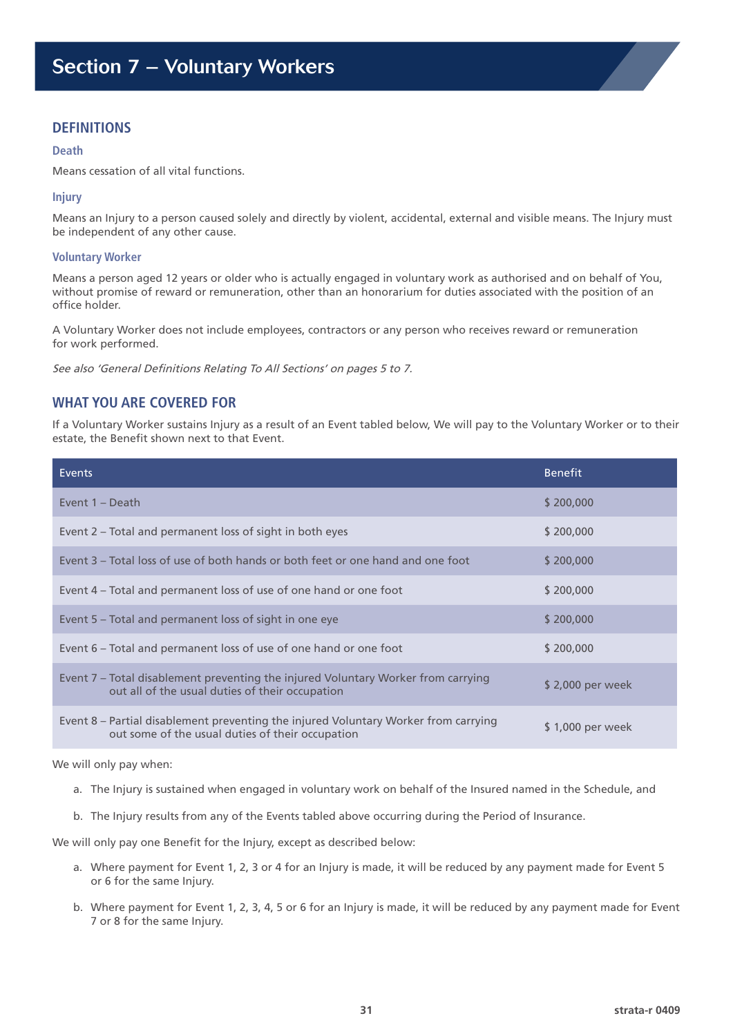# Section 7 – Voluntary Workers

## DEFINITIONS

### Death

Means cessation of all vital functions.

### Injury

Means an Injury to a person caused solely and directly by violent, accidental, external and visible means. The Injury must be independent of any other cause.

### Voluntary Worker

Means a person aged 12 years or older who is actually engaged in voluntary work as authorised and on behalf of You, without promise of reward or remuneration, other than an honorarium for duties associated with the position of an office holder.

A Voluntary Worker does not include employees, contractors or any person who receives reward or remuneration for work performed.

*See also 'General Definitions Relating To All Sections' on pages 5 to 7.*

## WHAT YOU ARE COVERED FOR

If a Voluntary Worker sustains Injury as a result of an Event tabled below, We will pay to the Voluntary Worker or to their estate, the Benefit shown next to that Event.

| Events | Benefit |
|---|---|
| Event 1 – Death | $ 200,000 |
| Event 2 – Total and permanent loss of sight in both eyes | $ 200,000 |
| Event 3 – Total loss of use of both hands or both feet or one hand and one foot | $ 200,000 |
| Event 4 – Total and permanent loss of use of one hand or one foot | $ 200,000 |
| Event 5 – Total and permanent loss of sight in one eye | $ 200,000 |
| Event 6 – Total and permanent loss of use of one hand or one foot | $ 200,000 |
| Event 7 – Total disablement preventing the injured Voluntary Worker from carrying out all of the usual duties of their occupation | $ 2,000 per week |
| Event 8 – Partial disablement preventing the injured Voluntary Worker from carrying out some of the usual duties of their occupation | $ 1,000 per week |

We will only pay when:

a. The Injury is sustained when engaged in voluntary work on behalf of the Insured named in the Schedule, and

b. The Injury results from any of the Events tabled above occurring during the Period of Insurance.

We will only pay one Benefit for the Injury, except as described below:

a. Where payment for Event 1, 2, 3 or 4 for an Injury is made, it will be reduced by any payment made for Event 5 or 6 for the same Injury.

b. Where payment for Event 1, 2, 3, 4, 5 or 6 for an Injury is made, it will be reduced by any payment made for Event 7 or 8 for the same Injury.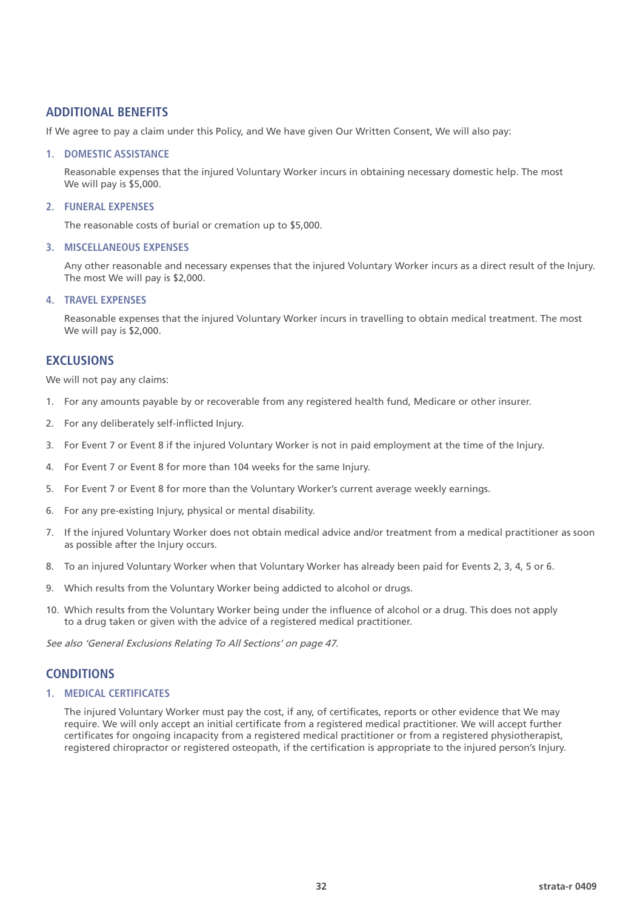## ADDITIONAL BENEFITS

If We agree to pay a claim under this Policy, and We have given Our Written Consent, We will also pay:

### 1. DOMESTIC ASSISTANCE

Reasonable expenses that the injured Voluntary Worker incurs in obtaining necessary domestic help. The most We will pay is $5,000.

### 2. FUNERAL EXPENSES

The reasonable costs of burial or cremation up to $5,000.

### 3. MISCELLANEOUS EXPENSES

Any other reasonable and necessary expenses that the injured Voluntary Worker incurs as a direct result of the Injury. The most We will pay is $2,000.

### 4. TRAVEL EXPENSES

Reasonable expenses that the injured Voluntary Worker incurs in travelling to obtain medical treatment. The most We will pay is $2,000.

## EXCLUSIONS

We will not pay any claims:

1. For any amounts payable by or recoverable from any registered health fund, Medicare or other insurer.
2. For any deliberately self-inflicted Injury.
3. For Event 7 or Event 8 if the injured Voluntary Worker is not in paid employment at the time of the Injury.
4. For Event 7 or Event 8 for more than 104 weeks for the same Injury.
5. For Event 7 or Event 8 for more than the Voluntary Worker's current average weekly earnings.
6. For any pre-existing Injury, physical or mental disability.
7. If the injured Voluntary Worker does not obtain medical advice and/or treatment from a medical practitioner as soon as possible after the Injury occurs.
8. To an injured Voluntary Worker when that Voluntary Worker has already been paid for Events 2, 3, 4, 5 or 6.
9. Which results from the Voluntary Worker being addicted to alcohol or drugs.
10. Which results from the Voluntary Worker being under the influence of alcohol or a drug. This does not apply to a drug taken or given with the advice of a registered medical practitioner.

*See also 'General Exclusions Relating To All Sections' on page 47.*

## CONDITIONS

### 1. MEDICAL CERTIFICATES

The injured Voluntary Worker must pay the cost, if any, of certificates, reports or other evidence that We may require. We will only accept an initial certificate from a registered medical practitioner. We will accept further certificates for ongoing incapacity from a registered medical practitioner or from a registered physiotherapist, registered chiropractor or registered osteopath, if the certification is appropriate to the injured person's Injury.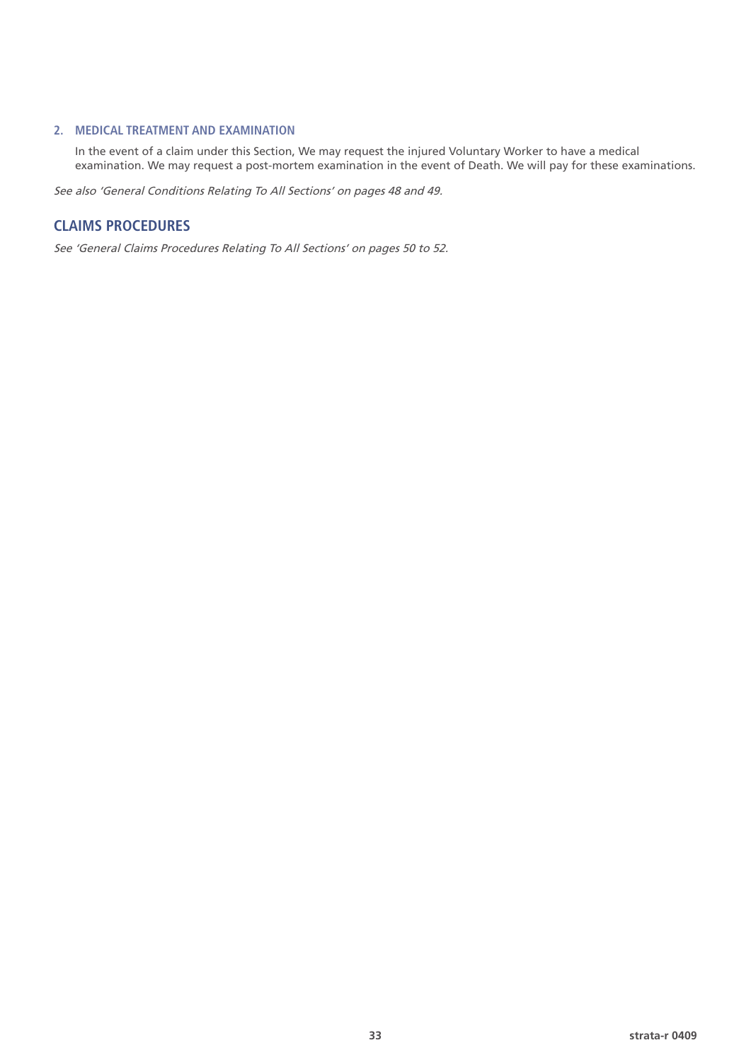### 2. MEDICAL TREATMENT AND EXAMINATION

In the event of a claim under this Section, We may request the injured Voluntary Worker to have a medical examination. We may request a post-mortem examination in the event of Death. We will pay for these examinations.

*See also 'General Conditions Relating To All Sections' on pages 48 and 49.*

## CLAIMS PROCEDURES

*See 'General Claims Procedures Relating To All Sections' on pages 50 to 52.*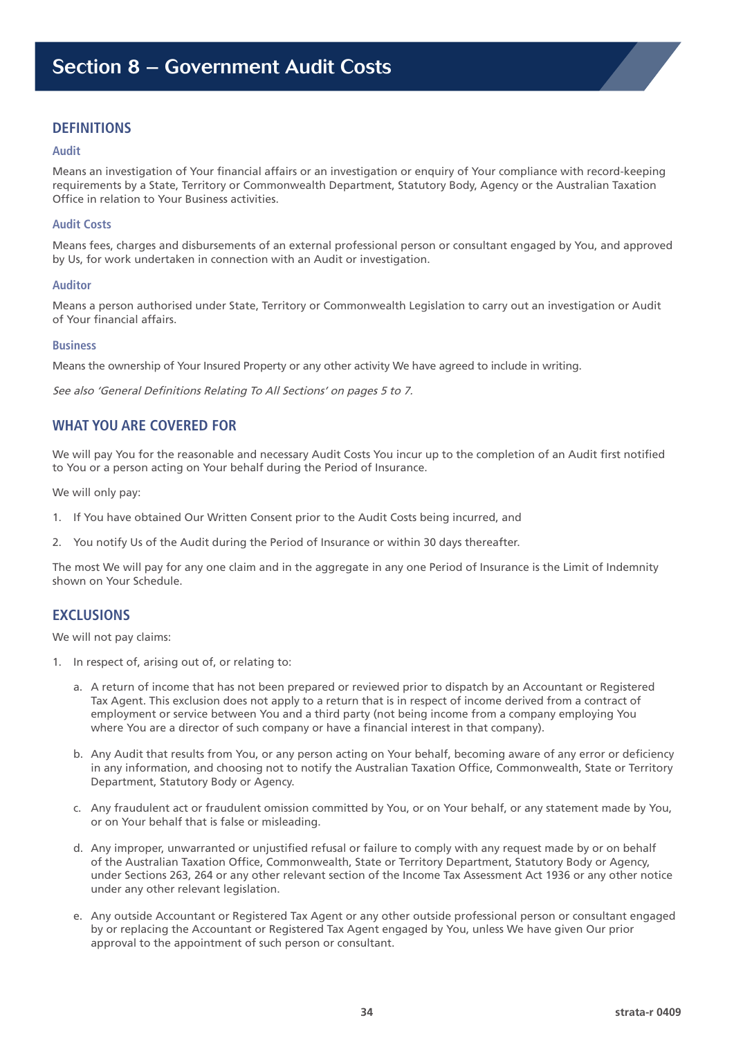# Section 8 – Government Audit Costs

## DEFINITIONS

### Audit

Means an investigation of Your financial affairs or an investigation or enquiry of Your compliance with record-keeping requirements by a State, Territory or Commonwealth Department, Statutory Body, Agency or the Australian Taxation Office in relation to Your Business activities.

### Audit Costs

Means fees, charges and disbursements of an external professional person or consultant engaged by You, and approved by Us, for work undertaken in connection with an Audit or investigation.

### Auditor

Means a person authorised under State, Territory or Commonwealth Legislation to carry out an investigation or Audit of Your financial affairs.

### Business

Means the ownership of Your Insured Property or any other activity We have agreed to include in writing.

*See also 'General Definitions Relating To All Sections' on pages 5 to 7.*

## WHAT YOU ARE COVERED FOR

We will pay You for the reasonable and necessary Audit Costs You incur up to the completion of an Audit first notified to You or a person acting on Your behalf during the Period of Insurance.

We will only pay:

1. If You have obtained Our Written Consent prior to the Audit Costs being incurred, and
2. You notify Us of the Audit during the Period of Insurance or within 30 days thereafter.

The most We will pay for any one claim and in the aggregate in any one Period of Insurance is the Limit of Indemnity shown on Your Schedule.

## EXCLUSIONS

We will not pay claims:

1. In respect of, arising out of, or relating to:
   a. A return of income that has not been prepared or reviewed prior to dispatch by an Accountant or Registered Tax Agent. This exclusion does not apply to a return that is in respect of income derived from a contract of employment or service between You and a third party (not being income from a company employing You where You are a director of such company or have a financial interest in that company).
   b. Any Audit that results from You, or any person acting on Your behalf, becoming aware of any error or deficiency in any information, and choosing not to notify the Australian Taxation Office, Commonwealth, State or Territory Department, Statutory Body or Agency.
   c. Any fraudulent act or fraudulent omission committed by You, or on Your behalf, or any statement made by You, or on Your behalf that is false or misleading.
   d. Any improper, unwarranted or unjustified refusal or failure to comply with any request made by or on behalf of the Australian Taxation Office, Commonwealth, State or Territory Department, Statutory Body or Agency, under Sections 263, 264 or any other relevant section of the Income Tax Assessment Act 1936 or any other notice under any other relevant legislation.
   e. Any outside Accountant or Registered Tax Agent or any other outside professional person or consultant engaged by or replacing the Accountant or Registered Tax Agent engaged by You, unless We have given Our prior approval to the appointment of such person or consultant.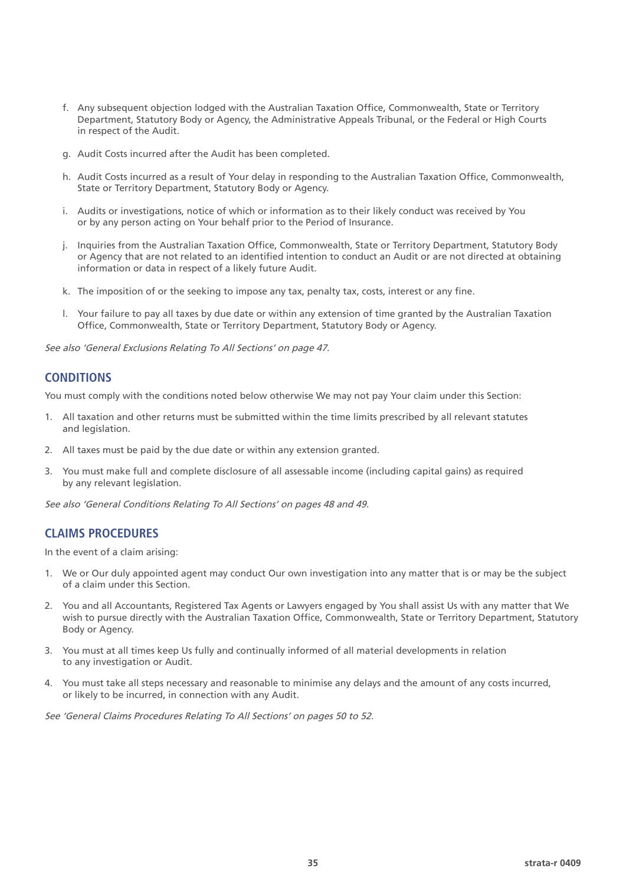f. Any subsequent objection lodged with the Australian Taxation Office, Commonwealth, State or Territory Department, Statutory Body or Agency, the Administrative Appeals Tribunal, or the Federal or High Courts in respect of the Audit.

g. Audit Costs incurred after the Audit has been completed.

h. Audit Costs incurred as a result of Your delay in responding to the Australian Taxation Office, Commonwealth, State or Territory Department, Statutory Body or Agency.

i. Audits or investigations, notice of which or information as to their likely conduct was received by You or by any person acting on Your behalf prior to the Period of Insurance.

j. Inquiries from the Australian Taxation Office, Commonwealth, State or Territory Department, Statutory Body or Agency that are not related to an identified intention to conduct an Audit or are not directed at obtaining information or data in respect of a likely future Audit.

k. The imposition of or the seeking to impose any tax, penalty tax, costs, interest or any fine.

l. Your failure to pay all taxes by due date or within any extension of time granted by the Australian Taxation Office, Commonwealth, State or Territory Department, Statutory Body or Agency.

*See also 'General Exclusions Relating To All Sections' on page 47.*

## CONDITIONS

You must comply with the conditions noted below otherwise We may not pay Your claim under this Section:

1. All taxation and other returns must be submitted within the time limits prescribed by all relevant statutes and legislation.
2. All taxes must be paid by the due date or within any extension granted.
3. You must make full and complete disclosure of all assessable income (including capital gains) as required by any relevant legislation.

*See also 'General Conditions Relating To All Sections' on pages 48 and 49.*

## CLAIMS PROCEDURES

In the event of a claim arising:

1. We or Our duly appointed agent may conduct Our own investigation into any matter that is or may be the subject of a claim under this Section.
2. You and all Accountants, Registered Tax Agents or Lawyers engaged by You shall assist Us with any matter that We wish to pursue directly with the Australian Taxation Office, Commonwealth, State or Territory Department, Statutory Body or Agency.
3. You must at all times keep Us fully and continually informed of all material developments in relation to any investigation or Audit.
4. You must take all steps necessary and reasonable to minimise any delays and the amount of any costs incurred, or likely to be incurred, in connection with any Audit.

*See 'General Claims Procedures Relating To All Sections' on pages 50 to 52.*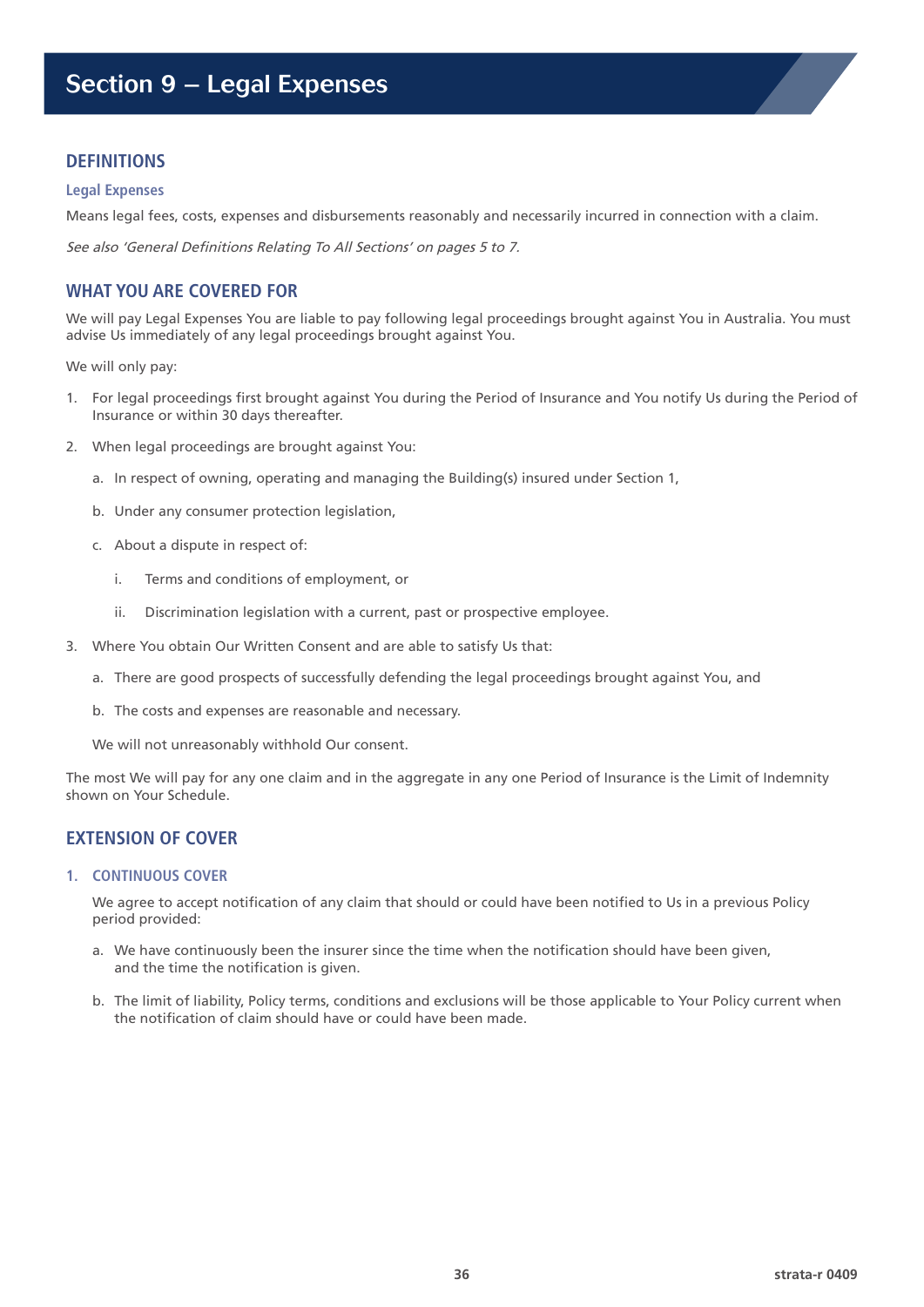# Section 9 – Legal Expenses

## DEFINITIONS

### Legal Expenses

Means legal fees, costs, expenses and disbursements reasonably and necessarily incurred in connection with a claim.

*See also 'General Definitions Relating To All Sections' on pages 5 to 7.*

## WHAT YOU ARE COVERED FOR

We will pay Legal Expenses You are liable to pay following legal proceedings brought against You in Australia. You must advise Us immediately of any legal proceedings brought against You.

We will only pay:

1. For legal proceedings first brought against You during the Period of Insurance and You notify Us during the Period of Insurance or within 30 days thereafter.
2. When legal proceedings are brought against You:
   a. In respect of owning, operating and managing the Building(s) insured under Section 1,
   b. Under any consumer protection legislation,
   c. About a dispute in respect of:
      i. Terms and conditions of employment, or
      ii. Discrimination legislation with a current, past or prospective employee.
3. Where You obtain Our Written Consent and are able to satisfy Us that:
   a. There are good prospects of successfully defending the legal proceedings brought against You, and
   b. The costs and expenses are reasonable and necessary.

   We will not unreasonably withhold Our consent.

The most We will pay for any one claim and in the aggregate in any one Period of Insurance is the Limit of Indemnity shown on Your Schedule.

## EXTENSION OF COVER

### 1. CONTINUOUS COVER

We agree to accept notification of any claim that should or could have been notified to Us in a previous Policy period provided:

a. We have continuously been the insurer since the time when the notification should have been given, and the time the notification is given.

b. The limit of liability, Policy terms, conditions and exclusions will be those applicable to Your Policy current when the notification of claim should have or could have been made.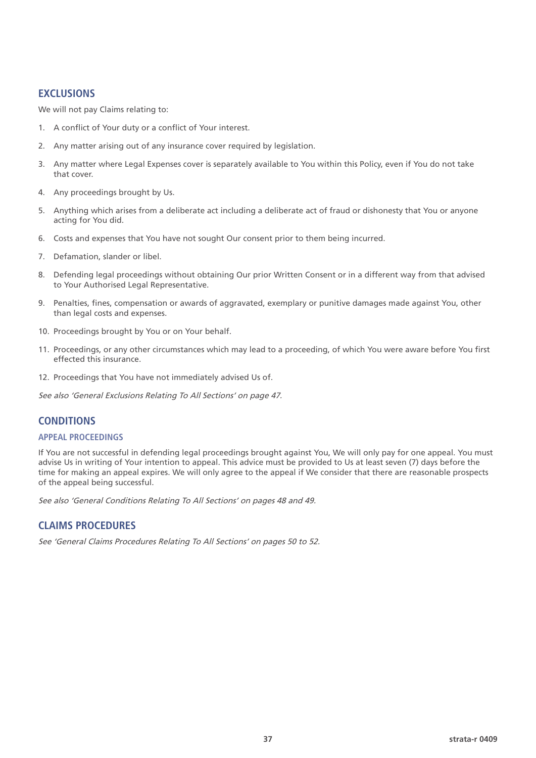## EXCLUSIONS

We will not pay Claims relating to:

1. A conflict of Your duty or a conflict of Your interest.
2. Any matter arising out of any insurance cover required by legislation.
3. Any matter where Legal Expenses cover is separately available to You within this Policy, even if You do not take that cover.
4. Any proceedings brought by Us.
5. Anything which arises from a deliberate act including a deliberate act of fraud or dishonesty that You or anyone acting for You did.
6. Costs and expenses that You have not sought Our consent prior to them being incurred.
7. Defamation, slander or libel.
8. Defending legal proceedings without obtaining Our prior Written Consent or in a different way from that advised to Your Authorised Legal Representative.
9. Penalties, fines, compensation or awards of aggravated, exemplary or punitive damages made against You, other than legal costs and expenses.
10. Proceedings brought by You or on Your behalf.
11. Proceedings, or any other circumstances which may lead to a proceeding, of which You were aware before You first effected this insurance.
12. Proceedings that You have not immediately advised Us of.

*See also 'General Exclusions Relating To All Sections' on page 47.*

## CONDITIONS

### APPEAL PROCEEDINGS

If You are not successful in defending legal proceedings brought against You, We will only pay for one appeal. You must advise Us in writing of Your intention to appeal. This advice must be provided to Us at least seven (7) days before the time for making an appeal expires. We will only agree to the appeal if We consider that there are reasonable prospects of the appeal being successful.

*See also 'General Conditions Relating To All Sections' on pages 48 and 49.*

## CLAIMS PROCEDURES

*See 'General Claims Procedures Relating To All Sections' on pages 50 to 52.*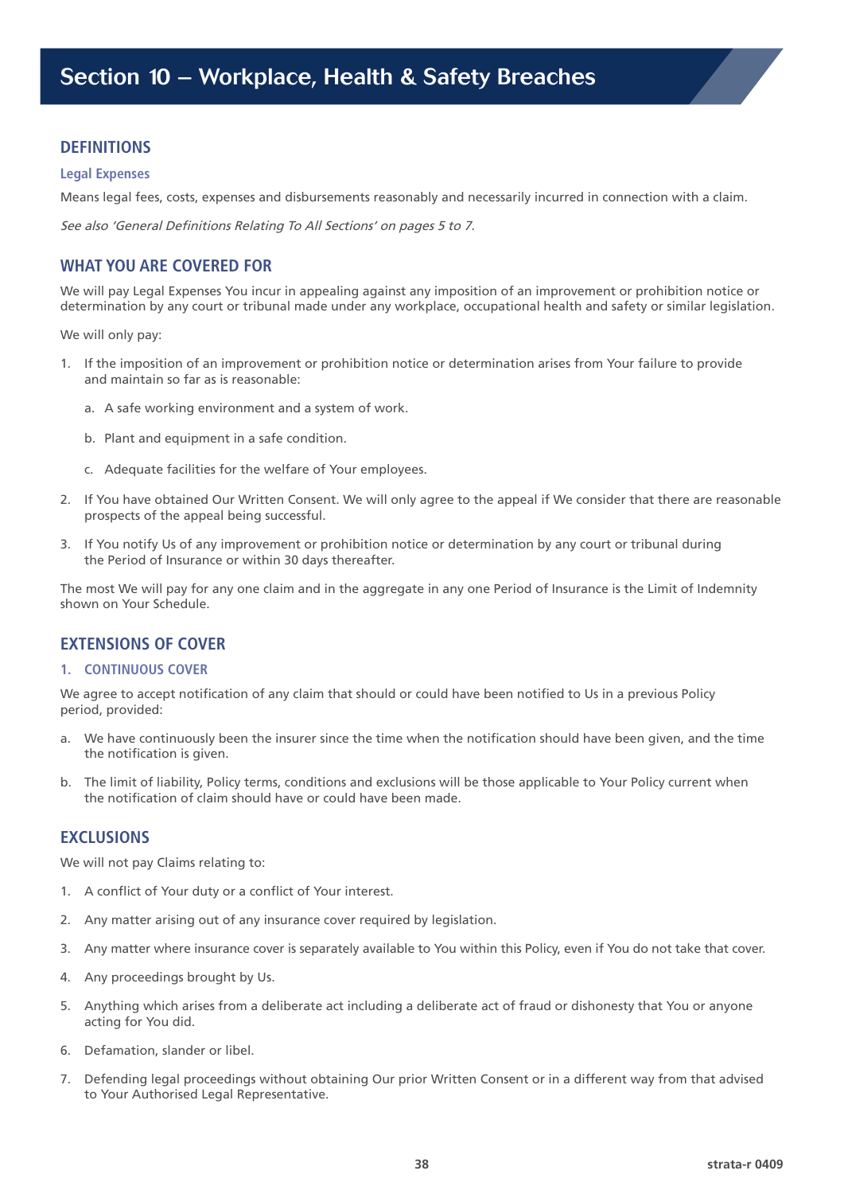# Section 10 – Workplace, Health & Safety Breaches

## DEFINITIONS

### Legal Expenses

Means legal fees, costs, expenses and disbursements reasonably and necessarily incurred in connection with a claim.

*See also 'General Definitions Relating To All Sections' on pages 5 to 7.*

## WHAT YOU ARE COVERED FOR

We will pay Legal Expenses You incur in appealing against any imposition of an improvement or prohibition notice or determination by any court or tribunal made under any workplace, occupational health and safety or similar legislation.

We will only pay:

1. If the imposition of an improvement or prohibition notice or determination arises from Your failure to provide and maintain so far as is reasonable:
   a. A safe working environment and a system of work.
   b. Plant and equipment in a safe condition.
   c. Adequate facilities for the welfare of Your employees.
2. If You have obtained Our Written Consent. We will only agree to the appeal if We consider that there are reasonable prospects of the appeal being successful.
3. If You notify Us of any improvement or prohibition notice or determination by any court or tribunal during the Period of Insurance or within 30 days thereafter.

The most We will pay for any one claim and in the aggregate in any one Period of Insurance is the Limit of Indemnity shown on Your Schedule.

## EXTENSIONS OF COVER

### 1. CONTINUOUS COVER

We agree to accept notification of any claim that should or could have been notified to Us in a previous Policy period, provided:

a. We have continuously been the insurer since the time when the notification should have been given, and the time the notification is given.

b. The limit of liability, Policy terms, conditions and exclusions will be those applicable to Your Policy current when the notification of claim should have or could have been made.

## EXCLUSIONS

We will not pay Claims relating to:

1. A conflict of Your duty or a conflict of Your interest.
2. Any matter arising out of any insurance cover required by legislation.
3. Any matter where insurance cover is separately available to You within this Policy, even if You do not take that cover.
4. Any proceedings brought by Us.
5. Anything which arises from a deliberate act including a deliberate act of fraud or dishonesty that You or anyone acting for You did.
6. Defamation, slander or libel.
7. Defending legal proceedings without obtaining Our prior Written Consent or in a different way from that advised to Your Authorised Legal Representative.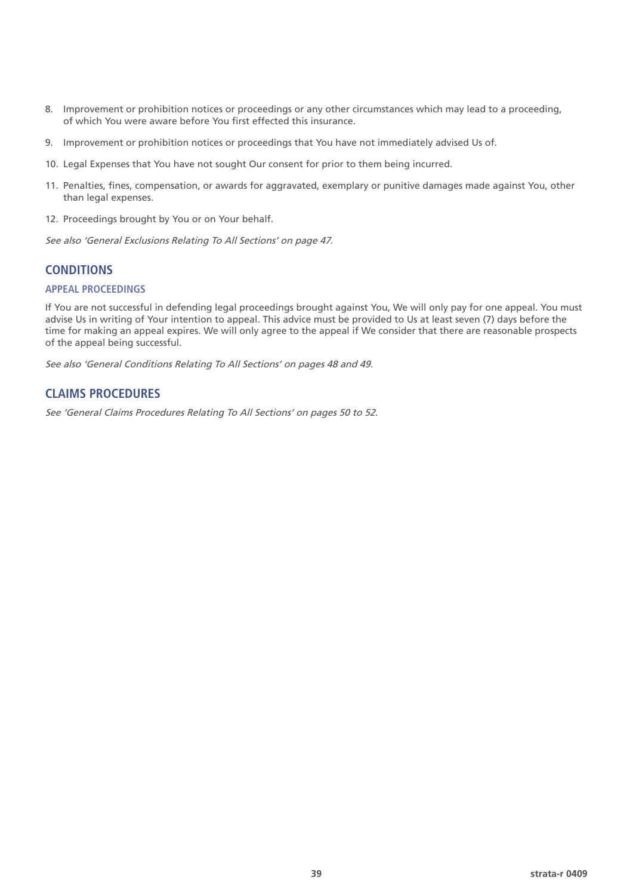8. Improvement or prohibition notices or proceedings or any other circumstances which may lead to a proceeding, of which You were aware before You first effected this insurance.

9. Improvement or prohibition notices or proceedings that You have not immediately advised Us of.

10. Legal Expenses that You have not sought Our consent for prior to them being incurred.

11. Penalties, fines, compensation, or awards for aggravated, exemplary or punitive damages made against You, other than legal expenses.

12. Proceedings brought by You or on Your behalf.

*See also 'General Exclusions Relating To All Sections' on page 47.*

## CONDITIONS

### APPEAL PROCEEDINGS

If You are not successful in defending legal proceedings brought against You, We will only pay for one appeal. You must advise Us in writing of Your intention to appeal. This advice must be provided to Us at least seven (7) days before the time for making an appeal expires. We will only agree to the appeal if We consider that there are reasonable prospects of the appeal being successful.

*See also 'General Conditions Relating To All Sections' on pages 48 and 49.*

## CLAIMS PROCEDURES

*See 'General Claims Procedures Relating To All Sections' on pages 50 to 52.*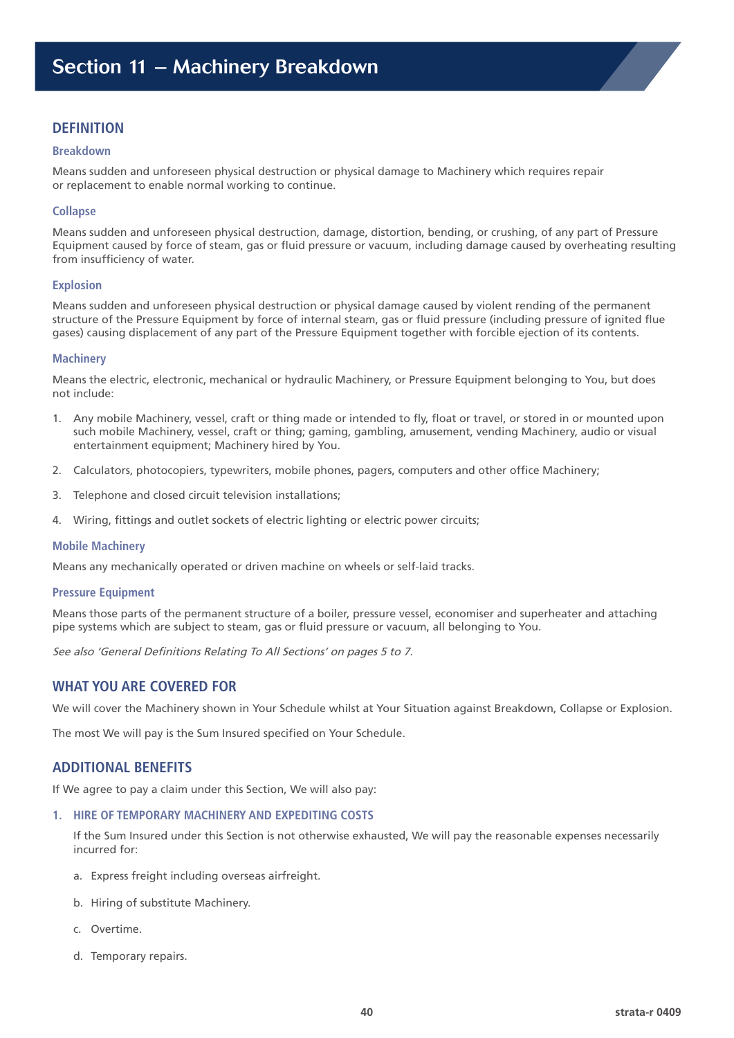# Section 11 – Machinery Breakdown

## DEFINITION

### Breakdown

Means sudden and unforeseen physical destruction or physical damage to Machinery which requires repair or replacement to enable normal working to continue.

### Collapse

Means sudden and unforeseen physical destruction, damage, distortion, bending, or crushing, of any part of Pressure Equipment caused by force of steam, gas or fluid pressure or vacuum, including damage caused by overheating resulting from insufficiency of water.

### Explosion

Means sudden and unforeseen physical destruction or physical damage caused by violent rending of the permanent structure of the Pressure Equipment by force of internal steam, gas or fluid pressure (including pressure of ignited flue gases) causing displacement of any part of the Pressure Equipment together with forcible ejection of its contents.

### Machinery

Means the electric, electronic, mechanical or hydraulic Machinery, or Pressure Equipment belonging to You, but does not include:

1. Any mobile Machinery, vessel, craft or thing made or intended to fly, float or travel, or stored in or mounted upon such mobile Machinery, vessel, craft or thing; gaming, gambling, amusement, vending Machinery, audio or visual entertainment equipment; Machinery hired by You.
2. Calculators, photocopiers, typewriters, mobile phones, pagers, computers and other office Machinery;
3. Telephone and closed circuit television installations;
4. Wiring, fittings and outlet sockets of electric lighting or electric power circuits;

### Mobile Machinery

Means any mechanically operated or driven machine on wheels or self-laid tracks.

### Pressure Equipment

Means those parts of the permanent structure of a boiler, pressure vessel, economiser and superheater and attaching pipe systems which are subject to steam, gas or fluid pressure or vacuum, all belonging to You.

*See also 'General Definitions Relating To All Sections' on pages 5 to 7.*

## WHAT YOU ARE COVERED FOR

We will cover the Machinery shown in Your Schedule whilst at Your Situation against Breakdown, Collapse or Explosion.

The most We will pay is the Sum Insured specified on Your Schedule.

## ADDITIONAL BENEFITS

If We agree to pay a claim under this Section, We will also pay:

### 1. HIRE OF TEMPORARY MACHINERY AND EXPEDITING COSTS

If the Sum Insured under this Section is not otherwise exhausted, We will pay the reasonable expenses necessarily incurred for:

a. Express freight including overseas airfreight.

b. Hiring of substitute Machinery.

c. Overtime.

d. Temporary repairs.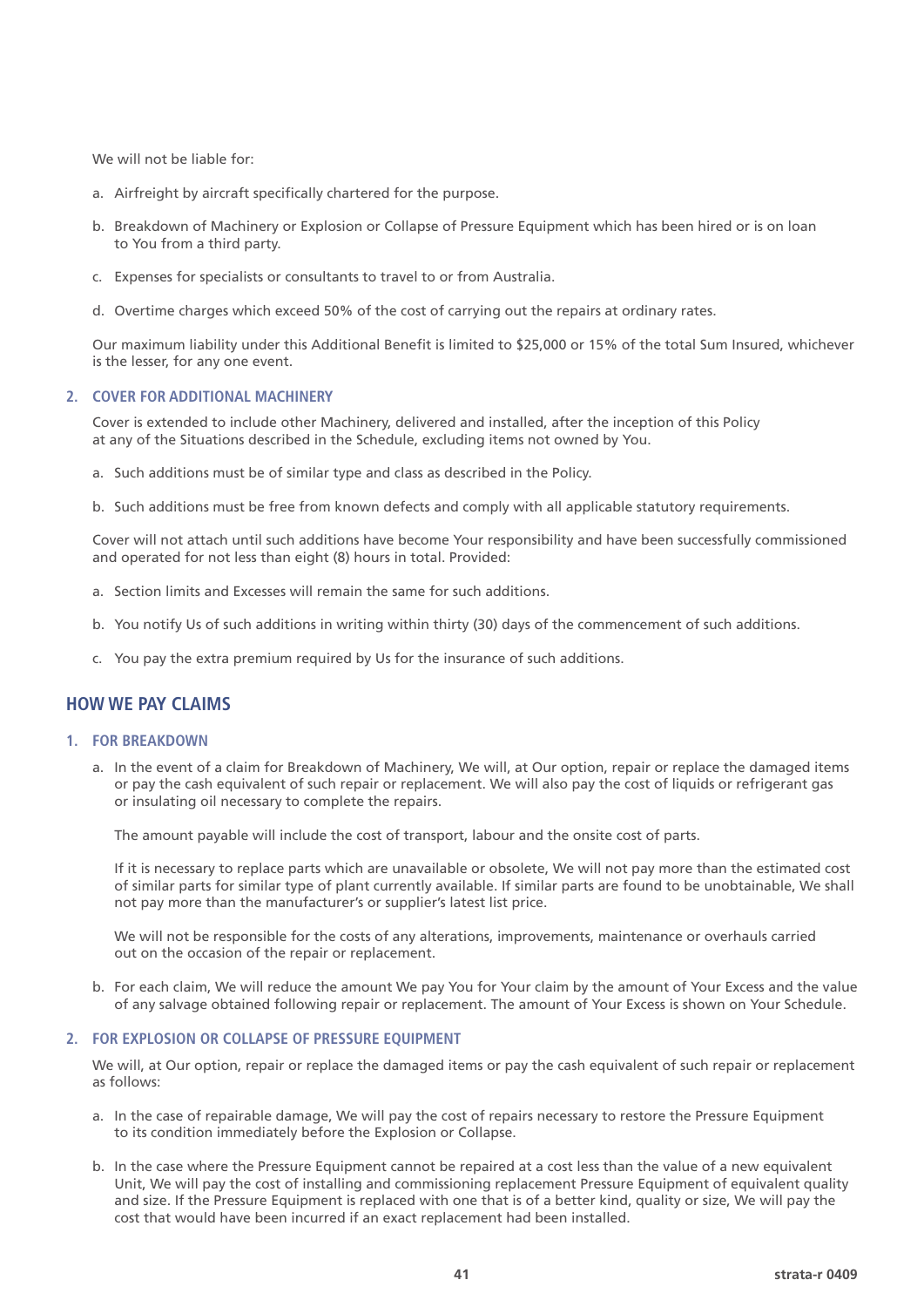We will not be liable for:

a. Airfreight by aircraft specifically chartered for the purpose.

b. Breakdown of Machinery or Explosion or Collapse of Pressure Equipment which has been hired or is on loan to You from a third party.

c. Expenses for specialists or consultants to travel to or from Australia.

d. Overtime charges which exceed 50% of the cost of carrying out the repairs at ordinary rates.

Our maximum liability under this Additional Benefit is limited to $25,000 or 15% of the total Sum Insured, whichever is the lesser, for any one event.

### 2. COVER FOR ADDITIONAL MACHINERY

Cover is extended to include other Machinery, delivered and installed, after the inception of this Policy at any of the Situations described in the Schedule, excluding items not owned by You.

a. Such additions must be of similar type and class as described in the Policy.

b. Such additions must be free from known defects and comply with all applicable statutory requirements.

Cover will not attach until such additions have become Your responsibility and have been successfully commissioned and operated for not less than eight (8) hours in total. Provided:

a. Section limits and Excesses will remain the same for such additions.

b. You notify Us of such additions in writing within thirty (30) days of the commencement of such additions.

c. You pay the extra premium required by Us for the insurance of such additions.

## HOW WE PAY CLAIMS

### 1. FOR BREAKDOWN

a. In the event of a claim for Breakdown of Machinery, We will, at Our option, repair or replace the damaged items or pay the cash equivalent of such repair or replacement. We will also pay the cost of liquids or refrigerant gas or insulating oil necessary to complete the repairs.

   The amount payable will include the cost of transport, labour and the onsite cost of parts.

   If it is necessary to replace parts which are unavailable or obsolete, We will not pay more than the estimated cost of similar parts for similar type of plant currently available. If similar parts are found to be unobtainable, We shall not pay more than the manufacturer's or supplier's latest list price.

   We will not be responsible for the costs of any alterations, improvements, maintenance or overhauls carried out on the occasion of the repair or replacement.

b. For each claim, We will reduce the amount We pay You for Your claim by the amount of Your Excess and the value of any salvage obtained following repair or replacement. The amount of Your Excess is shown on Your Schedule.

### 2. FOR EXPLOSION OR COLLAPSE OF PRESSURE EQUIPMENT

We will, at Our option, repair or replace the damaged items or pay the cash equivalent of such repair or replacement as follows:

a. In the case of repairable damage, We will pay the cost of repairs necessary to restore the Pressure Equipment to its condition immediately before the Explosion or Collapse.

b. In the case where the Pressure Equipment cannot be repaired at a cost less than the value of a new equivalent Unit, We will pay the cost of installing and commissioning replacement Pressure Equipment of equivalent quality and size. If the Pressure Equipment is replaced with one that is of a better kind, quality or size, We will pay the cost that would have been incurred if an exact replacement had been installed.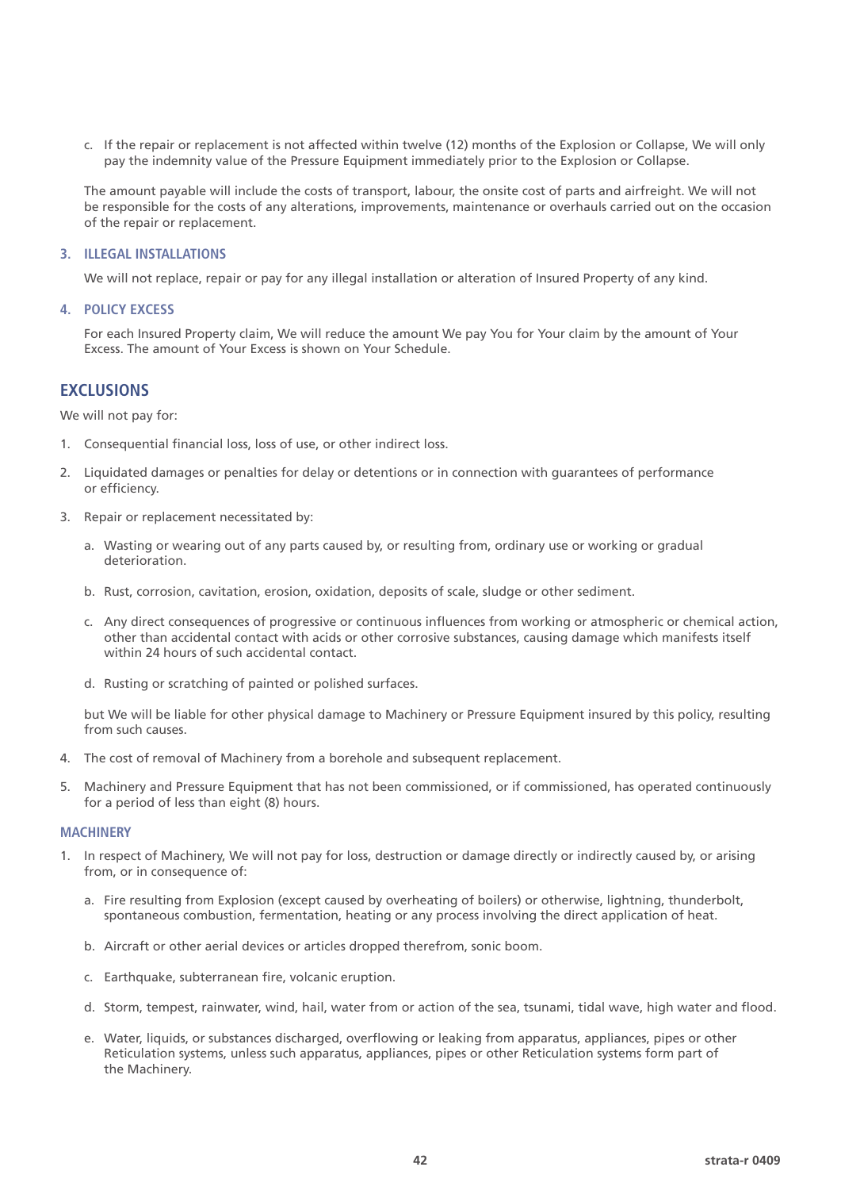c. If the repair or replacement is not affected within twelve (12) months of the Explosion or Collapse, We will only pay the indemnity value of the Pressure Equipment immediately prior to the Explosion or Collapse.

The amount payable will include the costs of transport, labour, the onsite cost of parts and airfreight. We will not be responsible for the costs of any alterations, improvements, maintenance or overhauls carried out on the occasion of the repair or replacement.

### 3. ILLEGAL INSTALLATIONS

We will not replace, repair or pay for any illegal installation or alteration of Insured Property of any kind.

### 4. POLICY EXCESS

For each Insured Property claim, We will reduce the amount We pay You for Your claim by the amount of Your Excess. The amount of Your Excess is shown on Your Schedule.

## EXCLUSIONS

We will not pay for:

1. Consequential financial loss, loss of use, or other indirect loss.
2. Liquidated damages or penalties for delay or detentions or in connection with guarantees of performance or efficiency.
3. Repair or replacement necessitated by:

   a. Wasting or wearing out of any parts caused by, or resulting from, ordinary use or working or gradual deterioration.

   b. Rust, corrosion, cavitation, erosion, oxidation, deposits of scale, sludge or other sediment.

   c. Any direct consequences of progressive or continuous influences from working or atmospheric or chemical action, other than accidental contact with acids or other corrosive substances, causing damage which manifests itself within 24 hours of such accidental contact.

   d. Rusting or scratching of painted or polished surfaces.

   but We will be liable for other physical damage to Machinery or Pressure Equipment insured by this policy, resulting from such causes.

4. The cost of removal of Machinery from a borehole and subsequent replacement.
5. Machinery and Pressure Equipment that has not been commissioned, or if commissioned, has operated continuously for a period of less than eight (8) hours.

### MACHINERY

1. In respect of Machinery, We will not pay for loss, destruction or damage directly or indirectly caused by, or arising from, or in consequence of:

   a. Fire resulting from Explosion (except caused by overheating of boilers) or otherwise, lightning, thunderbolt, spontaneous combustion, fermentation, heating or any process involving the direct application of heat.

   b. Aircraft or other aerial devices or articles dropped therefrom, sonic boom.

   c. Earthquake, subterranean fire, volcanic eruption.

   d. Storm, tempest, rainwater, wind, hail, water from or action of the sea, tsunami, tidal wave, high water and flood.

   e. Water, liquids, or substances discharged, overflowing or leaking from apparatus, appliances, pipes or other Reticulation systems, unless such apparatus, appliances, pipes or other Reticulation systems form part of the Machinery.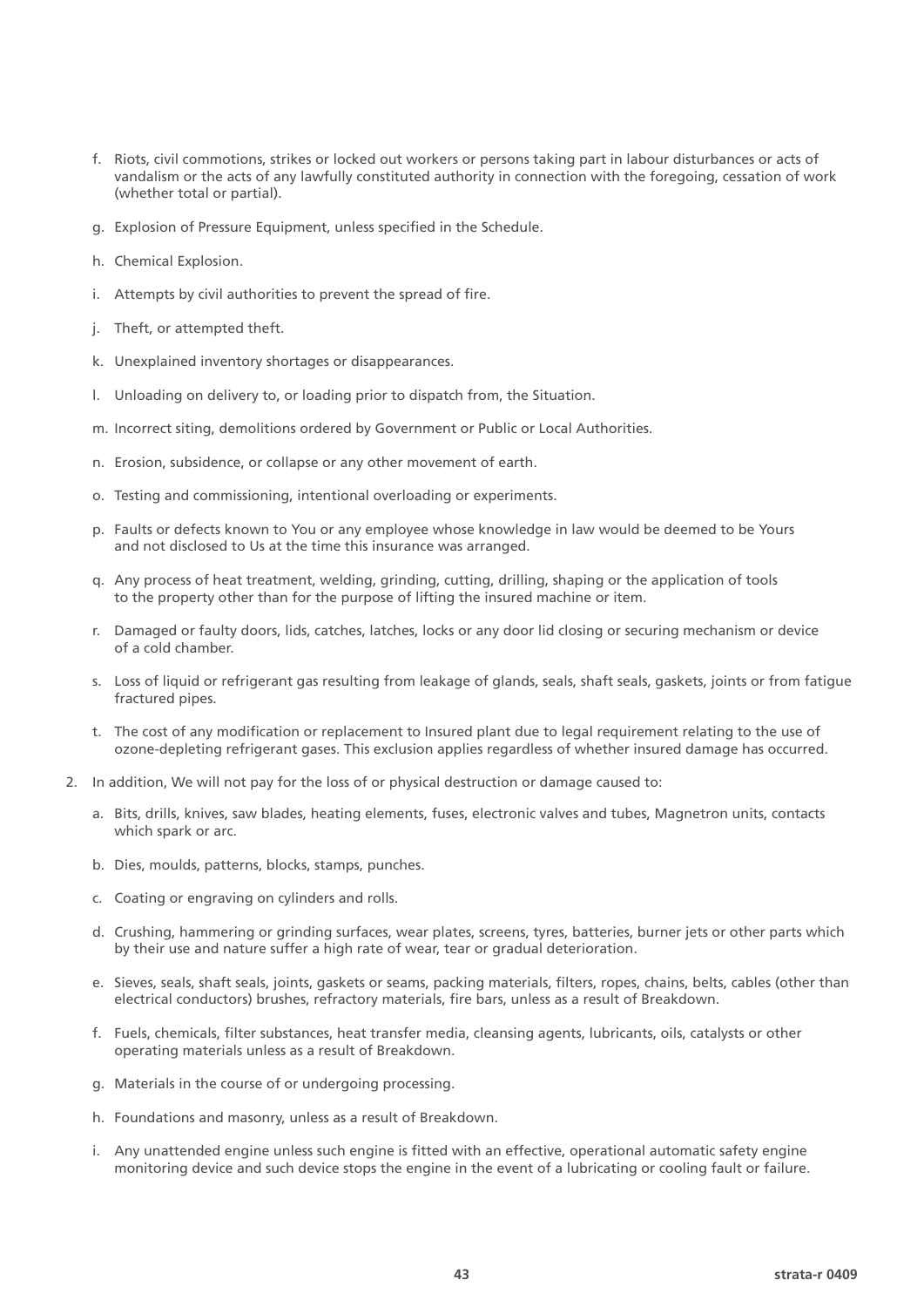f. Riots, civil commotions, strikes or locked out workers or persons taking part in labour disturbances or acts of vandalism or the acts of any lawfully constituted authority in connection with the foregoing, cessation of work (whether total or partial).

g. Explosion of Pressure Equipment, unless specified in the Schedule.

h. Chemical Explosion.

i. Attempts by civil authorities to prevent the spread of fire.

j. Theft, or attempted theft.

k. Unexplained inventory shortages or disappearances.

l. Unloading on delivery to, or loading prior to dispatch from, the Situation.

m. Incorrect siting, demolitions ordered by Government or Public or Local Authorities.

n. Erosion, subsidence, or collapse or any other movement of earth.

o. Testing and commissioning, intentional overloading or experiments.

p. Faults or defects known to You or any employee whose knowledge in law would be deemed to be Yours and not disclosed to Us at the time this insurance was arranged.

q. Any process of heat treatment, welding, grinding, cutting, drilling, shaping or the application of tools to the property other than for the purpose of lifting the insured machine or item.

r. Damaged or faulty doors, lids, catches, latches, locks or any door lid closing or securing mechanism or device of a cold chamber.

s. Loss of liquid or refrigerant gas resulting from leakage of glands, seals, shaft seals, gaskets, joints or from fatigue fractured pipes.

t. The cost of any modification or replacement to Insured plant due to legal requirement relating to the use of ozone-depleting refrigerant gases. This exclusion applies regardless of whether insured damage has occurred.

2. In addition, We will not pay for the loss of or physical destruction or damage caused to:

   a. Bits, drills, knives, saw blades, heating elements, fuses, electronic valves and tubes, Magnetron units, contacts which spark or arc.

   b. Dies, moulds, patterns, blocks, stamps, punches.

   c. Coating or engraving on cylinders and rolls.

   d. Crushing, hammering or grinding surfaces, wear plates, screens, tyres, batteries, burner jets or other parts which by their use and nature suffer a high rate of wear, tear or gradual deterioration.

   e. Sieves, seals, shaft seals, joints, gaskets or seams, packing materials, filters, ropes, chains, belts, cables (other than electrical conductors) brushes, refractory materials, fire bars, unless as a result of Breakdown.

   f. Fuels, chemicals, filter substances, heat transfer media, cleansing agents, lubricants, oils, catalysts or other operating materials unless as a result of Breakdown.

   g. Materials in the course of or undergoing processing.

   h. Foundations and masonry, unless as a result of Breakdown.

   i. Any unattended engine unless such engine is fitted with an effective, operational automatic safety engine monitoring device and such device stops the engine in the event of a lubricating or cooling fault or failure.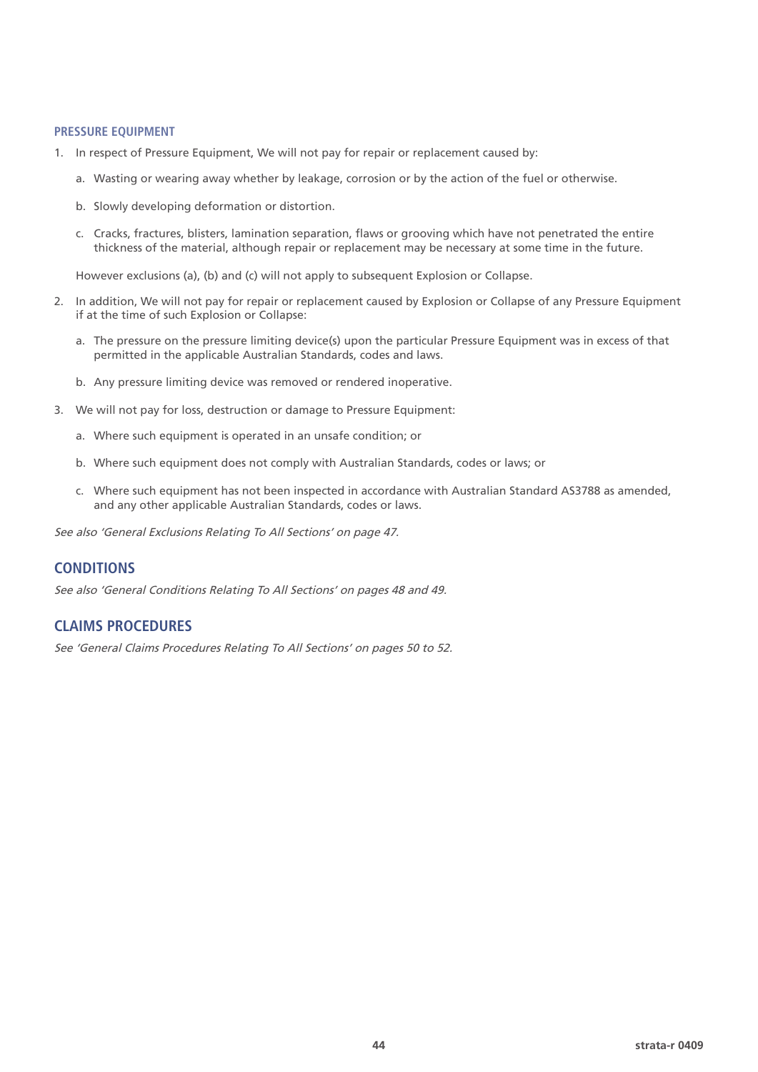### PRESSURE EQUIPMENT

1. In respect of Pressure Equipment, We will not pay for repair or replacement caused by:

   a. Wasting or wearing away whether by leakage, corrosion or by the action of the fuel or otherwise.

   b. Slowly developing deformation or distortion.

   c. Cracks, fractures, blisters, lamination separation, flaws or grooving which have not penetrated the entire thickness of the material, although repair or replacement may be necessary at some time in the future.

   However exclusions (a), (b) and (c) will not apply to subsequent Explosion or Collapse.

2. In addition, We will not pay for repair or replacement caused by Explosion or Collapse of any Pressure Equipment if at the time of such Explosion or Collapse:

   a. The pressure on the pressure limiting device(s) upon the particular Pressure Equipment was in excess of that permitted in the applicable Australian Standards, codes and laws.

   b. Any pressure limiting device was removed or rendered inoperative.

3. We will not pay for loss, destruction or damage to Pressure Equipment:

   a. Where such equipment is operated in an unsafe condition; or

   b. Where such equipment does not comply with Australian Standards, codes or laws; or

   c. Where such equipment has not been inspected in accordance with Australian Standard AS3788 as amended, and any other applicable Australian Standards, codes or laws.

*See also 'General Exclusions Relating To All Sections' on page 47.*

## CONDITIONS

*See also 'General Conditions Relating To All Sections' on pages 48 and 49.*

## CLAIMS PROCEDURES

*See 'General Claims Procedures Relating To All Sections' on pages 50 to 52.*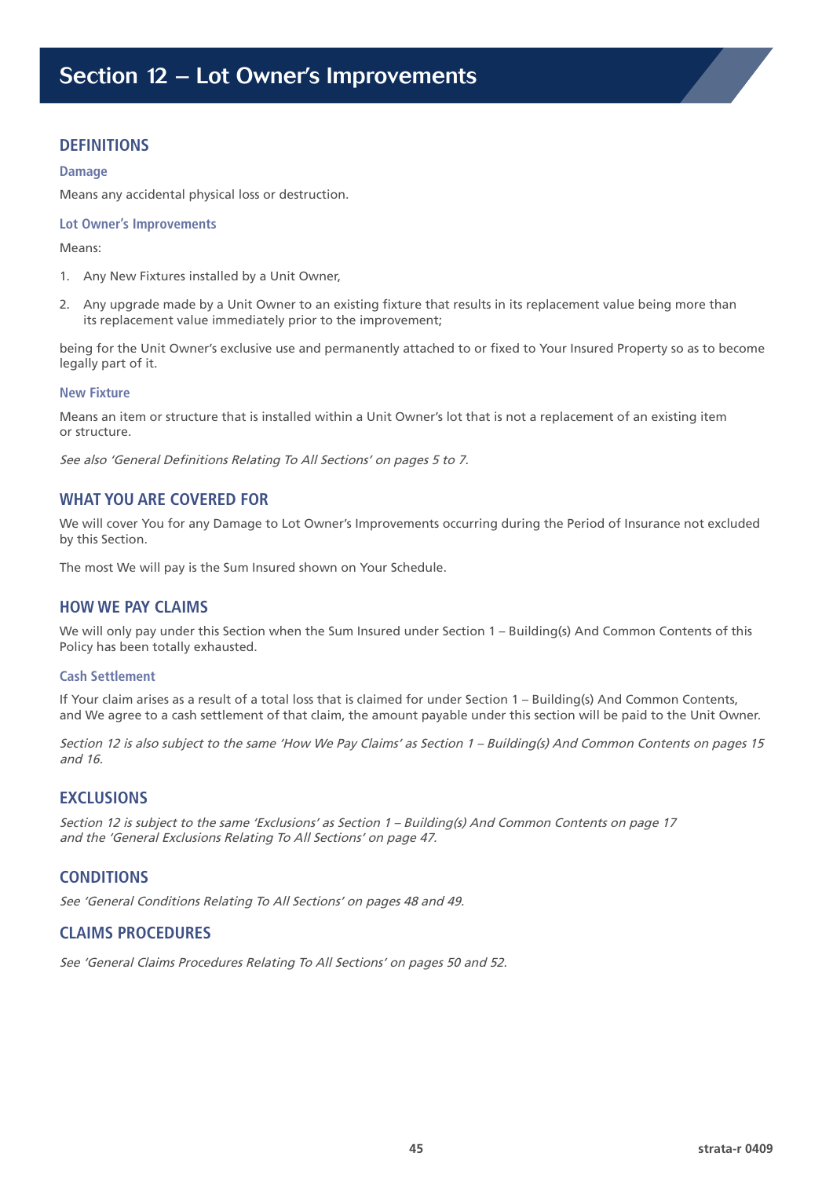# Section 12 – Lot Owner's Improvements

## DEFINITIONS

### Damage

Means any accidental physical loss or destruction.

### Lot Owner's Improvements

Means:

1. Any New Fixtures installed by a Unit Owner,
2. Any upgrade made by a Unit Owner to an existing fixture that results in its replacement value being more than its replacement value immediately prior to the improvement;

being for the Unit Owner's exclusive use and permanently attached to or fixed to Your Insured Property so as to become legally part of it.

### New Fixture

Means an item or structure that is installed within a Unit Owner's lot that is not a replacement of an existing item or structure.

*See also 'General Definitions Relating To All Sections' on pages 5 to 7.*

## WHAT YOU ARE COVERED FOR

We will cover You for any Damage to Lot Owner's Improvements occurring during the Period of Insurance not excluded by this Section.

The most We will pay is the Sum Insured shown on Your Schedule.

## HOW WE PAY CLAIMS

We will only pay under this Section when the Sum Insured under Section 1 – Building(s) And Common Contents of this Policy has been totally exhausted.

### Cash Settlement

If Your claim arises as a result of a total loss that is claimed for under Section 1 – Building(s) And Common Contents, and We agree to a cash settlement of that claim, the amount payable under this section will be paid to the Unit Owner.

*Section 12 is also subject to the same 'How We Pay Claims' as Section 1 – Building(s) And Common Contents on pages 15 and 16.*

## EXCLUSIONS

*Section 12 is subject to the same 'Exclusions' as Section 1 – Building(s) And Common Contents on page 17 and the 'General Exclusions Relating To All Sections' on page 47.*

## CONDITIONS

*See 'General Conditions Relating To All Sections' on pages 48 and 49.*

## CLAIMS PROCEDURES

*See 'General Claims Procedures Relating To All Sections' on pages 50 and 52.*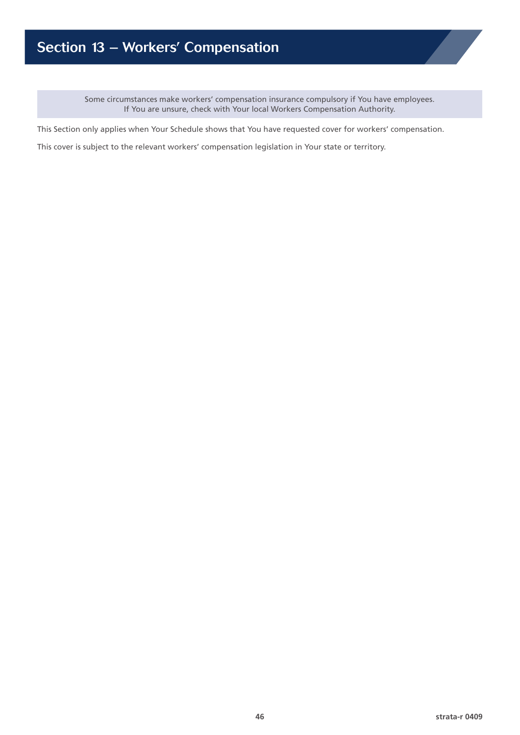# Section 13 – Workers' Compensation

> Some circumstances make workers' compensation insurance compulsory if You have employees.
> If You are unsure, check with Your local Workers Compensation Authority.

This Section only applies when Your Schedule shows that You have requested cover for workers' compensation.

This cover is subject to the relevant workers' compensation legislation in Your state or territory.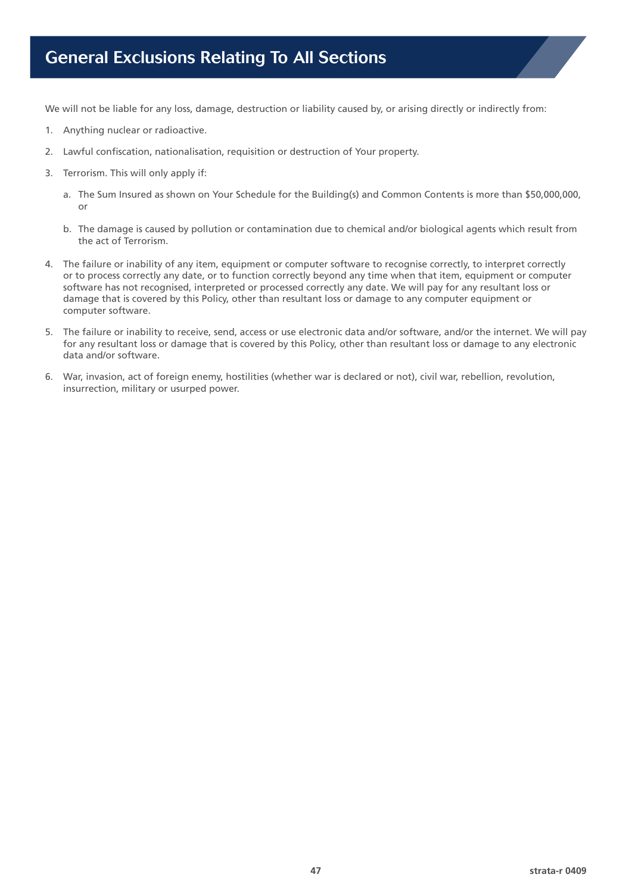# General Exclusions Relating To All Sections

We will not be liable for any loss, damage, destruction or liability caused by, or arising directly or indirectly from:

1. Anything nuclear or radioactive.
2. Lawful confiscation, nationalisation, requisition or destruction of Your property.
3. Terrorism. This will only apply if:
   a. The Sum Insured as shown on Your Schedule for the Building(s) and Common Contents is more than $50,000,000, or
   b. The damage is caused by pollution or contamination due to chemical and/or biological agents which result from the act of Terrorism.
4. The failure or inability of any item, equipment or computer software to recognise correctly, to interpret correctly or to process correctly any date, or to function correctly beyond any time when that item, equipment or computer software has not recognised, interpreted or processed correctly any date. We will pay for any resultant loss or damage that is covered by this Policy, other than resultant loss or damage to any computer equipment or computer software.
5. The failure or inability to receive, send, access or use electronic data and/or software, and/or the internet. We will pay for any resultant loss or damage that is covered by this Policy, other than resultant loss or damage to any electronic data and/or software.
6. War, invasion, act of foreign enemy, hostilities (whether war is declared or not), civil war, rebellion, revolution, insurrection, military or usurped power.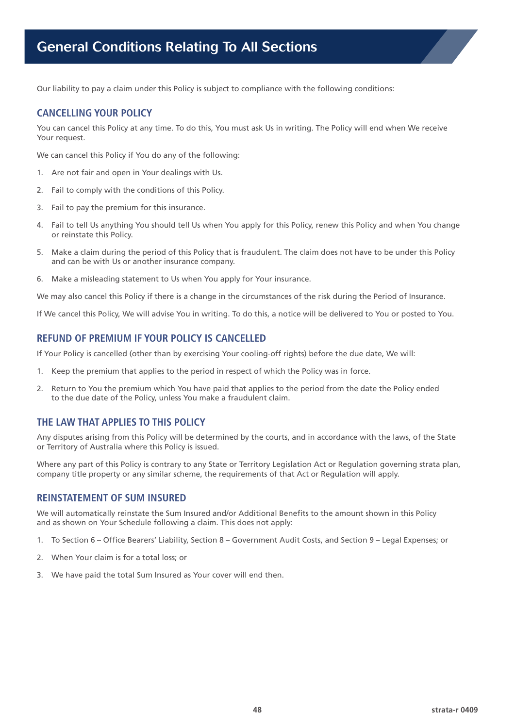# General Conditions Relating To All Sections

Our liability to pay a claim under this Policy is subject to compliance with the following conditions:

## CANCELLING YOUR POLICY

You can cancel this Policy at any time. To do this, You must ask Us in writing. The Policy will end when We receive Your request.

We can cancel this Policy if You do any of the following:

1. Are not fair and open in Your dealings with Us.
2. Fail to comply with the conditions of this Policy.
3. Fail to pay the premium for this insurance.
4. Fail to tell Us anything You should tell Us when You apply for this Policy, renew this Policy and when You change or reinstate this Policy.
5. Make a claim during the period of this Policy that is fraudulent. The claim does not have to be under this Policy and can be with Us or another insurance company.
6. Make a misleading statement to Us when You apply for Your insurance.

We may also cancel this Policy if there is a change in the circumstances of the risk during the Period of Insurance.

If We cancel this Policy, We will advise You in writing. To do this, a notice will be delivered to You or posted to You.

## REFUND OF PREMIUM IF YOUR POLICY IS CANCELLED

If Your Policy is cancelled (other than by exercising Your cooling-off rights) before the due date, We will:

1. Keep the premium that applies to the period in respect of which the Policy was in force.
2. Return to You the premium which You have paid that applies to the period from the date the Policy ended to the due date of the Policy, unless You make a fraudulent claim.

## THE LAW THAT APPLIES TO THIS POLICY

Any disputes arising from this Policy will be determined by the courts, and in accordance with the laws, of the State or Territory of Australia where this Policy is issued.

Where any part of this Policy is contrary to any State or Territory Legislation Act or Regulation governing strata plan, company title property or any similar scheme, the requirements of that Act or Regulation will apply.

## REINSTATEMENT OF SUM INSURED

We will automatically reinstate the Sum Insured and/or Additional Benefits to the amount shown in this Policy and as shown on Your Schedule following a claim. This does not apply:

1. To Section 6 – Office Bearers' Liability, Section 8 – Government Audit Costs, and Section 9 – Legal Expenses; or
2. When Your claim is for a total loss; or
3. We have paid the total Sum Insured as Your cover will end then.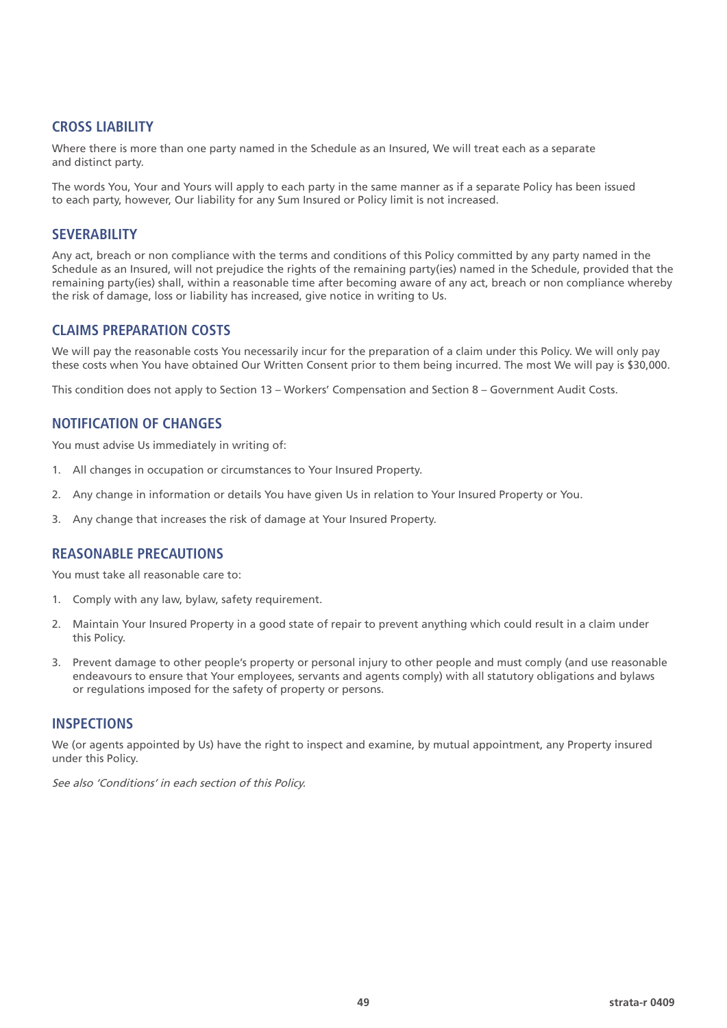## CROSS LIABILITY

Where there is more than one party named in the Schedule as an Insured, We will treat each as a separate and distinct party.

The words You, Your and Yours will apply to each party in the same manner as if a separate Policy has been issued to each party, however, Our liability for any Sum Insured or Policy limit is not increased.

## SEVERABILITY

Any act, breach or non compliance with the terms and conditions of this Policy committed by any party named in the Schedule as an Insured, will not prejudice the rights of the remaining party(ies) named in the Schedule, provided that the remaining party(ies) shall, within a reasonable time after becoming aware of any act, breach or non compliance whereby the risk of damage, loss or liability has increased, give notice in writing to Us.

## CLAIMS PREPARATION COSTS

We will pay the reasonable costs You necessarily incur for the preparation of a claim under this Policy. We will only pay these costs when You have obtained Our Written Consent prior to them being incurred. The most We will pay is $30,000.

This condition does not apply to Section 13 – Workers' Compensation and Section 8 – Government Audit Costs.

## NOTIFICATION OF CHANGES

You must advise Us immediately in writing of:

1. All changes in occupation or circumstances to Your Insured Property.
2. Any change in information or details You have given Us in relation to Your Insured Property or You.
3. Any change that increases the risk of damage at Your Insured Property.

## REASONABLE PRECAUTIONS

You must take all reasonable care to:

1. Comply with any law, bylaw, safety requirement.
2. Maintain Your Insured Property in a good state of repair to prevent anything which could result in a claim under this Policy.
3. Prevent damage to other people's property or personal injury to other people and must comply (and use reasonable endeavours to ensure that Your employees, servants and agents comply) with all statutory obligations and bylaws or regulations imposed for the safety of property or persons.

## INSPECTIONS

We (or agents appointed by Us) have the right to inspect and examine, by mutual appointment, any Property insured under this Policy.

*See also 'Conditions' in each section of this Policy.*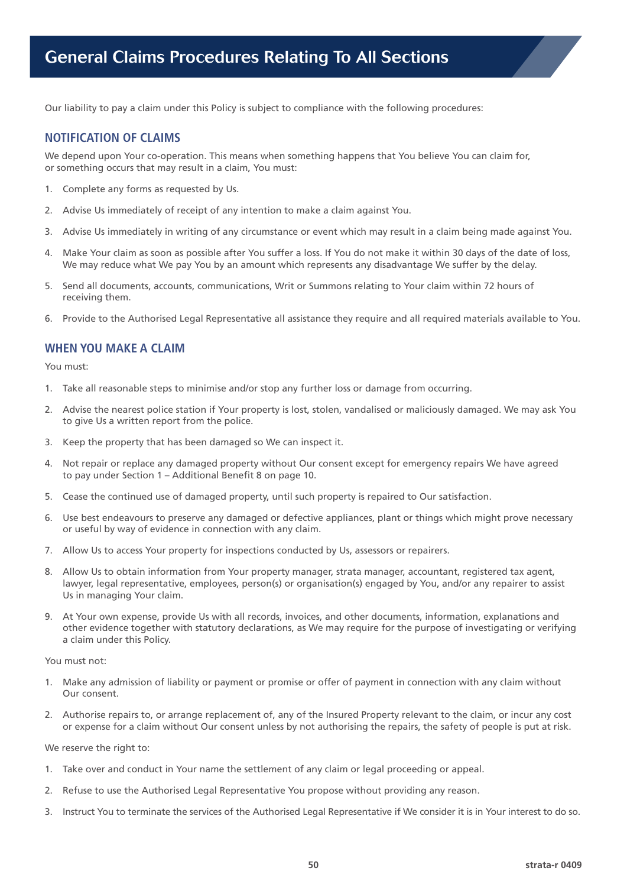# General Claims Procedures Relating To All Sections

Our liability to pay a claim under this Policy is subject to compliance with the following procedures:

## NOTIFICATION OF CLAIMS

We depend upon Your co-operation. This means when something happens that You believe You can claim for, or something occurs that may result in a claim, You must:

1. Complete any forms as requested by Us.
2. Advise Us immediately of receipt of any intention to make a claim against You.
3. Advise Us immediately in writing of any circumstance or event which may result in a claim being made against You.
4. Make Your claim as soon as possible after You suffer a loss. If You do not make it within 30 days of the date of loss, We may reduce what We pay You by an amount which represents any disadvantage We suffer by the delay.
5. Send all documents, accounts, communications, Writ or Summons relating to Your claim within 72 hours of receiving them.
6. Provide to the Authorised Legal Representative all assistance they require and all required materials available to You.

## WHEN YOU MAKE A CLAIM

You must:

1. Take all reasonable steps to minimise and/or stop any further loss or damage from occurring.
2. Advise the nearest police station if Your property is lost, stolen, vandalised or maliciously damaged. We may ask You to give Us a written report from the police.
3. Keep the property that has been damaged so We can inspect it.
4. Not repair or replace any damaged property without Our consent except for emergency repairs We have agreed to pay under Section 1 – Additional Benefit 8 on page 10.
5. Cease the continued use of damaged property, until such property is repaired to Our satisfaction.
6. Use best endeavours to preserve any damaged or defective appliances, plant or things which might prove necessary or useful by way of evidence in connection with any claim.
7. Allow Us to access Your property for inspections conducted by Us, assessors or repairers.
8. Allow Us to obtain information from Your property manager, strata manager, accountant, registered tax agent, lawyer, legal representative, employees, person(s) or organisation(s) engaged by You, and/or any repairer to assist Us in managing Your claim.
9. At Your own expense, provide Us with all records, invoices, and other documents, information, explanations and other evidence together with statutory declarations, as We may require for the purpose of investigating or verifying a claim under this Policy.

You must not:

1. Make any admission of liability or payment or promise or offer of payment in connection with any claim without Our consent.
2. Authorise repairs to, or arrange replacement of, any of the Insured Property relevant to the claim, or incur any cost or expense for a claim without Our consent unless by not authorising the repairs, the safety of people is put at risk.

We reserve the right to:

1. Take over and conduct in Your name the settlement of any claim or legal proceeding or appeal.
2. Refuse to use the Authorised Legal Representative You propose without providing any reason.
3. Instruct You to terminate the services of the Authorised Legal Representative if We consider it is in Your interest to do so.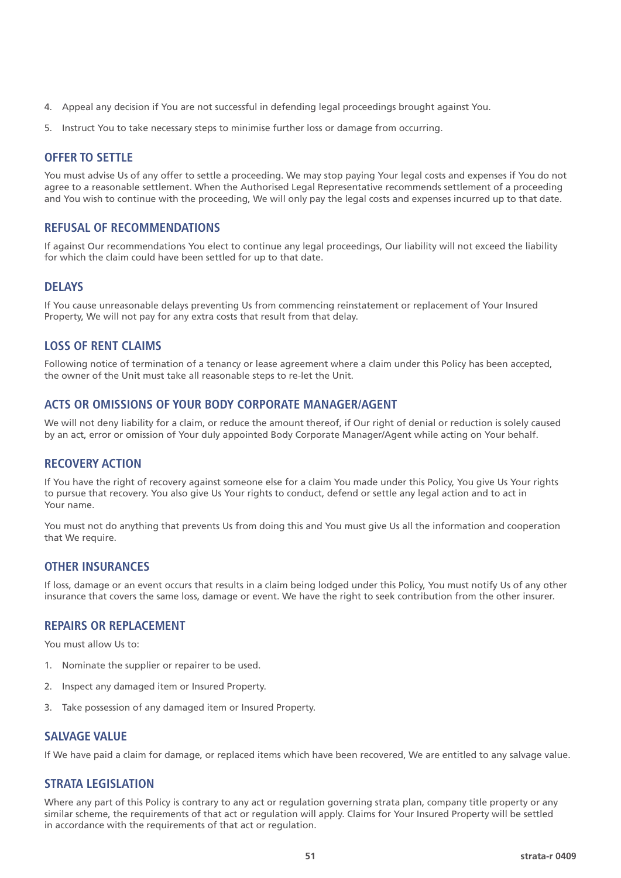4. Appeal any decision if You are not successful in defending legal proceedings brought against You.

5. Instruct You to take necessary steps to minimise further loss or damage from occurring.

## OFFER TO SETTLE

You must advise Us of any offer to settle a proceeding. We may stop paying Your legal costs and expenses if You do not agree to a reasonable settlement. When the Authorised Legal Representative recommends settlement of a proceeding and You wish to continue with the proceeding, We will only pay the legal costs and expenses incurred up to that date.

## REFUSAL OF RECOMMENDATIONS

If against Our recommendations You elect to continue any legal proceedings, Our liability will not exceed the liability for which the claim could have been settled for up to that date.

## DELAYS

If You cause unreasonable delays preventing Us from commencing reinstatement or replacement of Your Insured Property, We will not pay for any extra costs that result from that delay.

## LOSS OF RENT CLAIMS

Following notice of termination of a tenancy or lease agreement where a claim under this Policy has been accepted, the owner of the Unit must take all reasonable steps to re-let the Unit.

## ACTS OR OMISSIONS OF YOUR BODY CORPORATE MANAGER/AGENT

We will not deny liability for a claim, or reduce the amount thereof, if Our right of denial or reduction is solely caused by an act, error or omission of Your duly appointed Body Corporate Manager/Agent while acting on Your behalf.

## RECOVERY ACTION

If You have the right of recovery against someone else for a claim You made under this Policy, You give Us Your rights to pursue that recovery. You also give Us Your rights to conduct, defend or settle any legal action and to act in Your name.

You must not do anything that prevents Us from doing this and You must give Us all the information and cooperation that We require.

## OTHER INSURANCES

If loss, damage or an event occurs that results in a claim being lodged under this Policy, You must notify Us of any other insurance that covers the same loss, damage or event. We have the right to seek contribution from the other insurer.

## REPAIRS OR REPLACEMENT

You must allow Us to:

1. Nominate the supplier or repairer to be used.

2. Inspect any damaged item or Insured Property.

3. Take possession of any damaged item or Insured Property.

## SALVAGE VALUE

If We have paid a claim for damage, or replaced items which have been recovered, We are entitled to any salvage value.

## STRATA LEGISLATION

Where any part of this Policy is contrary to any act or regulation governing strata plan, company title property or any similar scheme, the requirements of that act or regulation will apply. Claims for Your Insured Property will be settled in accordance with the requirements of that act or regulation.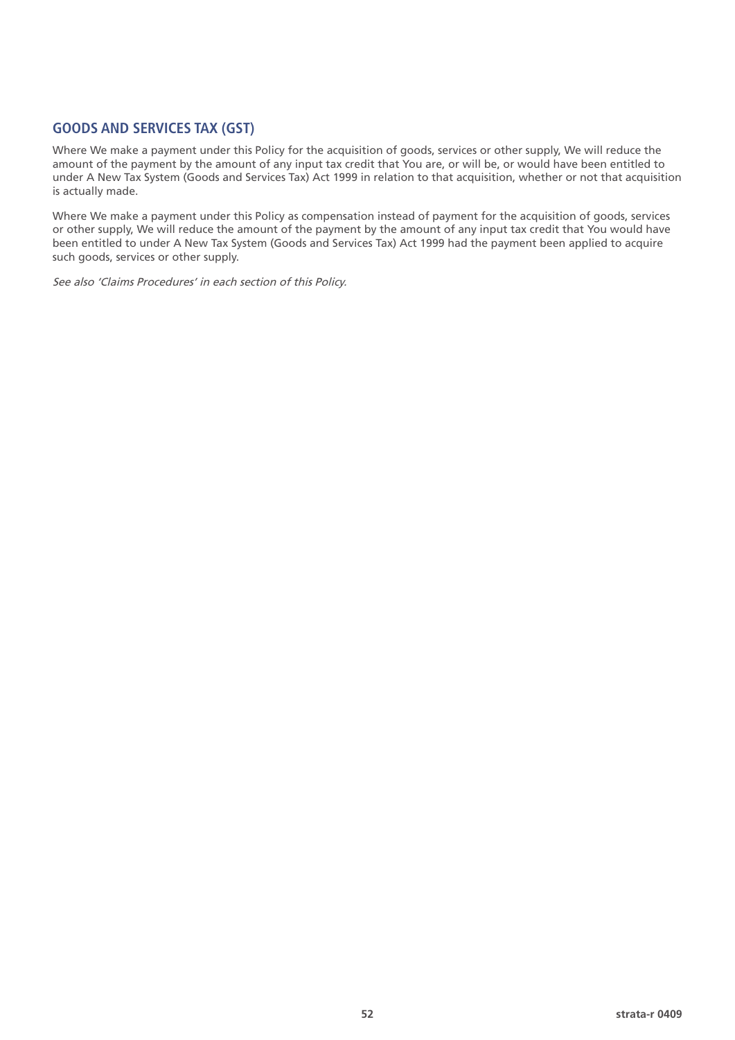## GOODS AND SERVICES TAX (GST)

Where We make a payment under this Policy for the acquisition of goods, services or other supply, We will reduce the amount of the payment by the amount of any input tax credit that You are, or will be, or would have been entitled to under A New Tax System (Goods and Services Tax) Act 1999 in relation to that acquisition, whether or not that acquisition is actually made.

Where We make a payment under this Policy as compensation instead of payment for the acquisition of goods, services or other supply, We will reduce the amount of the payment by the amount of any input tax credit that You would have been entitled to under A New Tax System (Goods and Services Tax) Act 1999 had the payment been applied to acquire such goods, services or other supply.

*See also 'Claims Procedures' in each section of this Policy.*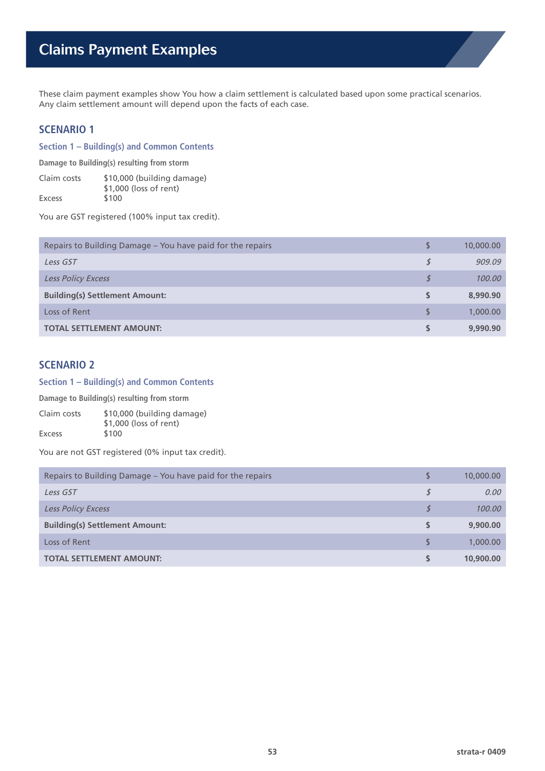# Claims Payment Examples

These claim payment examples show You how a claim settlement is calculated based upon some practical scenarios. Any claim settlement amount will depend upon the facts of each case.

## SCENARIO 1

### Section 1 – Building(s) and Common Contents

**Damage to Building(s) resulting from storm**

| | |
|---|---|
| Claim costs | $10,000 (building damage) |
| | $1,000 (loss of rent) |
| Excess | $100 |

You are GST registered (100% input tax credit).

| | | |
|---|---|---|
| Repairs to Building Damage – You have paid for the repairs | $ | 10,000.00 |
| *Less GST* | *$* | *909.09* |
| *Less Policy Excess* | *$* | *100.00* |
| **Building(s) Settlement Amount:** | **$** | **8,990.90** |
| Loss of Rent | $ | 1,000.00 |
| **TOTAL SETTLEMENT AMOUNT:** | **$** | **9,990.90** |

## SCENARIO 2

### Section 1 – Building(s) and Common Contents

**Damage to Building(s) resulting from storm**

| | |
|---|---|
| Claim costs | $10,000 (building damage) |
| | $1,000 (loss of rent) |
| Excess | $100 |

You are not GST registered (0% input tax credit).

| | | |
|---|---|---|
| Repairs to Building Damage – You have paid for the repairs | $ | 10,000.00 |
| *Less GST* | *$* | *0.00* |
| *Less Policy Excess* | *$* | *100.00* |
| **Building(s) Settlement Amount:** | **$** | **9,900.00** |
| Loss of Rent | $ | 1,000.00 |
| **TOTAL SETTLEMENT AMOUNT:** | **$** | **10,900.00** |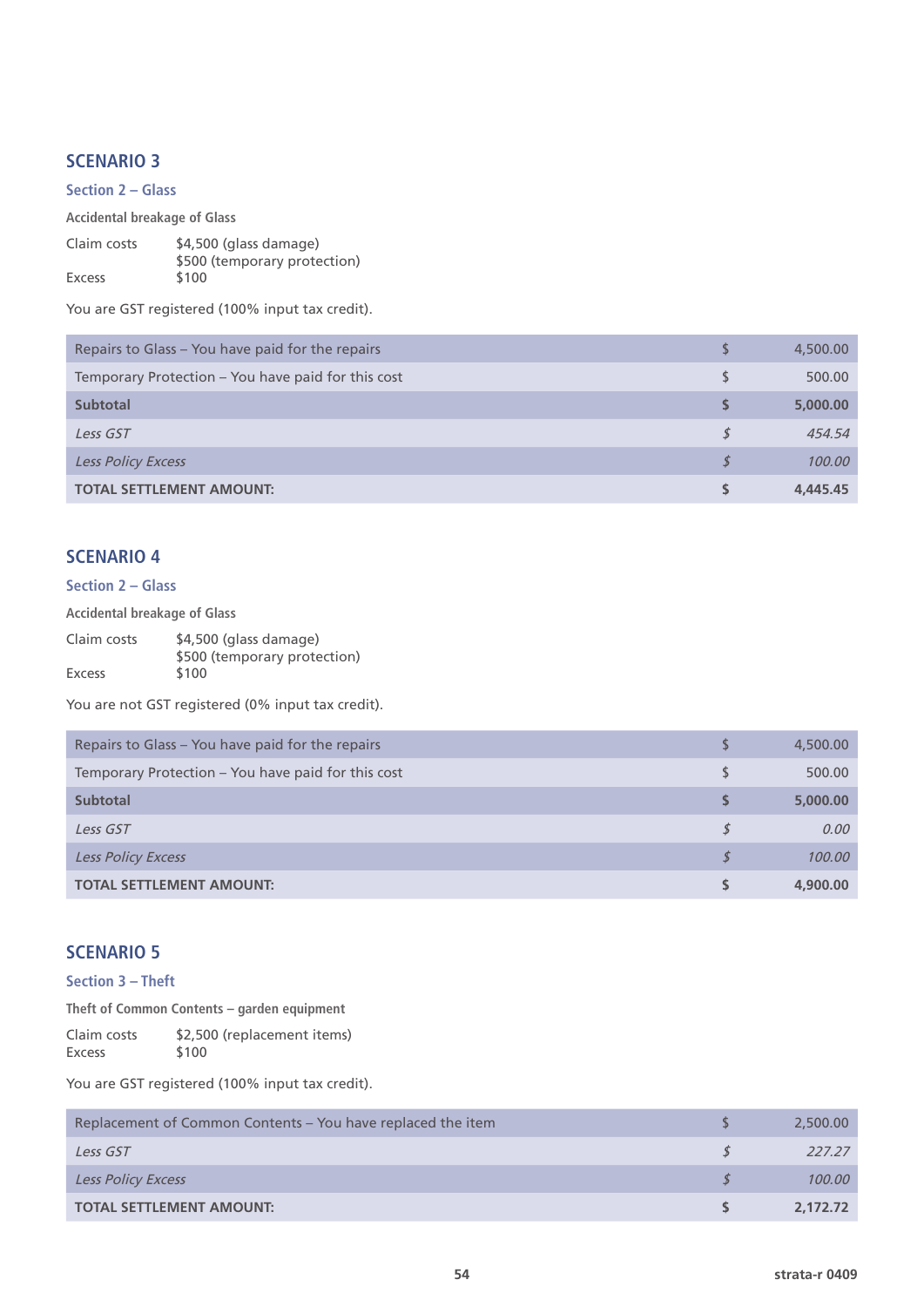## SCENARIO 3

### Section 2 – Glass

**Accidental breakage of Glass**

Claim costs $4,500 (glass damage)
$500 (temporary protection)
Excess $100

You are GST registered (100% input tax credit).

| | | |
|---|---|---|
| Repairs to Glass – You have paid for the repairs | $ | 4,500.00 |
| Temporary Protection – You have paid for this cost | $ | 500.00 |
| **Subtotal** | **$** | **5,000.00** |
| *Less GST* | *$* | *454.54* |
| *Less Policy Excess* | *$* | *100.00* |
| **TOTAL SETTLEMENT AMOUNT:** | **$** | **4,445.45** |

## SCENARIO 4

### Section 2 – Glass

**Accidental breakage of Glass**

Claim costs $4,500 (glass damage)
$500 (temporary protection)
Excess $100

You are not GST registered (0% input tax credit).

| | | |
|---|---|---|
| Repairs to Glass – You have paid for the repairs | $ | 4,500.00 |
| Temporary Protection – You have paid for this cost | $ | 500.00 |
| **Subtotal** | **$** | **5,000.00** |
| *Less GST* | *$* | *0.00* |
| *Less Policy Excess* | *$* | *100.00* |
| **TOTAL SETTLEMENT AMOUNT:** | **$** | **4,900.00** |

## SCENARIO 5

### Section 3 – Theft

**Theft of Common Contents – garden equipment**

Claim costs $2,500 (replacement items)
Excess $100

You are GST registered (100% input tax credit).

| | | |
|---|---|---|
| Replacement of Common Contents – You have replaced the item | $ | 2,500.00 |
| *Less GST* | *$* | *227.27* |
| *Less Policy Excess* | *$* | *100.00* |
| **TOTAL SETTLEMENT AMOUNT:** | **$** | **2,172.72** |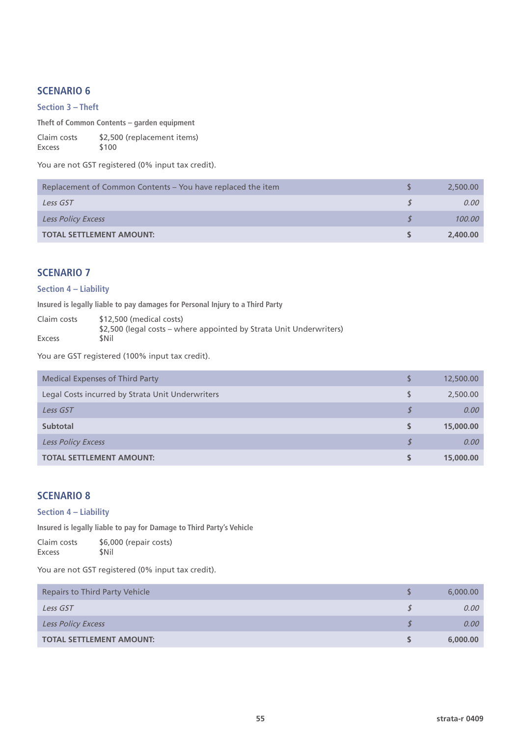## SCENARIO 6

### Section 3 – Theft

**Theft of Common Contents – garden equipment**

Claim costs $2,500 (replacement items)
Excess $100

You are not GST registered (0% input tax credit).

| Replacement of Common Contents – You have replaced the item | $ | 2,500.00 |
|---|---|---|
| *Less GST* | *$* | *0.00* |
| *Less Policy Excess* | *$* | *100.00* |
| **TOTAL SETTLEMENT AMOUNT:** | **$** | **2,400.00** |

## SCENARIO 7

### Section 4 – Liability

**Insured is legally liable to pay damages for Personal Injury to a Third Party**

Claim costs $12,500 (medical costs)
$2,500 (legal costs – where appointed by Strata Unit Underwriters)
Excess $Nil

You are GST registered (100% input tax credit).

| Medical Expenses of Third Party | $ | 12,500.00 |
|---|---|---|
| Legal Costs incurred by Strata Unit Underwriters | $ | 2,500.00 |
| *Less GST* | *$* | *0.00* |
| **Subtotal** | **$** | **15,000.00** |
| *Less Policy Excess* | *$* | *0.00* |
| **TOTAL SETTLEMENT AMOUNT:** | **$** | **15,000.00** |

## SCENARIO 8

### Section 4 – Liability

**Insured is legally liable to pay for Damage to Third Party's Vehicle**

Claim costs $6,000 (repair costs)
Excess $Nil

You are not GST registered (0% input tax credit).

| Repairs to Third Party Vehicle | $ | 6,000.00 |
|---|---|---|
| *Less GST* | *$* | *0.00* |
| *Less Policy Excess* | *$* | *0.00* |
| **TOTAL SETTLEMENT AMOUNT:** | **$** | **6,000.00** |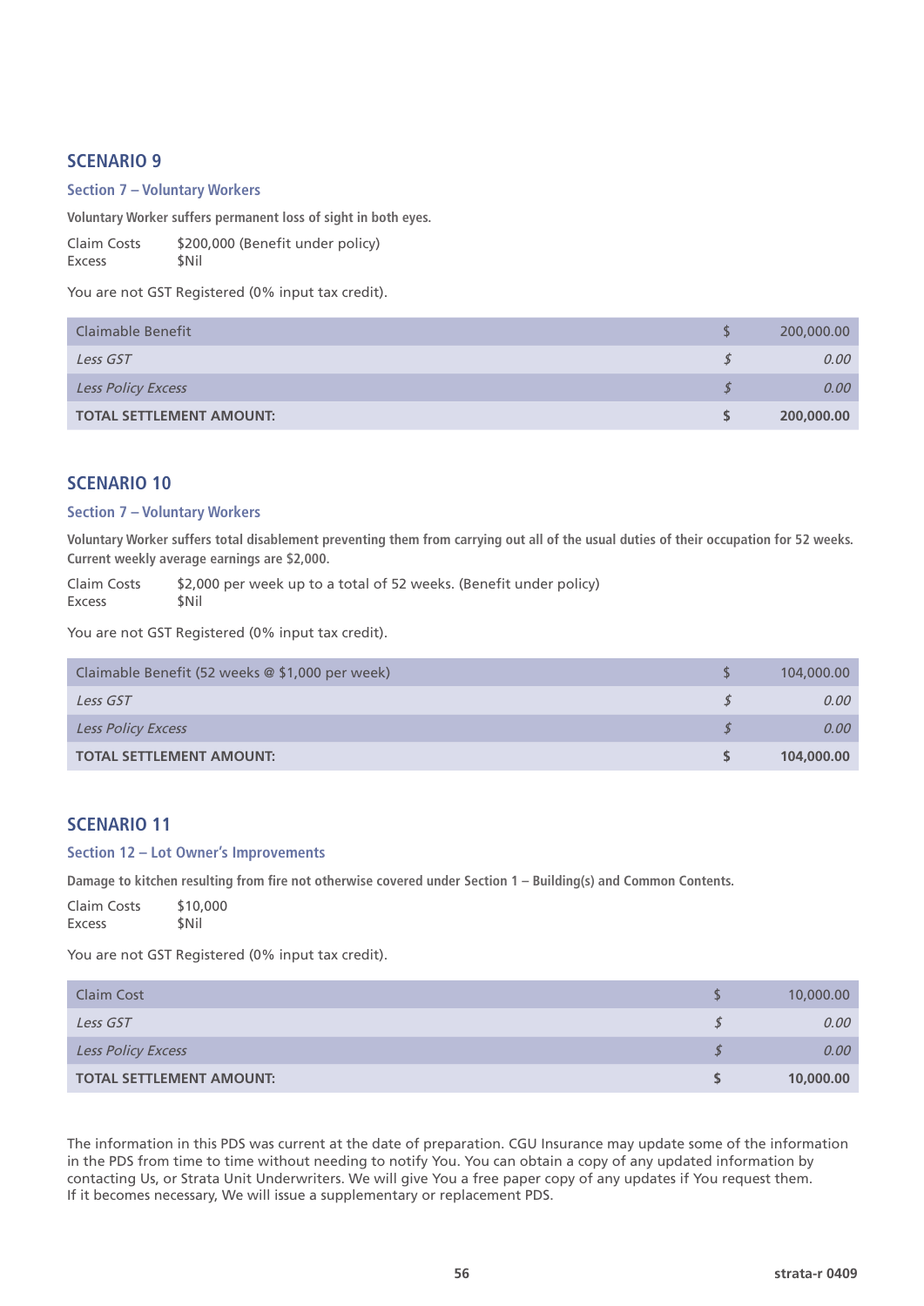## SCENARIO 9

### Section 7 – Voluntary Workers

**Voluntary Worker suffers permanent loss of sight in both eyes.**

Claim Costs $200,000 (Benefit under policy)
Excess $Nil

You are not GST Registered (0% input tax credit).

| | | |
|---|---|---|
| Claimable Benefit | $ | 200,000.00 |
| *Less GST* | *$* | *0.00* |
| *Less Policy Excess* | *$* | *0.00* |
| **TOTAL SETTLEMENT AMOUNT:** | **$** | **200,000.00** |

## SCENARIO 10

### Section 7 – Voluntary Workers

**Voluntary Worker suffers total disablement preventing them from carrying out all of the usual duties of their occupation for 52 weeks. Current weekly average earnings are $2,000.**

Claim Costs $2,000 per week up to a total of 52 weeks. (Benefit under policy)
Excess $Nil

You are not GST Registered (0% input tax credit).

| | | |
|---|---|---|
| Claimable Benefit (52 weeks @ $1,000 per week) | $ | 104,000.00 |
| *Less GST* | *$* | *0.00* |
| *Less Policy Excess* | *$* | *0.00* |
| **TOTAL SETTLEMENT AMOUNT:** | **$** | **104,000.00** |

## SCENARIO 11

### Section 12 – Lot Owner's Improvements

**Damage to kitchen resulting from fire not otherwise covered under Section 1 – Building(s) and Common Contents.**

Claim Costs $10,000
Excess $Nil

You are not GST Registered (0% input tax credit).

| | | |
|---|---|---|
| Claim Cost | $ | 10,000.00 |
| *Less GST* | *$* | *0.00* |
| *Less Policy Excess* | *$* | *0.00* |
| **TOTAL SETTLEMENT AMOUNT:** | **$** | **10,000.00** |

The information in this PDS was current at the date of preparation. CGU Insurance may update some of the information in the PDS from time to time without needing to notify You. You can obtain a copy of any updated information by contacting Us, or Strata Unit Underwriters. We will give You a free paper copy of any updates if You request them. If it becomes necessary, We will issue a supplementary or replacement PDS.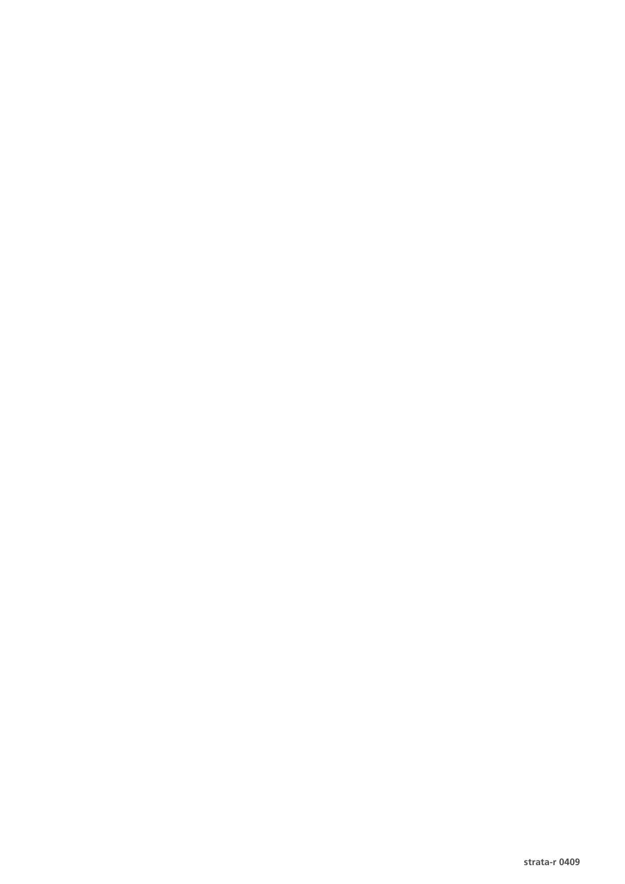strata-r 0409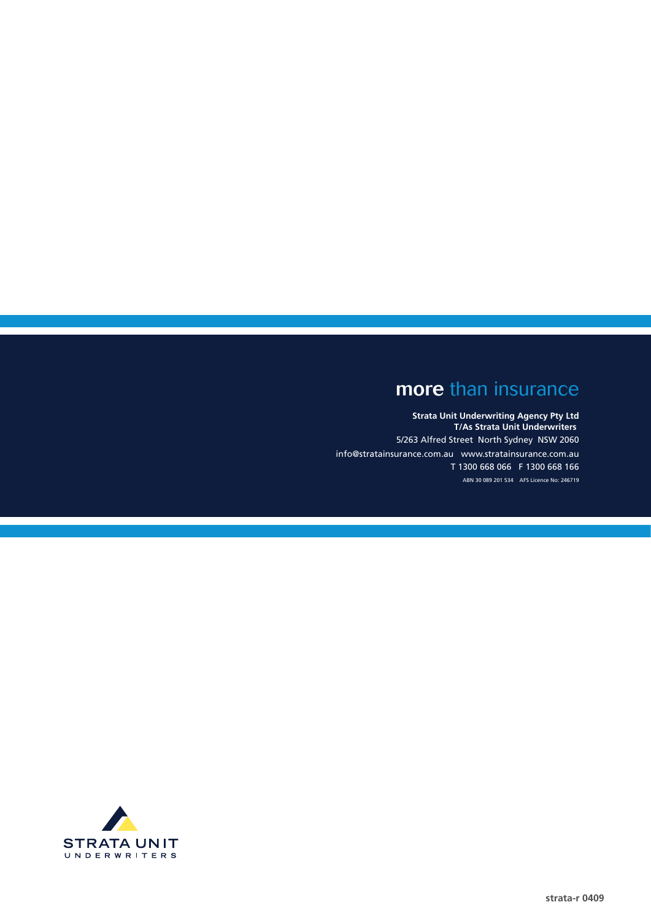**more** than insurance

**Strata Unit Underwriting Agency Pty Ltd**
**T/As Strata Unit Underwriters**
5/263 Alfred Street North Sydney NSW 2060
info@stratainsurance.com.au www.stratainsurance.com.au
T 1300 668 066 F 1300 668 166
ABN 30 089 201 534 AFS Licence No: 246719

STRATA UNIT
UNDERWRITERS

strata-r 0409